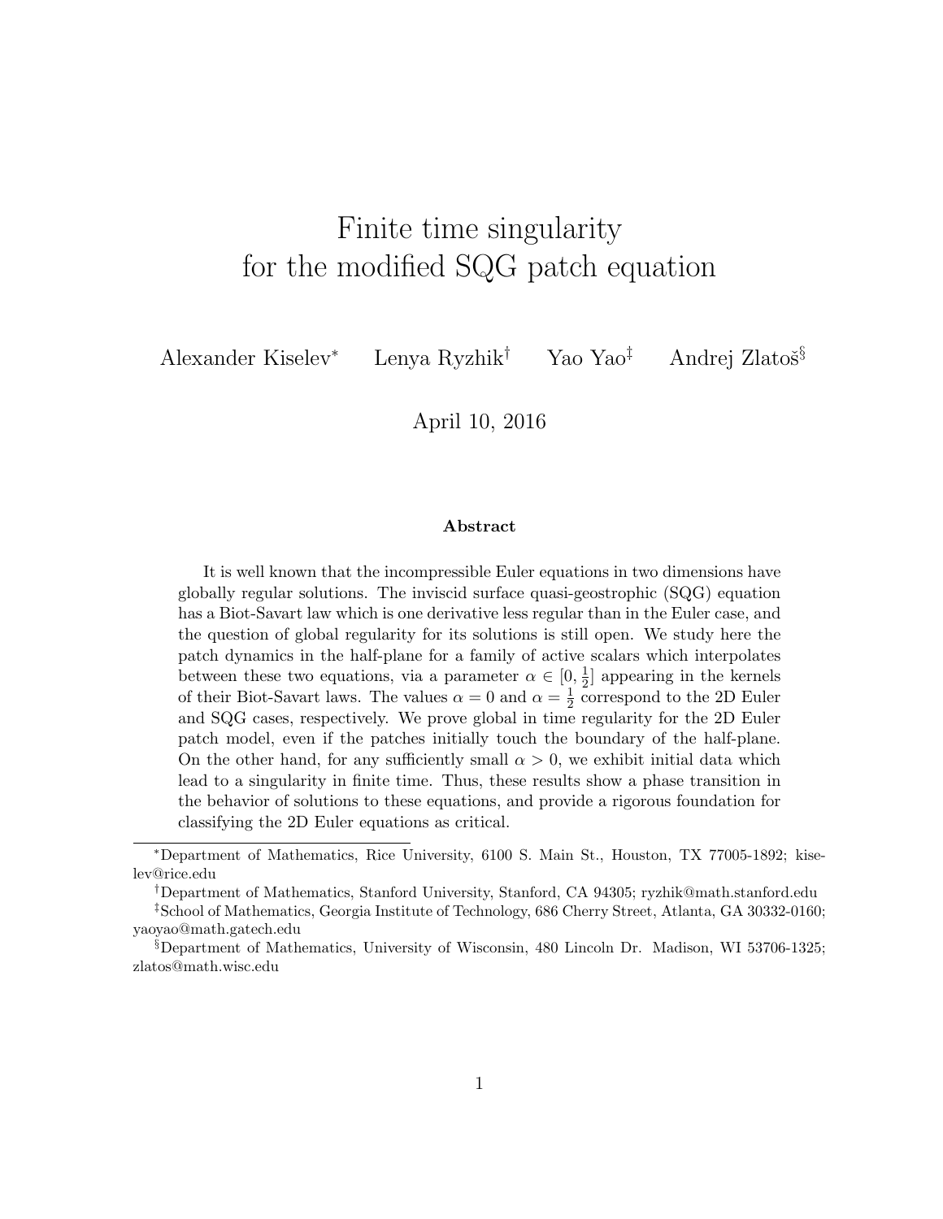# Finite time singularity for the modified SQG patch equation

Alexander Kiselev[*] Lenya Ryzhik[†] Yao Yao[‡] Andrej Zlatoš[§]

April 10, 2016

### Abstract

It is well known that the incompressible Euler equations in two dimensions have globally regular solutions. The inviscid surface quasi-geostrophic (SQG) equation has a Biot-Savart law which is one derivative less regular than in the Euler case, and the question of global regularity for its solutions is still open. We study here the patch dynamics in the half-plane for a family of active scalars which interpolates between these two equations, via a parameter $\alpha \in [0, \frac{1}{2}]$ appearing in the kernels of their Biot-Savart laws. The values $\alpha = 0$ and $\alpha = \frac{1}{2}$ correspond to the 2D Euler and SQG cases, respectively. We prove global in time regularity for the 2D Euler patch model, even if the patches initially touch the boundary of the half-plane. On the other hand, for any sufficiently small $\alpha > 0$, we exhibit initial data which lead to a singularity in finite time. Thus, these results show a phase transition in the behavior of solutions to these equations, and provide a rigorous foundation for classifying the 2D Euler equations as critical.

---

[*] Department of Mathematics, Rice University, 6100 S. Main St., Houston, TX 77005-1892; kiselev@rice.edu

[†] Department of Mathematics, Stanford University, Stanford, CA 94305; ryzhik@math.stanford.edu

[‡] School of Mathematics, Georgia Institute of Technology, 686 Cherry Street, Atlanta, GA 30332-0160; yaoyao@math.gatech.edu

[§] Department of Mathematics, University of Wisconsin, 480 Lincoln Dr. Madison, WI 53706-1325; zlatos@math.wisc.edu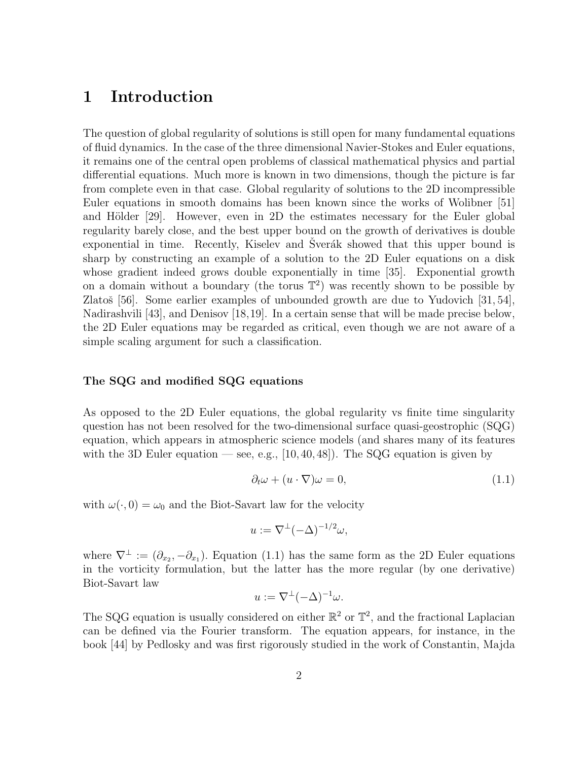# 1 Introduction

The question of global regularity of solutions is still open for many fundamental equations of fluid dynamics. In the case of the three dimensional Navier-Stokes and Euler equations, it remains one of the central open problems of classical mathematical physics and partial differential equations. Much more is known in two dimensions, though the picture is far from complete even in that case. Global regularity of solutions to the 2D incompressible Euler equations in smooth domains has been known since the works of Wolibner [51] and Hölder [29]. However, even in 2D the estimates necessary for the Euler global regularity barely close, and the best upper bound on the growth of derivatives is double exponential in time. Recently, Kiselev and Šverák showed that this upper bound is sharp by constructing an example of a solution to the 2D Euler equations on a disk whose gradient indeed grows double exponentially in time [35]. Exponential growth on a domain without a boundary (the torus $\mathbb{T}^2$) was recently shown to be possible by Zlatoš [56]. Some earlier examples of unbounded growth are due to Yudovich [31, 54], Nadirashvili [43], and Denisov [18,19]. In a certain sense that will be made precise below, the 2D Euler equations may be regarded as critical, even though we are not aware of a simple scaling argument for such a classification.

### The SQG and modified SQG equations

As opposed to the 2D Euler equations, the global regularity vs finite time singularity question has not been resolved for the two-dimensional surface quasi-geostrophic (SQG) equation, which appears in atmospheric science models (and shares many of its features with the 3D Euler equation — see, e.g., [10, 40, 48]). The SQG equation is given by

$$\partial_t \omega + (u \cdot \nabla)\omega = 0, \tag{1.1}$$

with $\omega(\cdot, 0) = \omega_0$ and the Biot-Savart law for the velocity

$$u := \nabla^\perp (-\Delta)^{-1/2} \omega,$$

where $\nabla^\perp := (\partial_{x_2}, -\partial_{x_1})$. Equation (1.1) has the same form as the 2D Euler equations in the vorticity formulation, but the latter has the more regular (by one derivative) Biot-Savart law

$$u := \nabla^\perp (-\Delta)^{-1} \omega.$$

The SQG equation is usually considered on either $\mathbb{R}^2$ or $\mathbb{T}^2$, and the fractional Laplacian can be defined via the Fourier transform. The equation appears, for instance, in the book [44] by Pedlosky and was first rigorously studied in the work of Constantin, Majda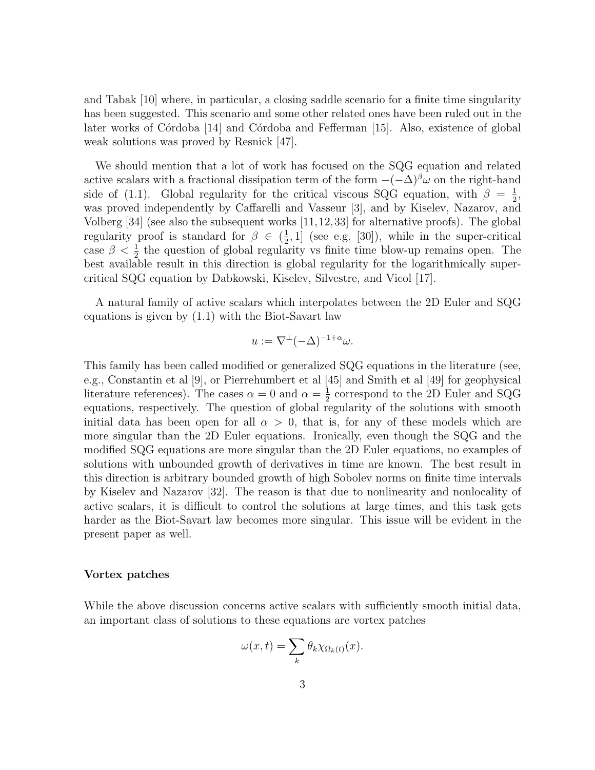and Tabak [10] where, in particular, a closing saddle scenario for a finite time singularity has been suggested. This scenario and some other related ones have been ruled out in the later works of Córdoba [14] and Córdoba and Fefferman [15]. Also, existence of global weak solutions was proved by Resnick [47].

We should mention that a lot of work has focused on the SQG equation and related active scalars with a fractional dissipation term of the form $-(-\Delta)^\beta \omega$ on the right-hand side of (1.1). Global regularity for the critical viscous SQG equation, with $\beta = \frac{1}{2}$, was proved independently by Caffarelli and Vasseur [3], and by Kiselev, Nazarov, and Volberg [34] (see also the subsequent works [11,12,33] for alternative proofs). The global regularity proof is standard for $\beta \in (\frac{1}{2}, 1]$ (see e.g. [30]), while in the super-critical case $\beta < \frac{1}{2}$ the question of global regularity vs finite time blow-up remains open. The best available result in this direction is global regularity for the logarithmically super-critical SQG equation by Dabkowski, Kiselev, Silvestre, and Vicol [17].

A natural family of active scalars which interpolates between the 2D Euler and SQG equations is given by (1.1) with the Biot-Savart law

$$u := \nabla^\perp (-\Delta)^{-1+\alpha} \omega.$$

This family has been called modified or generalized SQG equations in the literature (see, e.g., Constantin et al [9], or Pierrehumbert et al [45] and Smith et al [49] for geophysical literature references). The cases $\alpha = 0$ and $\alpha = \frac{1}{2}$ correspond to the 2D Euler and SQG equations, respectively. The question of global regularity of the solutions with smooth initial data has been open for all $\alpha > 0$, that is, for any of these models which are more singular than the 2D Euler equations. Ironically, even though the SQG and the modified SQG equations are more singular than the 2D Euler equations, no examples of solutions with unbounded growth of derivatives in time are known. The best result in this direction is arbitrary bounded growth of high Sobolev norms on finite time intervals by Kiselev and Nazarov [32]. The reason is that due to nonlinearity and nonlocality of active scalars, it is difficult to control the solutions at large times, and this task gets harder as the Biot-Savart law becomes more singular. This issue will be evident in the present paper as well.

**Vortex patches**

While the above discussion concerns active scalars with sufficiently smooth initial data, an important class of solutions to these equations are vortex patches

$$\omega(x,t) = \sum_k \theta_k \chi_{\Omega_k(t)}(x).$$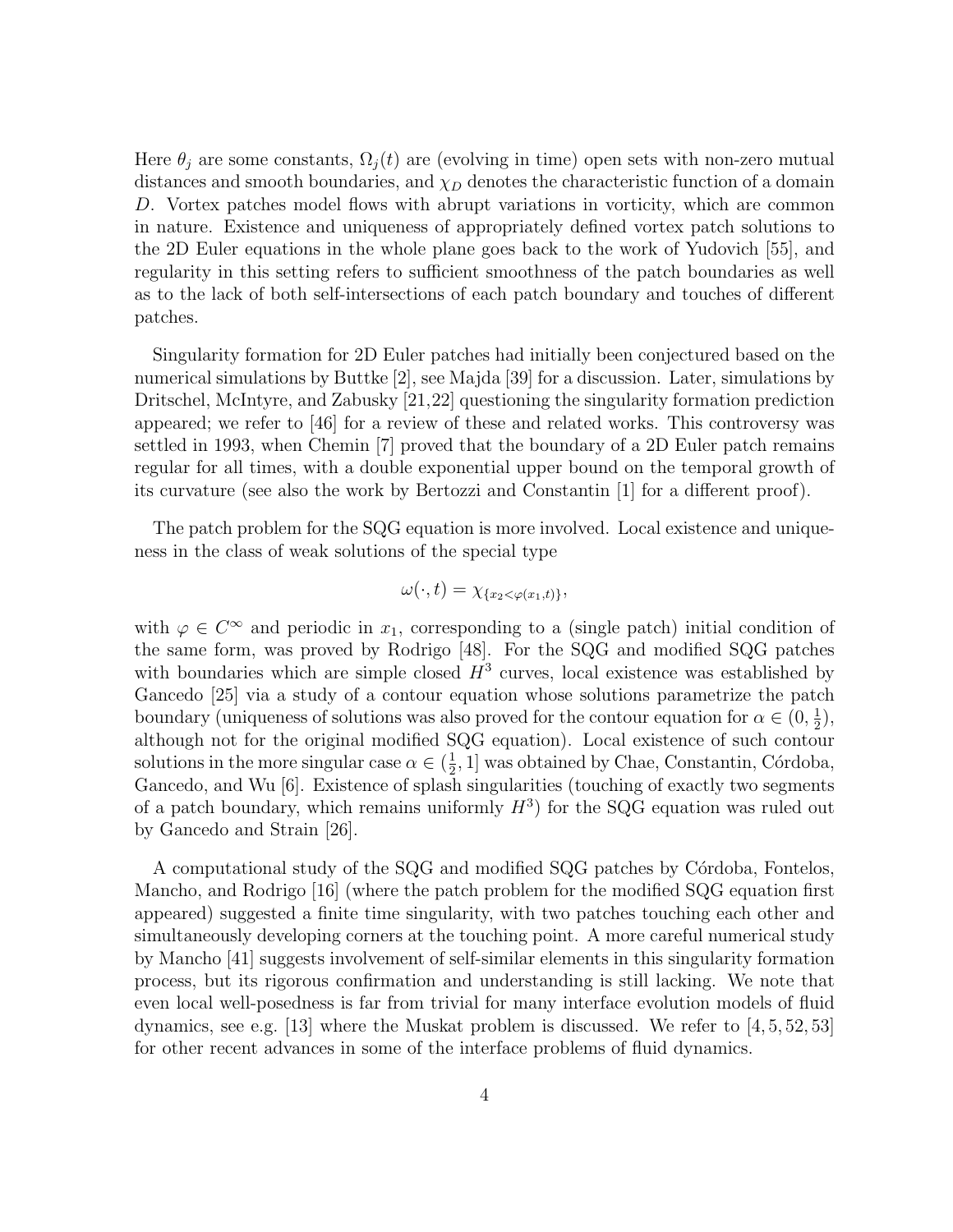Here $\theta_j$ are some constants, $\Omega_j(t)$ are (evolving in time) open sets with non-zero mutual distances and smooth boundaries, and $\chi_D$ denotes the characteristic function of a domain $D$. Vortex patches model flows with abrupt variations in vorticity, which are common in nature. Existence and uniqueness of appropriately defined vortex patch solutions to the 2D Euler equations in the whole plane goes back to the work of Yudovich [55], and regularity in this setting refers to sufficient smoothness of the patch boundaries as well as to the lack of both self-intersections of each patch boundary and touches of different patches.

Singularity formation for 2D Euler patches had initially been conjectured based on the numerical simulations by Buttke [2], see Majda [39] for a discussion. Later, simulations by Dritschel, McIntyre, and Zabusky [21,22] questioning the singularity formation prediction appeared; we refer to [46] for a review of these and related works. This controversy was settled in 1993, when Chemin [7] proved that the boundary of a 2D Euler patch remains regular for all times, with a double exponential upper bound on the temporal growth of its curvature (see also the work by Bertozzi and Constantin [1] for a different proof).

The patch problem for the SQG equation is more involved. Local existence and uniqueness in the class of weak solutions of the special type

$$\omega(\cdot, t) = \chi_{\{x_2 < \varphi(x_1, t)\}},$$

with $\varphi \in C^\infty$ and periodic in $x_1$, corresponding to a (single patch) initial condition of the same form, was proved by Rodrigo [48]. For the SQG and modified SQG patches with boundaries which are simple closed $H^3$ curves, local existence was established by Gancedo [25] via a study of a contour equation whose solutions parametrize the patch boundary (uniqueness of solutions was also proved for the contour equation for $\alpha \in (0, \frac{1}{2})$, although not for the original modified SQG equation). Local existence of such contour solutions in the more singular case $\alpha \in (\frac{1}{2}, 1]$ was obtained by Chae, Constantin, Córdoba, Gancedo, and Wu [6]. Existence of splash singularities (touching of exactly two segments of a patch boundary, which remains uniformly $H^3$) for the SQG equation was ruled out by Gancedo and Strain [26].

A computational study of the SQG and modified SQG patches by Córdoba, Fontelos, Mancho, and Rodrigo [16] (where the patch problem for the modified SQG equation first appeared) suggested a finite time singularity, with two patches touching each other and simultaneously developing corners at the touching point. A more careful numerical study by Mancho [41] suggests involvement of self-similar elements in this singularity formation process, but its rigorous confirmation and understanding is still lacking. We note that even local well-posedness is far from trivial for many interface evolution models of fluid dynamics, see e.g. [13] where the Muskat problem is discussed. We refer to [4, 5, 52, 53] for other recent advances in some of the interface problems of fluid dynamics.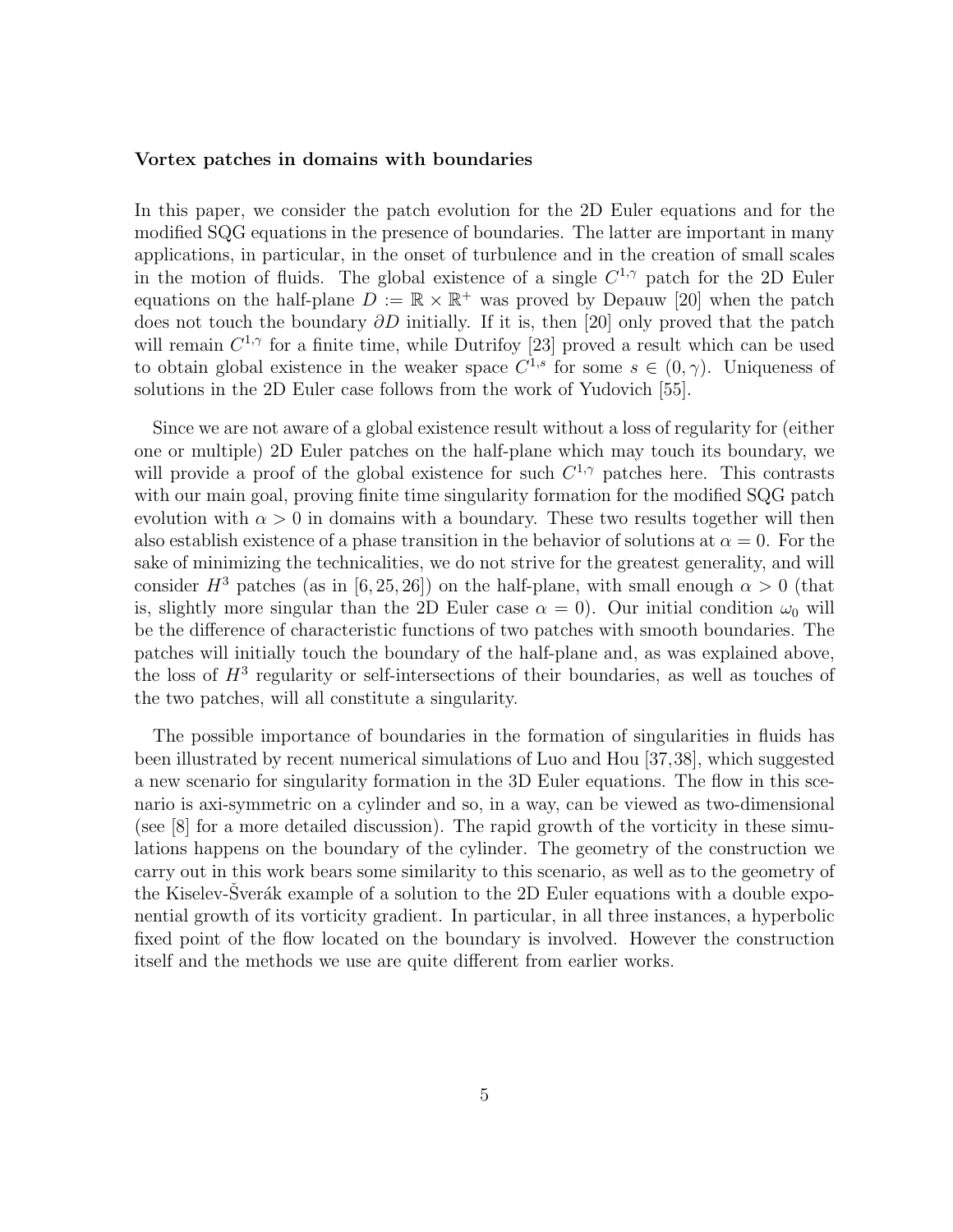**Vortex patches in domains with boundaries**

In this paper, we consider the patch evolution for the 2D Euler equations and for the modified SQG equations in the presence of boundaries. The latter are important in many applications, in particular, in the onset of turbulence and in the creation of small scales in the motion of fluids. The global existence of a single $C^{1,\gamma}$ patch for the 2D Euler equations on the half-plane $D := \mathbb{R} \times \mathbb{R}^+$ was proved by Depauw [20] when the patch does not touch the boundary $\partial D$ initially. If it is, then [20] only proved that the patch will remain $C^{1,\gamma}$ for a finite time, while Dutrifoy [23] proved a result which can be used to obtain global existence in the weaker space $C^{1,s}$ for some $s \in (0, \gamma)$. Uniqueness of solutions in the 2D Euler case follows from the work of Yudovich [55].

Since we are not aware of a global existence result without a loss of regularity for (either one or multiple) 2D Euler patches on the half-plane which may touch its boundary, we will provide a proof of the global existence for such $C^{1,\gamma}$ patches here. This contrasts with our main goal, proving finite time singularity formation for the modified SQG patch evolution with $\alpha > 0$ in domains with a boundary. These two results together will then also establish existence of a phase transition in the behavior of solutions at $\alpha = 0$. For the sake of minimizing the technicalities, we do not strive for the greatest generality, and will consider $H^3$ patches (as in [6, 25, 26]) on the half-plane, with small enough $\alpha > 0$ (that is, slightly more singular than the 2D Euler case $\alpha = 0$). Our initial condition $\omega_0$ will be the difference of characteristic functions of two patches with smooth boundaries. The patches will initially touch the boundary of the half-plane and, as was explained above, the loss of $H^3$ regularity or self-intersections of their boundaries, as well as touches of the two patches, will all constitute a singularity.

The possible importance of boundaries in the formation of singularities in fluids has been illustrated by recent numerical simulations of Luo and Hou [37,38], which suggested a new scenario for singularity formation in the 3D Euler equations. The flow in this scenario is axi-symmetric on a cylinder and so, in a way, can be viewed as two-dimensional (see [8] for a more detailed discussion). The rapid growth of the vorticity in these simulations happens on the boundary of the cylinder. The geometry of the construction we carry out in this work bears some similarity to this scenario, as well as to the geometry of the Kiselev-Šverák example of a solution to the 2D Euler equations with a double exponential growth of its vorticity gradient. In particular, in all three instances, a hyperbolic fixed point of the flow located on the boundary is involved. However the construction itself and the methods we use are quite different from earlier works.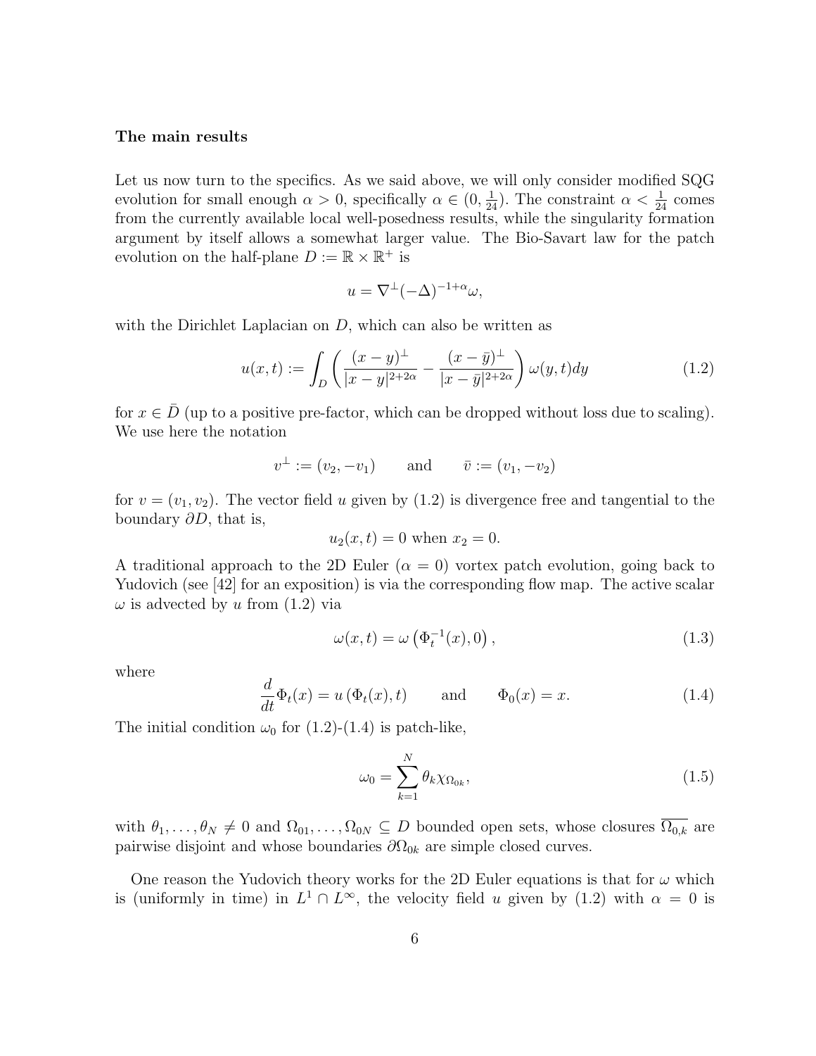**The main results**

Let us now turn to the specifics. As we said above, we will only consider modified SQG evolution for small enough $\alpha > 0$, specifically $\alpha \in (0, \frac{1}{24})$. The constraint $\alpha < \frac{1}{24}$ comes from the currently available local well-posedness results, while the singularity formation argument by itself allows a somewhat larger value. The Bio-Savart law for the patch evolution on the half-plane $D := \mathbb{R} \times \mathbb{R}^+$ is

$$u = \nabla^\perp (-\Delta)^{-1+\alpha} \omega,$$

with the Dirichlet Laplacian on $D$, which can also be written as

$$u(x,t) := \int_D \left( \frac{(x-y)^\perp}{|x-y|^{2+2\alpha}} - \frac{(x-\bar{y})^\perp}{|x-\bar{y}|^{2+2\alpha}} \right) \omega(y,t) dy \tag{1.2}$$

for $x \in \bar{D}$ (up to a positive pre-factor, which can be dropped without loss due to scaling). We use here the notation

$$v^\perp := (v_2, -v_1) \qquad \text{and} \qquad \bar{v} := (v_1, -v_2)$$

for $v = (v_1, v_2)$. The vector field $u$ given by (1.2) is divergence free and tangential to the boundary $\partial D$, that is,

$$u_2(x,t) = 0 \text{ when } x_2 = 0.$$

A traditional approach to the 2D Euler ($\alpha = 0$) vortex patch evolution, going back to Yudovich (see [42] for an exposition) is via the corresponding flow map. The active scalar $\omega$ is advected by $u$ from (1.2) via

$$\omega(x,t) = \omega\left(\Phi_t^{-1}(x), 0\right), \tag{1.3}$$

where

$$\frac{d}{dt}\Phi_t(x) = u\left(\Phi_t(x), t\right) \qquad \text{and} \qquad \Phi_0(x) = x. \tag{1.4}$$

The initial condition $\omega_0$ for (1.2)-(1.4) is patch-like,

$$\omega_0 = \sum_{k=1}^{N} \theta_k \chi_{\Omega_{0k}}, \tag{1.5}$$

with $\theta_1, \dots, \theta_N \neq 0$ and $\Omega_{01}, \dots, \Omega_{0N} \subseteq D$ bounded open sets, whose closures $\overline{\Omega_{0,k}}$ are pairwise disjoint and whose boundaries $\partial\Omega_{0k}$ are simple closed curves.

One reason the Yudovich theory works for the 2D Euler equations is that for $\omega$ which is (uniformly in time) in $L^1 \cap L^\infty$, the velocity field $u$ given by (1.2) with $\alpha = 0$ is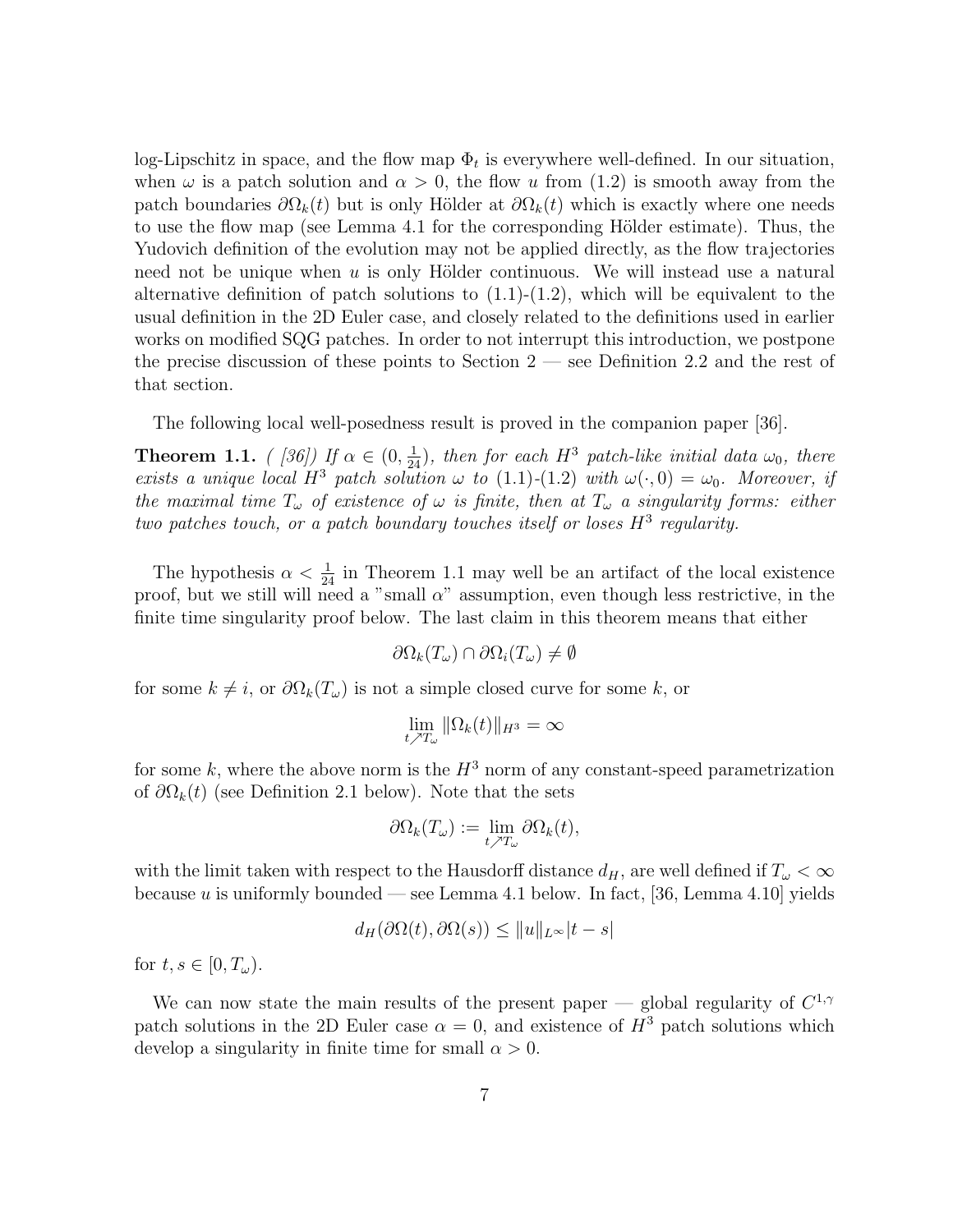log-Lipschitz in space, and the flow map $\Phi_t$ is everywhere well-defined. In our situation, when $\omega$ is a patch solution and $\alpha > 0$, the flow $u$ from (1.2) is smooth away from the patch boundaries $\partial\Omega_k(t)$ but is only Hölder at $\partial\Omega_k(t)$ which is exactly where one needs to use the flow map (see Lemma 4.1 for the corresponding Hölder estimate). Thus, the Yudovich definition of the evolution may not be applied directly, as the flow trajectories need not be unique when $u$ is only Hölder continuous. We will instead use a natural alternative definition of patch solutions to (1.1)-(1.2), which will be equivalent to the usual definition in the 2D Euler case, and closely related to the definitions used in earlier works on modified SQG patches. In order to not interrupt this introduction, we postpone the precise discussion of these points to Section 2 — see Definition 2.2 and the rest of that section.

The following local well-posedness result is proved in the companion paper [36].

**Theorem 1.1.** *( [36]) If $\alpha \in (0, \frac{1}{24})$, then for each $H^3$ patch-like initial data $\omega_0$, there exists a unique local $H^3$ patch solution $\omega$ to (1.1)-(1.2) with $\omega(\cdot, 0) = \omega_0$. Moreover, if the maximal time $T_\omega$ of existence of $\omega$ is finite, then at $T_\omega$ a singularity forms: either two patches touch, or a patch boundary touches itself or loses $H^3$ regularity.*

The hypothesis $\alpha < \frac{1}{24}$ in Theorem 1.1 may well be an artifact of the local existence proof, but we still will need a "small $\alpha$" assumption, even though less restrictive, in the finite time singularity proof below. The last claim in this theorem means that either

$$\partial\Omega_k(T_\omega) \cap \partial\Omega_i(T_\omega) \neq \emptyset$$

for some $k \neq i$, or $\partial\Omega_k(T_\omega)$ is not a simple closed curve for some $k$, or

$$\lim_{t \nearrow T_\omega} \|\Omega_k(t)\|_{H^3} = \infty$$

for some $k$, where the above norm is the $H^3$ norm of any constant-speed parametrization of $\partial\Omega_k(t)$ (see Definition 2.1 below). Note that the sets

$$\partial\Omega_k(T_\omega) := \lim_{t \nearrow T_\omega} \partial\Omega_k(t),$$

with the limit taken with respect to the Hausdorff distance $d_H$, are well defined if $T_\omega < \infty$ because $u$ is uniformly bounded — see Lemma 4.1 below. In fact, [36, Lemma 4.10] yields

$$d_H(\partial\Omega(t), \partial\Omega(s)) \leq \|u\|_{L^\infty} |t - s|$$

for $t, s \in [0, T_\omega)$.

We can now state the main results of the present paper — global regularity of $C^{1,\gamma}$ patch solutions in the 2D Euler case $\alpha = 0$, and existence of $H^3$ patch solutions which develop a singularity in finite time for small $\alpha > 0$.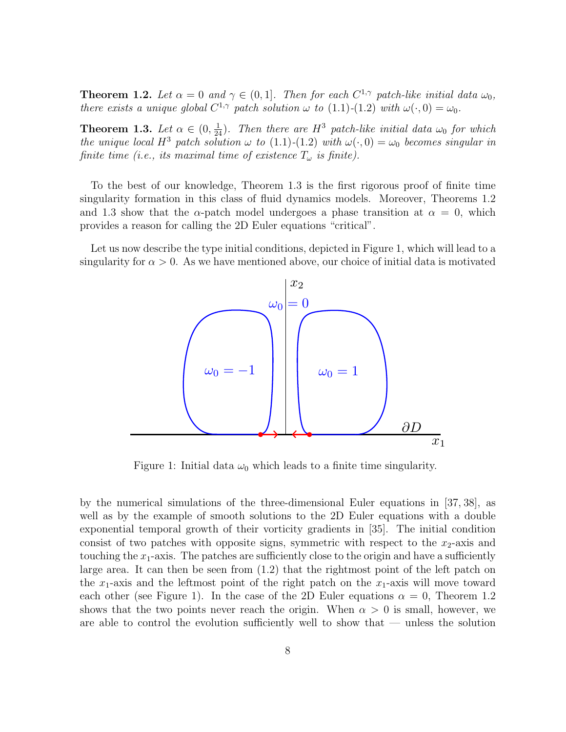**Theorem 1.2.** *Let $\alpha = 0$ and $\gamma \in (0, 1]$. Then for each $C^{1,\gamma}$ patch-like initial data $\omega_0$, there exists a unique global $C^{1,\gamma}$ patch solution $\omega$ to (1.1)-(1.2) with $\omega(\cdot, 0) = \omega_0$.*

**Theorem 1.3.** *Let $\alpha \in (0, \frac{1}{24})$. Then there are $H^3$ patch-like initial data $\omega_0$ for which the unique local $H^3$ patch solution $\omega$ to (1.1)-(1.2) with $\omega(\cdot, 0) = \omega_0$ becomes singular in finite time (i.e., its maximal time of existence $T_\omega$ is finite).*

To the best of our knowledge, Theorem 1.3 is the first rigorous proof of finite time singularity formation in this class of fluid dynamics models. Moreover, Theorems 1.2 and 1.3 show that the $\alpha$-patch model undergoes a phase transition at $\alpha = 0$, which provides a reason for calling the 2D Euler equations "critical".

Let us now describe the type initial conditions, depicted in Figure 1, which will lead to a singularity for $\alpha > 0$. As we have mentioned above, our choice of initial data is motivated by the numerical simulations of the three-dimensional Euler equations in [37, 38], as well as by the example of smooth solutions to the 2D Euler equations with a double exponential temporal growth of their vorticity gradients in [35]. The initial condition consist of two patches with opposite signs, symmetric with respect to the $x_2$-axis and touching the $x_1$-axis. The patches are sufficiently close to the origin and have a sufficiently large area. It can then be seen from (1.2) that the rightmost point of the left patch on the $x_1$-axis and the leftmost point of the right patch on the $x_1$-axis will move toward each other (see Figure 1). In the case of the 2D Euler equations $\alpha = 0$, Theorem 1.2 shows that the two points never reach the origin. When $\alpha > 0$ is small, however, we are able to control the evolution sufficiently well to show that — unless the solution

Figure 1: Initial data $\omega_0$ which leads to a finite time singularity.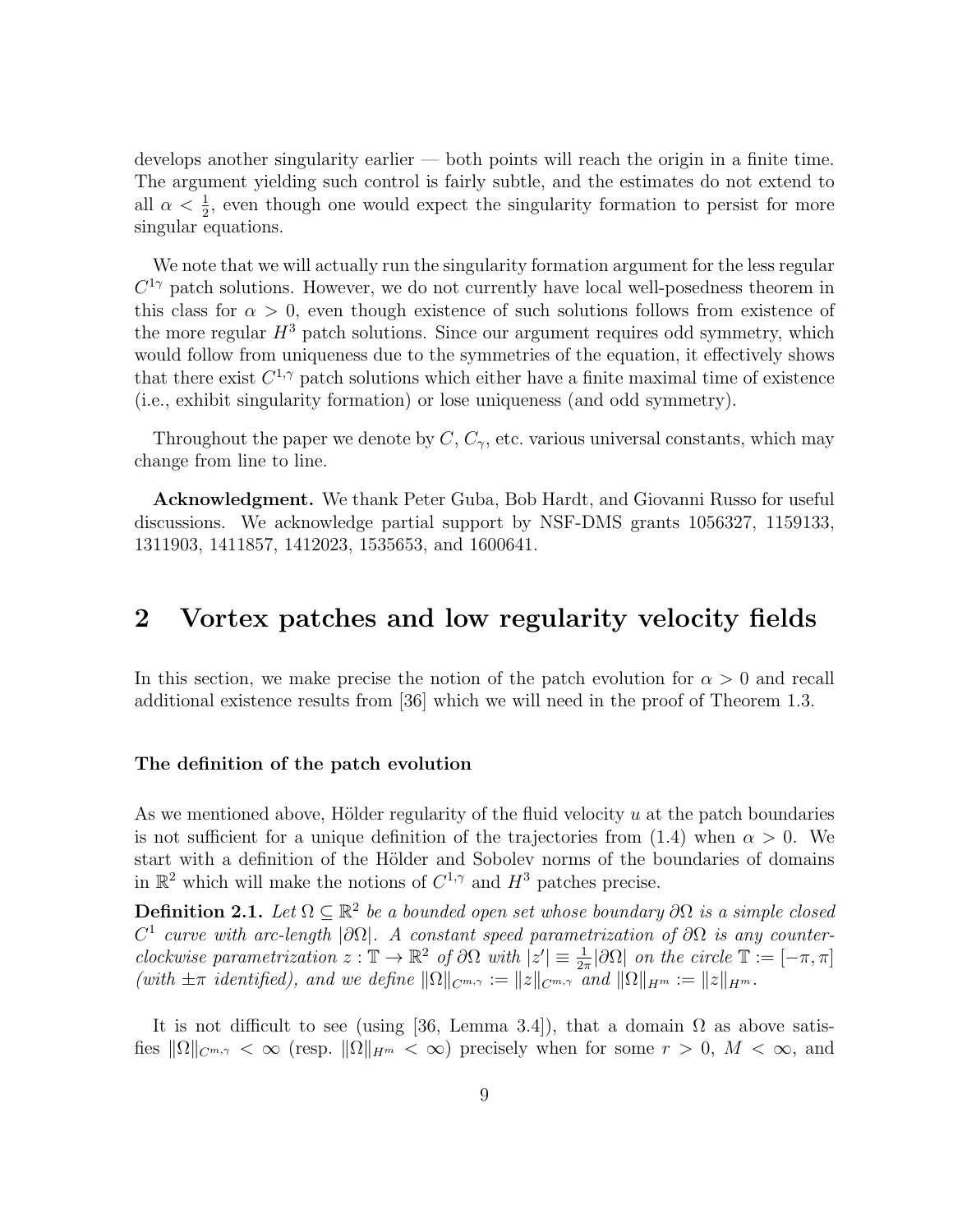develops another singularity earlier — both points will reach the origin in a finite time. The argument yielding such control is fairly subtle, and the estimates do not extend to all $\alpha < \frac{1}{2}$, even though one would expect the singularity formation to persist for more singular equations.

We note that we will actually run the singularity formation argument for the less regular $C^{1\gamma}$ patch solutions. However, we do not currently have local well-posedness theorem in this class for $\alpha > 0$, even though existence of such solutions follows from existence of the more regular $H^3$ patch solutions. Since our argument requires odd symmetry, which would follow from uniqueness due to the symmetries of the equation, it effectively shows that there exist $C^{1,\gamma}$ patch solutions which either have a finite maximal time of existence (i.e., exhibit singularity formation) or lose uniqueness (and odd symmetry).

Throughout the paper we denote by $C$, $C_\gamma$, etc. various universal constants, which may change from line to line.

**Acknowledgment.** We thank Peter Guba, Bob Hardt, and Giovanni Russo for useful discussions. We acknowledge partial support by NSF-DMS grants 1056327, 1159133, 1311903, 1411857, 1412023, 1535653, and 1600641.

## 2 Vortex patches and low regularity velocity fields

In this section, we make precise the notion of the patch evolution for $\alpha > 0$ and recall additional existence results from [36] which we will need in the proof of Theorem 1.3.

**The definition of the patch evolution**

As we mentioned above, Hölder regularity of the fluid velocity $u$ at the patch boundaries is not sufficient for a unique definition of the trajectories from (1.4) when $\alpha > 0$. We start with a definition of the Hölder and Sobolev norms of the boundaries of domains in $\mathbb{R}^2$ which will make the notions of $C^{1,\gamma}$ and $H^3$ patches precise.

**Definition 2.1.** *Let $\Omega \subseteq \mathbb{R}^2$ be a bounded open set whose boundary $\partial\Omega$ is a simple closed $C^1$ curve with arc-length $|\partial\Omega|$. A constant speed parametrization of $\partial\Omega$ is any counter-clockwise parametrization $z : \mathbb{T} \to \mathbb{R}^2$ of $\partial\Omega$ with $|z'| \equiv \frac{1}{2\pi}|\partial\Omega|$ on the circle $\mathbb{T} := [-\pi, \pi]$ (with $\pm\pi$ identified), and we define $\|\Omega\|_{C^{m,\gamma}} := \|z\|_{C^{m,\gamma}}$ and $\|\Omega\|_{H^m} := \|z\|_{H^m}$.*

It is not difficult to see (using [36, Lemma 3.4]), that a domain $\Omega$ as above satisfies $\|\Omega\|_{C^{m,\gamma}} < \infty$ (resp. $\|\Omega\|_{H^m} < \infty$) precisely when for some $r > 0$, $M < \infty$, and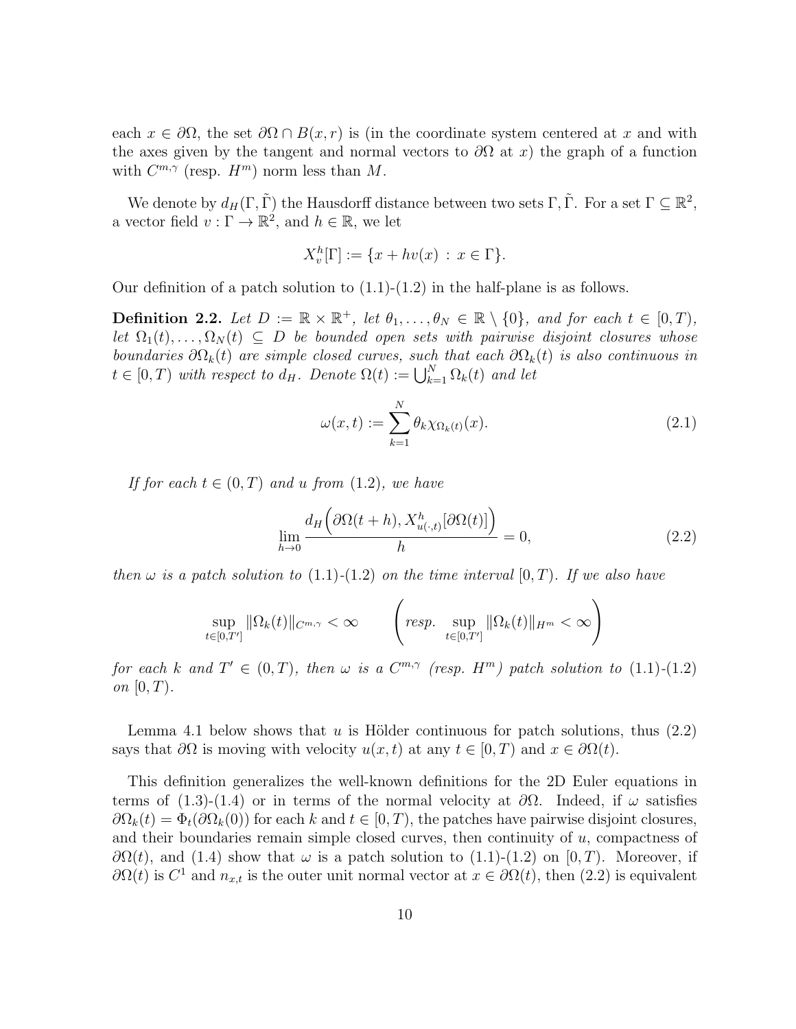each $x \in \partial\Omega$, the set $\partial\Omega \cap B(x,r)$ is (in the coordinate system centered at $x$ and with the axes given by the tangent and normal vectors to $\partial\Omega$ at $x$) the graph of a function with $C^{m,\gamma}$ (resp. $H^m$) norm less than $M$.

We denote by $d_H(\Gamma, \tilde{\Gamma})$ the Hausdorff distance between two sets $\Gamma, \tilde{\Gamma}$. For a set $\Gamma \subseteq \mathbb{R}^2$, a vector field $v : \Gamma \to \mathbb{R}^2$, and $h \in \mathbb{R}$, we let

$$X_v^h[\Gamma] := \{x + hv(x) \, : \, x \in \Gamma\}.$$

Our definition of a patch solution to (1.1)-(1.2) in the half-plane is as follows.

**Definition 2.2.** *Let $D := \mathbb{R} \times \mathbb{R}^+$, let $\theta_1, \dots, \theta_N \in \mathbb{R} \setminus \{0\}$, and for each $t \in [0,T)$, let $\Omega_1(t), \dots, \Omega_N(t) \subseteq D$ be bounded open sets with pairwise disjoint closures whose boundaries $\partial\Omega_k(t)$ are simple closed curves, such that each $\partial\Omega_k(t)$ is also continuous in $t \in [0,T)$ with respect to $d_H$. Denote $\Omega(t) := \bigcup_{k=1}^N \Omega_k(t)$ and let*

$$\omega(x,t) := \sum_{k=1}^N \theta_k \chi_{\Omega_k(t)}(x). \tag{2.1}$$

*If for each $t \in (0,T)$ and $u$ from (1.2), we have*

$$\lim_{h \to 0} \frac{d_H\Big(\partial\Omega(t+h), X^h_{u(\cdot,t)}[\partial\Omega(t)]\Big)}{h} = 0, \tag{2.2}$$

*then $\omega$ is a patch solution to (1.1)-(1.2) on the time interval $[0,T)$. If we also have*

$$\sup_{t \in [0,T']} \|\Omega_k(t)\|_{C^{m,\gamma}} < \infty \qquad \left( \text{resp. } \sup_{t \in [0,T']} \|\Omega_k(t)\|_{H^m} < \infty \right)$$

*for each $k$ and $T' \in (0,T)$, then $\omega$ is a $C^{m,\gamma}$ (resp. $H^m$) patch solution to (1.1)-(1.2) on $[0,T)$.*

Lemma 4.1 below shows that $u$ is Hölder continuous for patch solutions, thus (2.2) says that $\partial\Omega$ is moving with velocity $u(x,t)$ at any $t \in [0,T)$ and $x \in \partial\Omega(t)$.

This definition generalizes the well-known definitions for the 2D Euler equations in terms of (1.3)-(1.4) or in terms of the normal velocity at $\partial\Omega$. Indeed, if $\omega$ satisfies $\partial\Omega_k(t) = \Phi_t(\partial\Omega_k(0))$ for each $k$ and $t \in [0,T)$, the patches have pairwise disjoint closures, and their boundaries remain simple closed curves, then continuity of $u$, compactness of $\partial\Omega(t)$, and (1.4) show that $\omega$ is a patch solution to (1.1)-(1.2) on $[0,T)$. Moreover, if $\partial\Omega(t)$ is $C^1$ and $n_{x,t}$ is the outer unit normal vector at $x \in \partial\Omega(t)$, then (2.2) is equivalent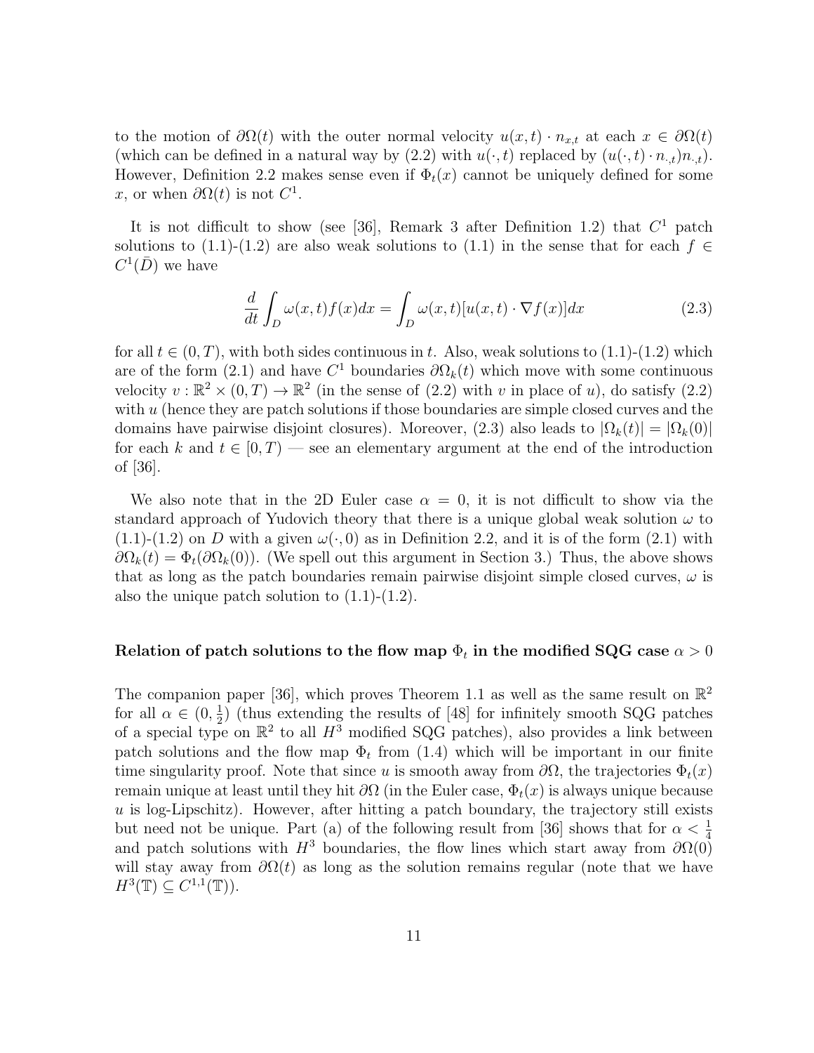to the motion of $\partial\Omega(t)$ with the outer normal velocity $u(x,t)\cdot n_{x,t}$ at each $x \in \partial\Omega(t)$ (which can be defined in a natural way by (2.2) with $u(\cdot,t)$ replaced by $(u(\cdot,t)\cdot n_{\cdot,t})n_{\cdot,t}$). However, Definition 2.2 makes sense even if $\Phi_t(x)$ cannot be uniquely defined for some $x$, or when $\partial\Omega(t)$ is not $C^1$.

It is not difficult to show (see [36], Remark 3 after Definition 1.2) that $C^1$ patch solutions to (1.1)-(1.2) are also weak solutions to (1.1) in the sense that for each $f \in C^1(\bar{D})$ we have

$$\frac{d}{dt}\int_D \omega(x,t)f(x)dx = \int_D \omega(x,t)[u(x,t)\cdot\nabla f(x)]dx \tag{2.3}$$

for all $t \in (0,T)$, with both sides continuous in $t$. Also, weak solutions to (1.1)-(1.2) which are of the form (2.1) and have $C^1$ boundaries $\partial\Omega_k(t)$ which move with some continuous velocity $v : \mathbb{R}^2 \times (0,T) \to \mathbb{R}^2$ (in the sense of (2.2) with $v$ in place of $u$), do satisfy (2.2) with $u$ (hence they are patch solutions if those boundaries are simple closed curves and the domains have pairwise disjoint closures). Moreover, (2.3) also leads to $|\Omega_k(t)| = |\Omega_k(0)|$ for each $k$ and $t \in [0,T)$ — see an elementary argument at the end of the introduction of [36].

We also note that in the 2D Euler case $\alpha = 0$, it is not difficult to show via the standard approach of Yudovich theory that there is a unique global weak solution $\omega$ to (1.1)-(1.2) on $D$ with a given $\omega(\cdot,0)$ as in Definition 2.2, and it is of the form (2.1) with $\partial\Omega_k(t) = \Phi_t(\partial\Omega_k(0))$. (We spell out this argument in Section 3.) Thus, the above shows that as long as the patch boundaries remain pairwise disjoint simple closed curves, $\omega$ is also the unique patch solution to (1.1)-(1.2).

**Relation of patch solutions to the flow map $\Phi_t$ in the modified SQG case $\alpha > 0$**

The companion paper [36], which proves Theorem 1.1 as well as the same result on $\mathbb{R}^2$ for all $\alpha \in (0,\frac{1}{2})$ (thus extending the results of [48] for infinitely smooth SQG patches of a special type on $\mathbb{R}^2$ to all $H^3$ modified SQG patches), also provides a link between patch solutions and the flow map $\Phi_t$ from (1.4) which will be important in our finite time singularity proof. Note that since $u$ is smooth away from $\partial\Omega$, the trajectories $\Phi_t(x)$ remain unique at least until they hit $\partial\Omega$ (in the Euler case, $\Phi_t(x)$ is always unique because $u$ is log-Lipschitz). However, after hitting a patch boundary, the trajectory still exists but need not be unique. Part (a) of the following result from [36] shows that for $\alpha < \frac{1}{4}$ and patch solutions with $H^3$ boundaries, the flow lines which start away from $\partial\Omega(0)$ will stay away from $\partial\Omega(t)$ as long as the solution remains regular (note that we have $H^3(\mathbb{T}) \subseteq C^{1,1}(\mathbb{T})$).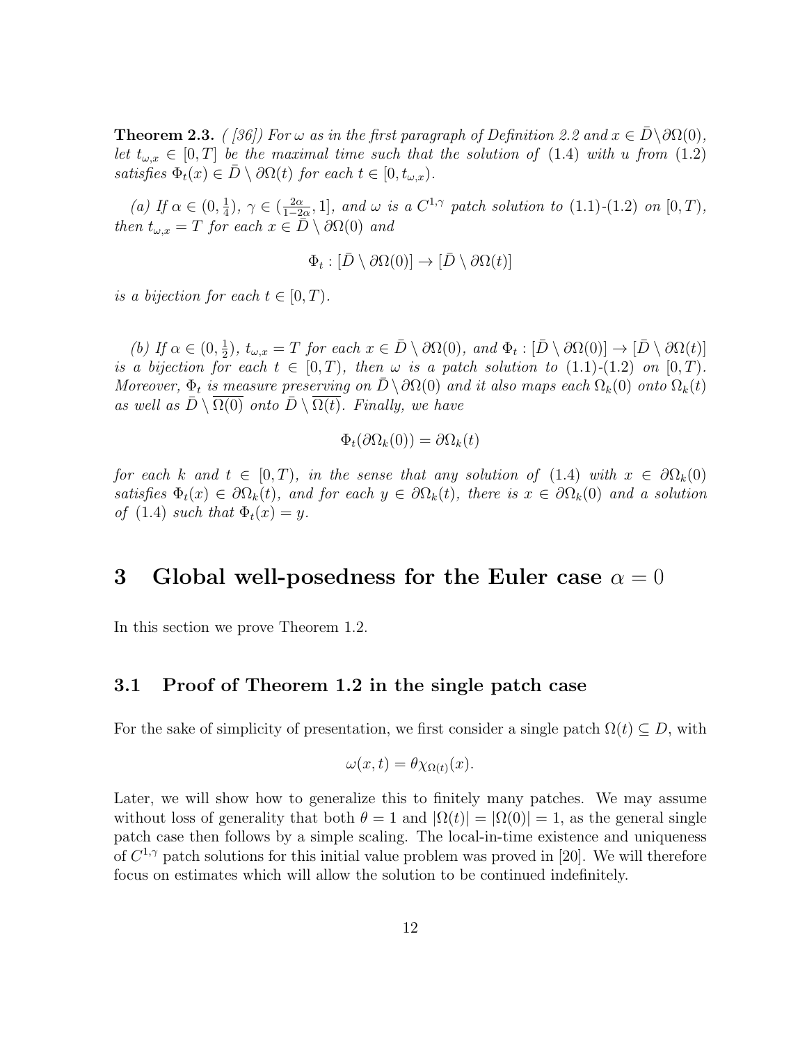**Theorem 2.3.** *( [36]) For $\omega$ as in the first paragraph of Definition 2.2 and $x \in \bar{D} \setminus \partial\Omega(0)$, let $t_{\omega,x} \in [0, T]$ be the maximal time such that the solution of (1.4) with $u$ from (1.2) satisfies $\Phi_t(x) \in \bar{D} \setminus \partial\Omega(t)$ for each $t \in [0, t_{\omega,x})$.*

*(a) If $\alpha \in (0, \frac{1}{4})$, $\gamma \in (\frac{2\alpha}{1-2\alpha}, 1]$, and $\omega$ is a $C^{1,\gamma}$ patch solution to (1.1)-(1.2) on $[0, T)$, then $t_{\omega,x} = T$ for each $x \in \bar{D} \setminus \partial\Omega(0)$ and*

$$\Phi_t : [\bar{D} \setminus \partial\Omega(0)] \to [\bar{D} \setminus \partial\Omega(t)]$$

*is a bijection for each $t \in [0, T)$.*

*(b) If $\alpha \in (0, \frac{1}{2})$, $t_{\omega,x} = T$ for each $x \in \bar{D} \setminus \partial\Omega(0)$, and $\Phi_t : [\bar{D} \setminus \partial\Omega(0)] \to [\bar{D} \setminus \partial\Omega(t)]$ is a bijection for each $t \in [0, T)$, then $\omega$ is a patch solution to (1.1)-(1.2) on $[0, T)$. Moreover, $\Phi_t$ is measure preserving on $\bar{D} \setminus \partial\Omega(0)$ and it also maps each $\Omega_k(0)$ onto $\Omega_k(t)$ as well as $\bar{D} \setminus \overline{\Omega(0)}$ onto $\bar{D} \setminus \overline{\Omega(t)}$. Finally, we have*

$$\Phi_t(\partial\Omega_k(0)) = \partial\Omega_k(t)$$

*for each $k$ and $t \in [0, T)$, in the sense that any solution of (1.4) with $x \in \partial\Omega_k(0)$ satisfies $\Phi_t(x) \in \partial\Omega_k(t)$, and for each $y \in \partial\Omega_k(t)$, there is $x \in \partial\Omega_k(0)$ and a solution of (1.4) such that $\Phi_t(x) = y$.*

# 3 Global well-posedness for the Euler case $\alpha = 0$

In this section we prove Theorem 1.2.

## 3.1 Proof of Theorem 1.2 in the single patch case

For the sake of simplicity of presentation, we first consider a single patch $\Omega(t) \subseteq D$, with

$$\omega(x, t) = \theta\chi_{\Omega(t)}(x).$$

Later, we will show how to generalize this to finitely many patches. We may assume without loss of generality that both $\theta = 1$ and $|\Omega(t)| = |\Omega(0)| = 1$, as the general single patch case then follows by a simple scaling. The local-in-time existence and uniqueness of $C^{1,\gamma}$ patch solutions for this initial value problem was proved in [20]. We will therefore focus on estimates which will allow the solution to be continued indefinitely.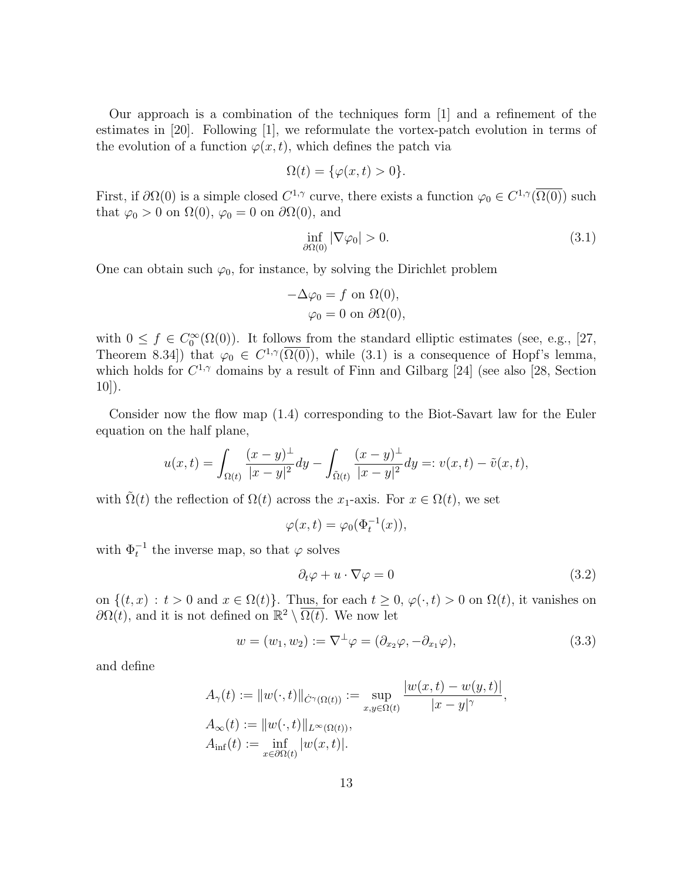Our approach is a combination of the techniques form [1] and a refinement of the estimates in [20]. Following [1], we reformulate the vortex-patch evolution in terms of the evolution of a function $\varphi(x,t)$, which defines the patch via

$$\Omega(t) = \{\varphi(x,t) > 0\}.$$

First, if $\partial\Omega(0)$ is a simple closed $C^{1,\gamma}$ curve, there exists a function $\varphi_0 \in C^{1,\gamma}(\overline{\Omega(0)})$ such that $\varphi_0 > 0$ on $\Omega(0)$, $\varphi_0 = 0$ on $\partial\Omega(0)$, and

$$\inf_{\partial\Omega(0)} |\nabla\varphi_0| > 0. \tag{3.1}$$

One can obtain such $\varphi_0$, for instance, by solving the Dirichlet problem

$$\begin{aligned} -\Delta\varphi_0 &= f \text{ on } \Omega(0), \\ \varphi_0 &= 0 \text{ on } \partial\Omega(0), \end{aligned}$$

with $0 \le f \in C_0^\infty(\Omega(0))$. It follows from the standard elliptic estimates (see, e.g., [27, Theorem 8.34]) that $\varphi_0 \in C^{1,\gamma}(\overline{\Omega(0)})$, while (3.1) is a consequence of Hopf's lemma, which holds for $C^{1,\gamma}$ domains by a result of Finn and Gilbarg [24] (see also [28, Section 10]).

Consider now the flow map (1.4) corresponding to the Biot-Savart law for the Euler equation on the half plane,

$$u(x,t) = \int_{\Omega(t)} \frac{(x-y)^\perp}{|x-y|^2}dy - \int_{\tilde{\Omega}(t)} \frac{(x-y)^\perp}{|x-y|^2}dy =: v(x,t) - \tilde{v}(x,t),$$

with $\tilde{\Omega}(t)$ the reflection of $\Omega(t)$ across the $x_1$-axis. For $x \in \Omega(t)$, we set

$$\varphi(x,t) = \varphi_0(\Phi_t^{-1}(x)),$$

with $\Phi_t^{-1}$ the inverse map, so that $\varphi$ solves

$$\partial_t\varphi + u \cdot \nabla\varphi = 0 \tag{3.2}$$

on $\{(t,x) : t > 0 \text{ and } x \in \Omega(t)\}$. Thus, for each $t \ge 0$, $\varphi(\cdot,t) > 0$ on $\Omega(t)$, it vanishes on $\partial\Omega(t)$, and it is not defined on $\mathbb{R}^2 \setminus \overline{\Omega(t)}$. We now let

$$w = (w_1, w_2) := \nabla^\perp\varphi = (\partial_{x_2}\varphi, -\partial_{x_1}\varphi), \tag{3.3}$$

and define

$$\begin{aligned} A_\gamma(t) &:= \|w(\cdot,t)\|_{\dot{C}^\gamma(\Omega(t))} := \sup_{x,y\in\Omega(t)} \frac{|w(x,t) - w(y,t)|}{|x-y|^\gamma}, \\ A_\infty(t) &:= \|w(\cdot,t)\|_{L^\infty(\Omega(t))}, \\ A_{\inf}(t) &:= \inf_{x\in\partial\Omega(t)} |w(x,t)|. \end{aligned}$$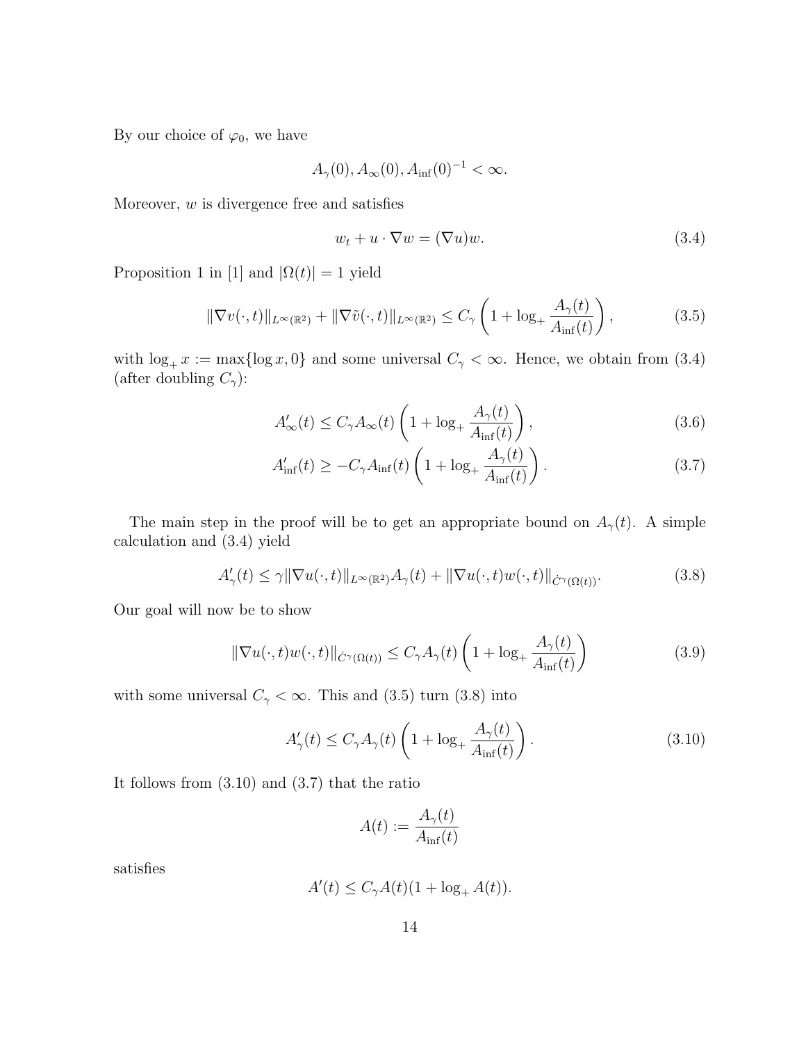By our choice of $\varphi_0$, we have

$$A_\gamma(0), A_\infty(0), A_{\rm inf}(0)^{-1} < \infty.$$

Moreover, $w$ is divergence free and satisfies

$$w_t + u \cdot \nabla w = (\nabla u) w. \tag{3.4}$$

Proposition 1 in [1] and $|\Omega(t)| = 1$ yield

$$\|\nabla v(\cdot,t)\|_{L^\infty(\mathbb{R}^2)} + \|\nabla \tilde{v}(\cdot,t)\|_{L^\infty(\mathbb{R}^2)} \le C_\gamma \left(1 + \log_+ \frac{A_\gamma(t)}{A_{\rm inf}(t)}\right), \tag{3.5}$$

with $\log_+ x := \max\{\log x, 0\}$ and some universal $C_\gamma < \infty$. Hence, we obtain from (3.4) (after doubling $C_\gamma$):

$$A_\infty'(t) \le C_\gamma A_\infty(t) \left(1 + \log_+ \frac{A_\gamma(t)}{A_{\rm inf}(t)}\right), \tag{3.6}$$

$$A_{\rm inf}'(t) \ge -C_\gamma A_{\rm inf}(t) \left(1 + \log_+ \frac{A_\gamma(t)}{A_{\rm inf}(t)}\right). \tag{3.7}$$

The main step in the proof will be to get an appropriate bound on $A_\gamma(t)$. A simple calculation and (3.4) yield

$$A_\gamma'(t) \le \gamma \|\nabla u(\cdot,t)\|_{L^\infty(\mathbb{R}^2)} A_\gamma(t) + \|\nabla u(\cdot,t) w(\cdot,t)\|_{\dot{C}^\gamma(\Omega(t))}. \tag{3.8}$$

Our goal will now be to show

$$\|\nabla u(\cdot,t) w(\cdot,t)\|_{\dot{C}^\gamma(\Omega(t))} \le C_\gamma A_\gamma(t) \left(1 + \log_+ \frac{A_\gamma(t)}{A_{\rm inf}(t)}\right) \tag{3.9}$$

with some universal $C_\gamma < \infty$. This and (3.5) turn (3.8) into

$$A_\gamma'(t) \le C_\gamma A_\gamma(t) \left(1 + \log_+ \frac{A_\gamma(t)}{A_{\rm inf}(t)}\right). \tag{3.10}$$

It follows from (3.10) and (3.7) that the ratio

$$A(t) := \frac{A_\gamma(t)}{A_{\rm inf}(t)}$$

satisfies

$$A'(t) \le C_\gamma A(t)(1 + \log_+ A(t)).$$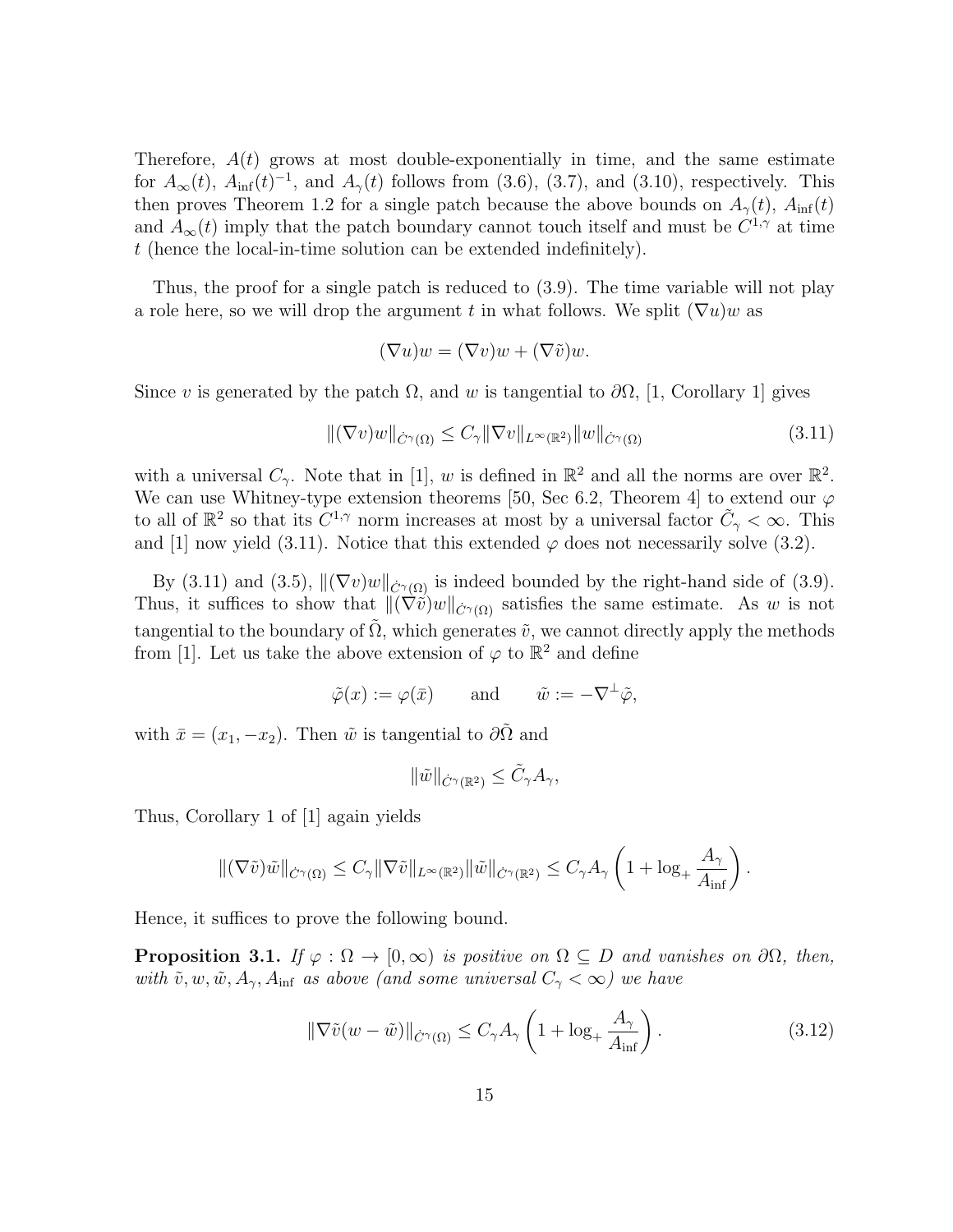Therefore, $A(t)$ grows at most double-exponentially in time, and the same estimate for $A_\infty(t)$, $A_{\inf}(t)^{-1}$, and $A_\gamma(t)$ follows from (3.6), (3.7), and (3.10), respectively. This then proves Theorem 1.2 for a single patch because the above bounds on $A_\gamma(t)$, $A_{\inf}(t)$ and $A_\infty(t)$ imply that the patch boundary cannot touch itself and must be $C^{1,\gamma}$ at time $t$ (hence the local-in-time solution can be extended indefinitely).

Thus, the proof for a single patch is reduced to (3.9). The time variable will not play a role here, so we will drop the argument $t$ in what follows. We split $(\nabla u)w$ as

$$(\nabla u)w = (\nabla v)w + (\nabla \tilde{v})w.$$

Since $v$ is generated by the patch $\Omega$, and $w$ is tangential to $\partial\Omega$, [1, Corollary 1] gives

$$\|(\nabla v)w\|_{\dot{C}^\gamma(\Omega)} \le C_\gamma \|\nabla v\|_{L^\infty(\mathbb{R}^2)} \|w\|_{\dot{C}^\gamma(\Omega)} \tag{3.11}$$

with a universal $C_\gamma$. Note that in [1], $w$ is defined in $\mathbb{R}^2$ and all the norms are over $\mathbb{R}^2$. We can use Whitney-type extension theorems [50, Sec 6.2, Theorem 4] to extend our $\varphi$ to all of $\mathbb{R}^2$ so that its $C^{1,\gamma}$ norm increases at most by a universal factor $\tilde{C}_\gamma < \infty$. This and [1] now yield (3.11). Notice that this extended $\varphi$ does not necessarily solve (3.2).

By (3.11) and (3.5), $\|(\nabla v)w\|_{\dot{C}^\gamma(\Omega)}$ is indeed bounded by the right-hand side of (3.9). Thus, it suffices to show that $\|(\nabla \tilde{v})w\|_{\dot{C}^\gamma(\Omega)}$ satisfies the same estimate. As $w$ is not tangential to the boundary of $\tilde{\Omega}$, which generates $\tilde{v}$, we cannot directly apply the methods from [1]. Let us take the above extension of $\varphi$ to $\mathbb{R}^2$ and define

$$\tilde{\varphi}(x) := \varphi(\bar{x}) \qquad \text{and} \qquad \tilde{w} := -\nabla^\perp \tilde{\varphi},$$

with $\bar{x} = (x_1, -x_2)$. Then $\tilde{w}$ is tangential to $\partial\tilde{\Omega}$ and

$$\|\tilde{w}\|_{\dot{C}^\gamma(\mathbb{R}^2)} \le \tilde{C}_\gamma A_\gamma,$$

Thus, Corollary 1 of [1] again yields

$$\|(\nabla \tilde{v})\tilde{w}\|_{\dot{C}^\gamma(\Omega)} \le C_\gamma \|\nabla \tilde{v}\|_{L^\infty(\mathbb{R}^2)} \|\tilde{w}\|_{\dot{C}^\gamma(\mathbb{R}^2)} \le C_\gamma A_\gamma \left(1 + \log_+ \frac{A_\gamma}{A_{\inf}}\right).$$

Hence, it suffices to prove the following bound.

**Proposition 3.1.** *If $\varphi : \Omega \to [0,\infty)$ is positive on $\Omega \subseteq D$ and vanishes on $\partial\Omega$, then, with $\tilde{v}, w, \tilde{w}, A_\gamma, A_{\inf}$ as above (and some universal $C_\gamma < \infty$) we have*

$$\|\nabla \tilde{v}(w - \tilde{w})\|_{\dot{C}^\gamma(\Omega)} \le C_\gamma A_\gamma \left(1 + \log_+ \frac{A_\gamma}{A_{\inf}}\right). \tag{3.12}$$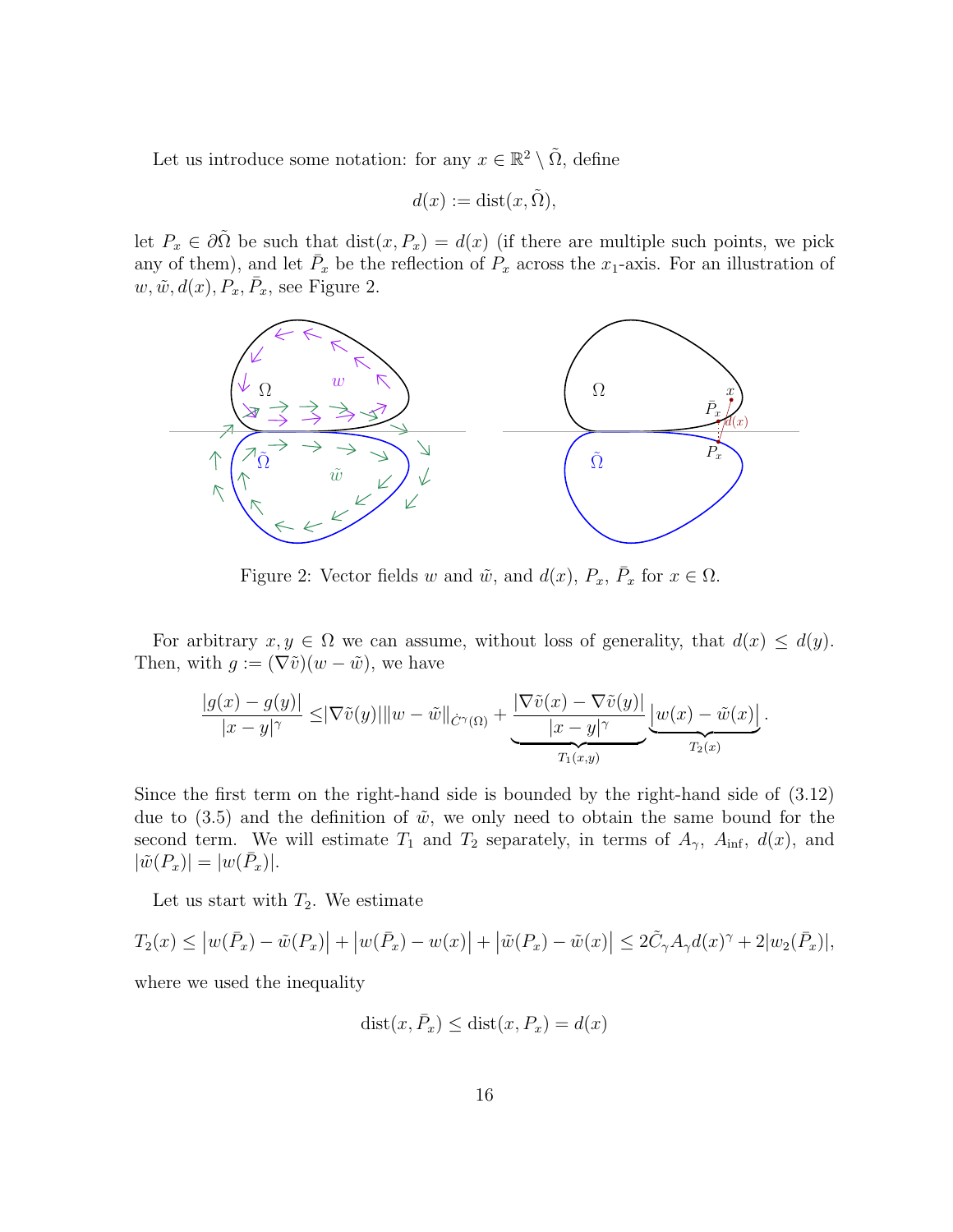Let us introduce some notation: for any $x \in \mathbb{R}^2 \setminus \tilde{\Omega}$, define

$$d(x) := \operatorname{dist}(x, \tilde{\Omega}),$$

let $P_x \in \partial\tilde{\Omega}$ be such that $\operatorname{dist}(x, P_x) = d(x)$ (if there are multiple such points, we pick any of them), and let $\bar{P}_x$ be the reflection of $P_x$ across the $x_1$-axis. For an illustration of $w, \tilde{w}, d(x), P_x, \bar{P}_x$, see Figure 2.

Figure 2: Vector fields $w$ and $\tilde{w}$, and $d(x)$, $P_x$, $\bar{P}_x$ for $x \in \Omega$.

For arbitrary $x, y \in \Omega$ we can assume, without loss of generality, that $d(x) \leq d(y)$. Then, with $g := (\nabla \tilde{v})(w - \tilde{w})$, we have

$$\frac{|g(x) - g(y)|}{|x-y|^\gamma} \leq |\nabla \tilde{v}(y)| \|w - \tilde{w}\|_{\dot{C}^\gamma(\Omega)} + \underbrace{\frac{|\nabla \tilde{v}(x) - \nabla \tilde{v}(y)|}{|x-y|^\gamma}}_{T_1(x,y)} \underbrace{\left| w(x) - \tilde{w}(x) \right|}_{T_2(x)}.$$

Since the first term on the right-hand side is bounded by the right-hand side of (3.12) due to (3.5) and the definition of $\tilde{w}$, we only need to obtain the same bound for the second term. We will estimate $T_1$ and $T_2$ separately, in terms of $A_\gamma$, $A_{\inf}$, $d(x)$, and $|\tilde{w}(P_x)| = |w(\bar{P}_x)|$.

Let us start with $T_2$. We estimate

$$T_2(x) \leq \left| w(\bar{P}_x) - \tilde{w}(P_x) \right| + \left| w(\bar{P}_x) - w(x) \right| + \left| \tilde{w}(P_x) - \tilde{w}(x) \right| \leq 2\tilde{C}_\gamma A_\gamma d(x)^\gamma + 2|w_2(\bar{P}_x)|,$$

where we used the inequality

$$\operatorname{dist}(x, \bar{P}_x) \leq \operatorname{dist}(x, P_x) = d(x)$$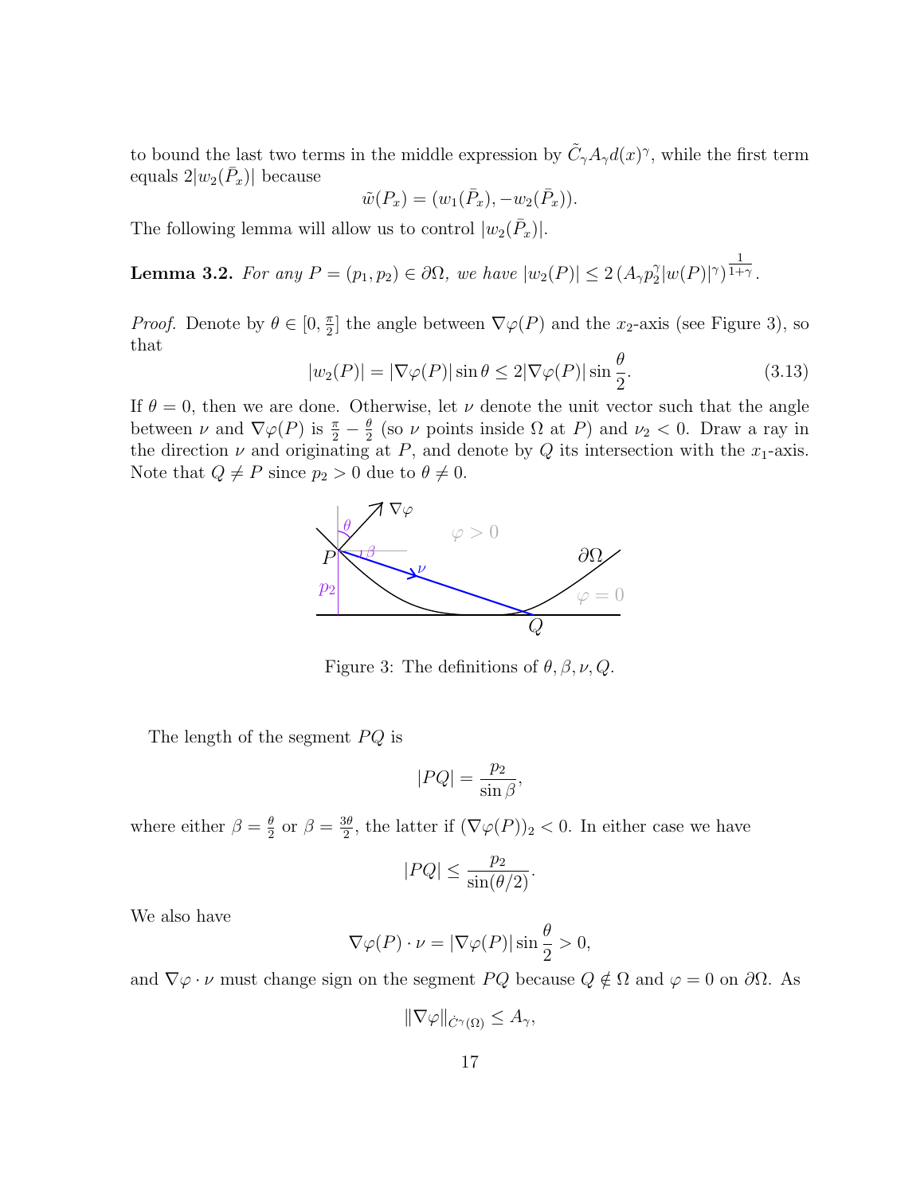to bound the last two terms in the middle expression by $\tilde{C}_\gamma A_\gamma d(x)^\gamma$, while the first term equals $2|w_2(\bar{P}_x)|$ because

$$\tilde{w}(P_x) = (w_1(\bar{P}_x), -w_2(\bar{P}_x)).$$

The following lemma will allow us to control $|w_2(\bar{P}_x)|$.

**Lemma 3.2.** *For any $P = (p_1, p_2) \in \partial\Omega$, we have $|w_2(P)| \le 2\left(A_\gamma p_2^\gamma |w(P)|^\gamma\right)^{\frac{1}{1+\gamma}}$.*

*Proof.* Denote by $\theta \in [0, \frac{\pi}{2}]$ the angle between $\nabla\varphi(P)$ and the $x_2$-axis (see Figure 3), so that

$$|w_2(P)| = |\nabla\varphi(P)|\sin\theta \le 2|\nabla\varphi(P)|\sin\frac{\theta}{2}. \tag{3.13}$$

If $\theta = 0$, then we are done. Otherwise, let $\nu$ denote the unit vector such that the angle between $\nu$ and $\nabla\varphi(P)$ is $\frac{\pi}{2} - \frac{\theta}{2}$ (so $\nu$ points inside $\Omega$ at $P$) and $\nu_2 < 0$. Draw a ray in the direction $\nu$ and originating at $P$, and denote by $Q$ its intersection with the $x_1$-axis. Note that $Q \neq P$ since $p_2 > 0$ due to $\theta \neq 0$.

Figure 3: The definitions of $\theta, \beta, \nu, Q$.

The length of the segment $PQ$ is

$$|PQ| = \frac{p_2}{\sin\beta},$$

where either $\beta = \frac{\theta}{2}$ or $\beta = \frac{3\theta}{2}$, the latter if $(\nabla\varphi(P))_2 < 0$. In either case we have

$$|PQ| \le \frac{p_2}{\sin(\theta/2)}.$$

We also have

$$\nabla\varphi(P)\cdot\nu = |\nabla\varphi(P)|\sin\frac{\theta}{2} > 0,$$

and $\nabla\varphi\cdot\nu$ must change sign on the segment $PQ$ because $Q \notin \Omega$ and $\varphi = 0$ on $\partial\Omega$. As

$$\|\nabla\varphi\|_{\dot{C}^\gamma(\Omega)} \le A_\gamma,$$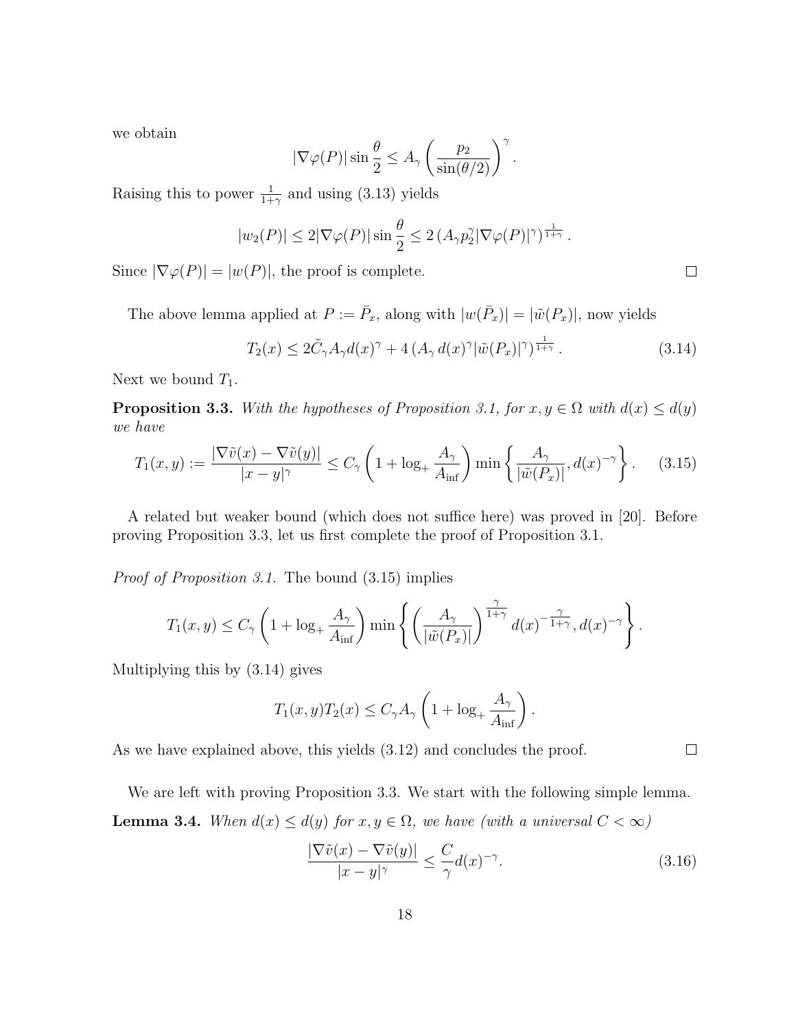we obtain

$$|\nabla\varphi(P)|\sin\frac{\theta}{2} \le A_\gamma \left(\frac{p_2}{\sin(\theta/2)}\right)^\gamma.$$

Raising this to power $\frac{1}{1+\gamma}$ and using (3.13) yields

$$|w_2(P)| \le 2|\nabla\varphi(P)|\sin\frac{\theta}{2} \le 2\left(A_\gamma p_2^\gamma |\nabla\varphi(P)|^\gamma\right)^{\frac{1}{1+\gamma}}.$$

Since $|\nabla\varphi(P)| = |w(P)|$, the proof is complete. $\square$

The above lemma applied at $P := \bar{P}_x$, along with $|w(\bar{P}_x)| = |\tilde{w}(P_x)|$, now yields

$$T_2(x) \le 2\tilde{C}_\gamma A_\gamma d(x)^\gamma + 4\left(A_\gamma\, d(x)^\gamma |\tilde{w}(P_x)|^\gamma\right)^{\frac{1}{1+\gamma}}. \tag{3.14}$$

Next we bound $T_1$.

**Proposition 3.3.** *With the hypotheses of Proposition 3.1, for $x, y \in \Omega$ with $d(x) \le d(y)$ we have*

$$T_1(x,y) := \frac{|\nabla\tilde{v}(x) - \nabla\tilde{v}(y)|}{|x-y|^\gamma} \le C_\gamma\left(1 + \log_+\frac{A_\gamma}{A_{\inf}}\right)\min\left\{\frac{A_\gamma}{|\tilde{w}(P_x)|}, d(x)^{-\gamma}\right\}. \tag{3.15}$$

A related but weaker bound (which does not suffice here) was proved in [20]. Before proving Proposition 3.3, let us first complete the proof of Proposition 3.1.

*Proof of Proposition 3.1.* The bound (3.15) implies

$$T_1(x,y) \le C_\gamma\left(1 + \log_+\frac{A_\gamma}{A_{\inf}}\right)\min\left\{\left(\frac{A_\gamma}{|\tilde{w}(P_x)|}\right)^{\frac{\gamma}{1+\gamma}} d(x)^{-\frac{\gamma}{1+\gamma}}, d(x)^{-\gamma}\right\}.$$

Multiplying this by (3.14) gives

$$T_1(x,y)T_2(x) \le C_\gamma A_\gamma\left(1 + \log_+\frac{A_\gamma}{A_{\inf}}\right).$$

As we have explained above, this yields (3.12) and concludes the proof. $\square$

We are left with proving Proposition 3.3. We start with the following simple lemma.

**Lemma 3.4.** *When $d(x) \le d(y)$ for $x, y \in \Omega$, we have (with a universal $C < \infty$)*

$$\frac{|\nabla\tilde{v}(x) - \nabla\tilde{v}(y)|}{|x-y|^\gamma} \le \frac{C}{\gamma} d(x)^{-\gamma}. \tag{3.16}$$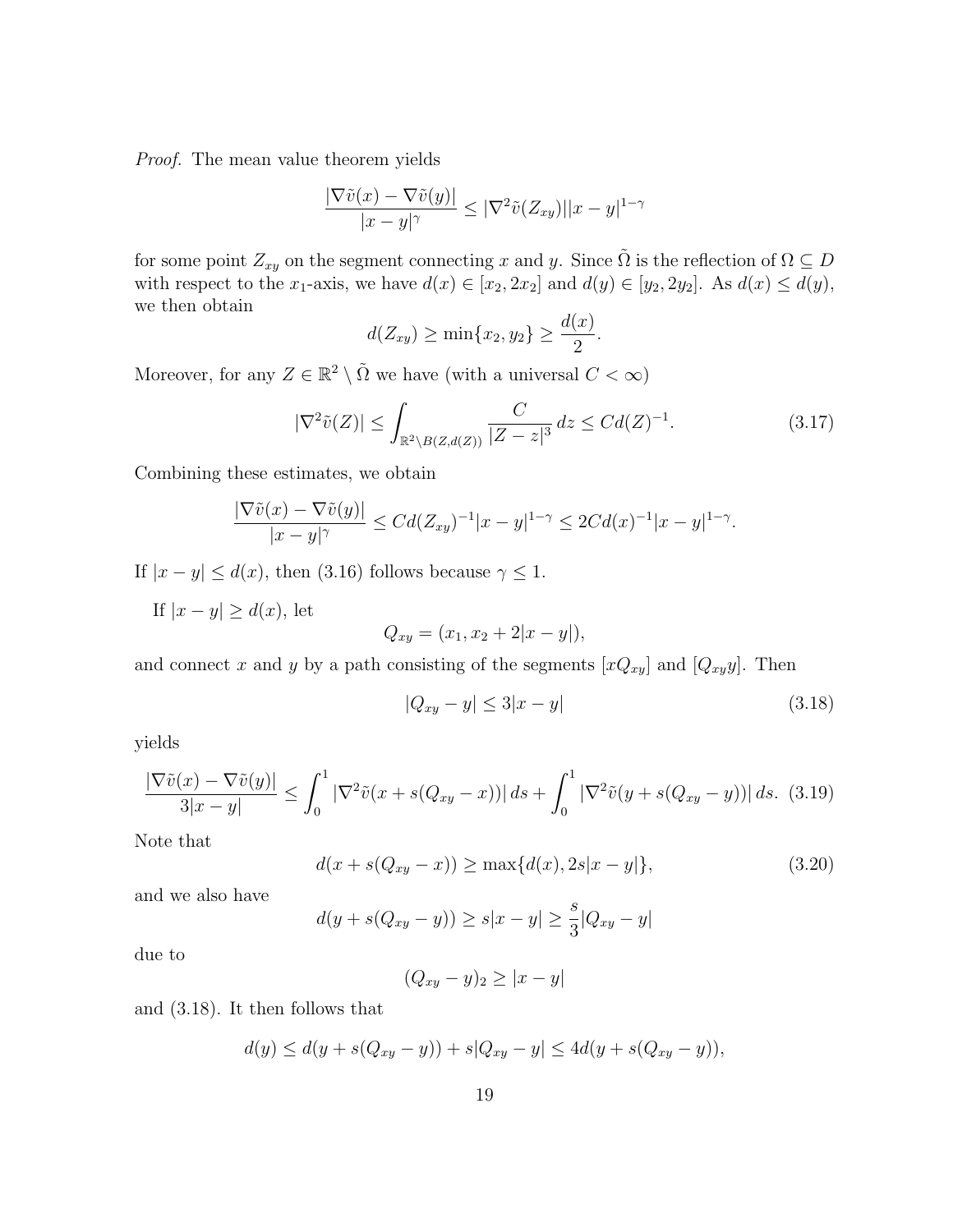*Proof.* The mean value theorem yields

$$\frac{|\nabla\tilde{v}(x)-\nabla\tilde{v}(y)|}{|x-y|^\gamma} \le |\nabla^2\tilde{v}(Z_{xy})||x-y|^{1-\gamma}$$

for some point $Z_{xy}$ on the segment connecting $x$ and $y$. Since $\tilde{\Omega}$ is the reflection of $\Omega \subseteq D$ with respect to the $x_1$-axis, we have $d(x) \in [x_2, 2x_2]$ and $d(y) \in [y_2, 2y_2]$. As $d(x) \le d(y)$, we then obtain

$$d(Z_{xy}) \ge \min\{x_2, y_2\} \ge \frac{d(x)}{2}.$$

Moreover, for any $Z \in \mathbb{R}^2 \setminus \tilde{\Omega}$ we have (with a universal $C < \infty$)

$$|\nabla^2\tilde{v}(Z)| \le \int_{\mathbb{R}^2\setminus B(Z,d(Z))} \frac{C}{|Z-z|^3}\,dz \le Cd(Z)^{-1}. \tag{3.17}$$

Combining these estimates, we obtain

$$\frac{|\nabla\tilde{v}(x)-\nabla\tilde{v}(y)|}{|x-y|^\gamma} \le Cd(Z_{xy})^{-1}|x-y|^{1-\gamma} \le 2Cd(x)^{-1}|x-y|^{1-\gamma}.$$

If $|x-y| \le d(x)$, then (3.16) follows because $\gamma \le 1$.

If $|x-y| \ge d(x)$, let

$$Q_{xy} = (x_1, x_2 + 2|x-y|),$$

and connect $x$ and $y$ by a path consisting of the segments $[xQ_{xy}]$ and $[Q_{xy}y]$. Then

$$|Q_{xy} - y| \le 3|x-y| \tag{3.18}$$

yields

$$\frac{|\nabla\tilde{v}(x)-\nabla\tilde{v}(y)|}{3|x-y|} \le \int_0^1 |\nabla^2\tilde{v}(x+s(Q_{xy}-x))|\,ds + \int_0^1 |\nabla^2\tilde{v}(y+s(Q_{xy}-y))|\,ds. \tag{3.19}$$

Note that

$$d(x+s(Q_{xy}-x)) \ge \max\{d(x), 2s|x-y|\}, \tag{3.20}$$

and we also have

$$d(y+s(Q_{xy}-y)) \ge s|x-y| \ge \frac{s}{3}|Q_{xy}-y|$$

due to

$$(Q_{xy}-y)_2 \ge |x-y|$$

and (3.18). It then follows that

$$d(y) \le d(y+s(Q_{xy}-y)) + s|Q_{xy}-y| \le 4d(y+s(Q_{xy}-y)),$$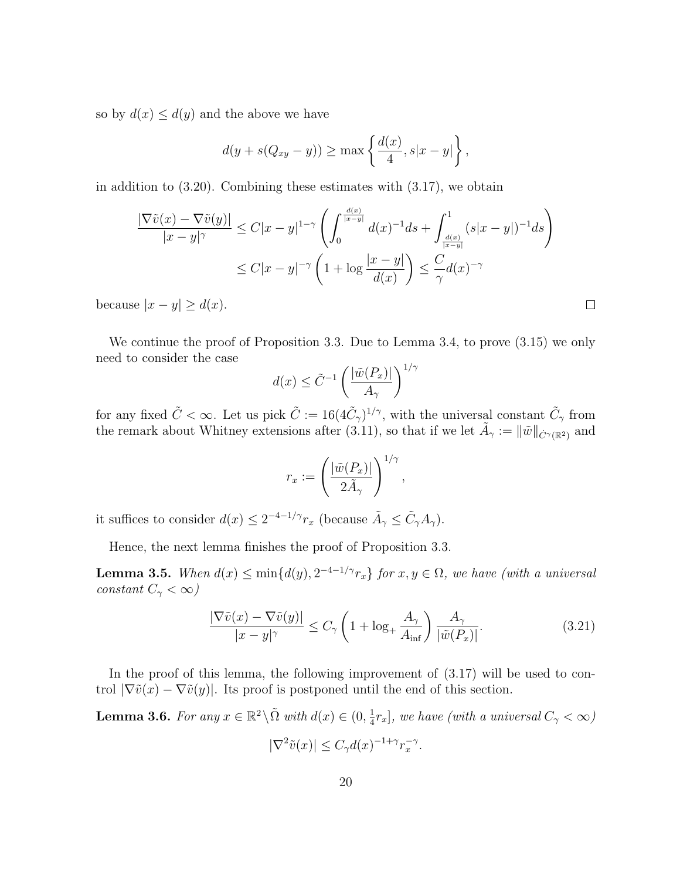so by $d(x) \le d(y)$ and the above we have

$$d(y + s(Q_{xy} - y)) \ge \max\left\{\frac{d(x)}{4}, s|x-y|\right\},$$

in addition to (3.20). Combining these estimates with (3.17), we obtain

$$\begin{aligned}\frac{|\nabla \tilde{v}(x) - \nabla \tilde{v}(y)|}{|x-y|^\gamma} &\le C|x-y|^{1-\gamma}\left(\int_0^{\frac{d(x)}{|x-y|}} d(x)^{-1} ds + \int_{\frac{d(x)}{|x-y|}}^1 (s|x-y|)^{-1} ds\right) \\ &\le C|x-y|^{-\gamma}\left(1 + \log\frac{|x-y|}{d(x)}\right) \le \frac{C}{\gamma} d(x)^{-\gamma}\end{aligned}$$

because $|x-y| \ge d(x)$. $\square$

We continue the proof of Proposition 3.3. Due to Lemma 3.4, to prove (3.15) we only need to consider the case

$$d(x) \le \tilde{C}^{-1}\left(\frac{|\tilde{w}(P_x)|}{A_\gamma}\right)^{1/\gamma}$$

for any fixed $\tilde{C} < \infty$. Let us pick $\tilde{C} := 16(4\tilde{C}_\gamma)^{1/\gamma}$, with the universal constant $\tilde{C}_\gamma$ from the remark about Whitney extensions after (3.11), so that if we let $\tilde{A}_\gamma := \|\tilde{w}\|_{\dot{C}^\gamma(\mathbb{R}^2)}$ and

$$r_x := \left(\frac{|\tilde{w}(P_x)|}{2\tilde{A}_\gamma}\right)^{1/\gamma},$$

it suffices to consider $d(x) \le 2^{-4-1/\gamma} r_x$ (because $\tilde{A}_\gamma \le \tilde{C}_\gamma A_\gamma$).

Hence, the next lemma finishes the proof of Proposition 3.3.

**Lemma 3.5.** *When $d(x) \le \min\{d(y), 2^{-4-1/\gamma} r_x\}$ for $x, y \in \Omega$, we have (with a universal constant $C_\gamma < \infty$)*

$$\frac{|\nabla \tilde{v}(x) - \nabla \tilde{v}(y)|}{|x-y|^\gamma} \le C_\gamma\left(1 + \log_+ \frac{A_\gamma}{A_{\inf}}\right)\frac{A_\gamma}{|\tilde{w}(P_x)|}. \tag{3.21}$$

In the proof of this lemma, the following improvement of (3.17) will be used to control $|\nabla \tilde{v}(x) - \nabla \tilde{v}(y)|$. Its proof is postponed until the end of this section.

**Lemma 3.6.** *For any $x \in \mathbb{R}^2 \setminus \tilde{\Omega}$ with $d(x) \in (0, \frac{1}{4} r_x]$, we have (with a universal $C_\gamma < \infty$)*

$$|\nabla^2 \tilde{v}(x)| \le C_\gamma d(x)^{-1+\gamma} r_x^{-\gamma}.$$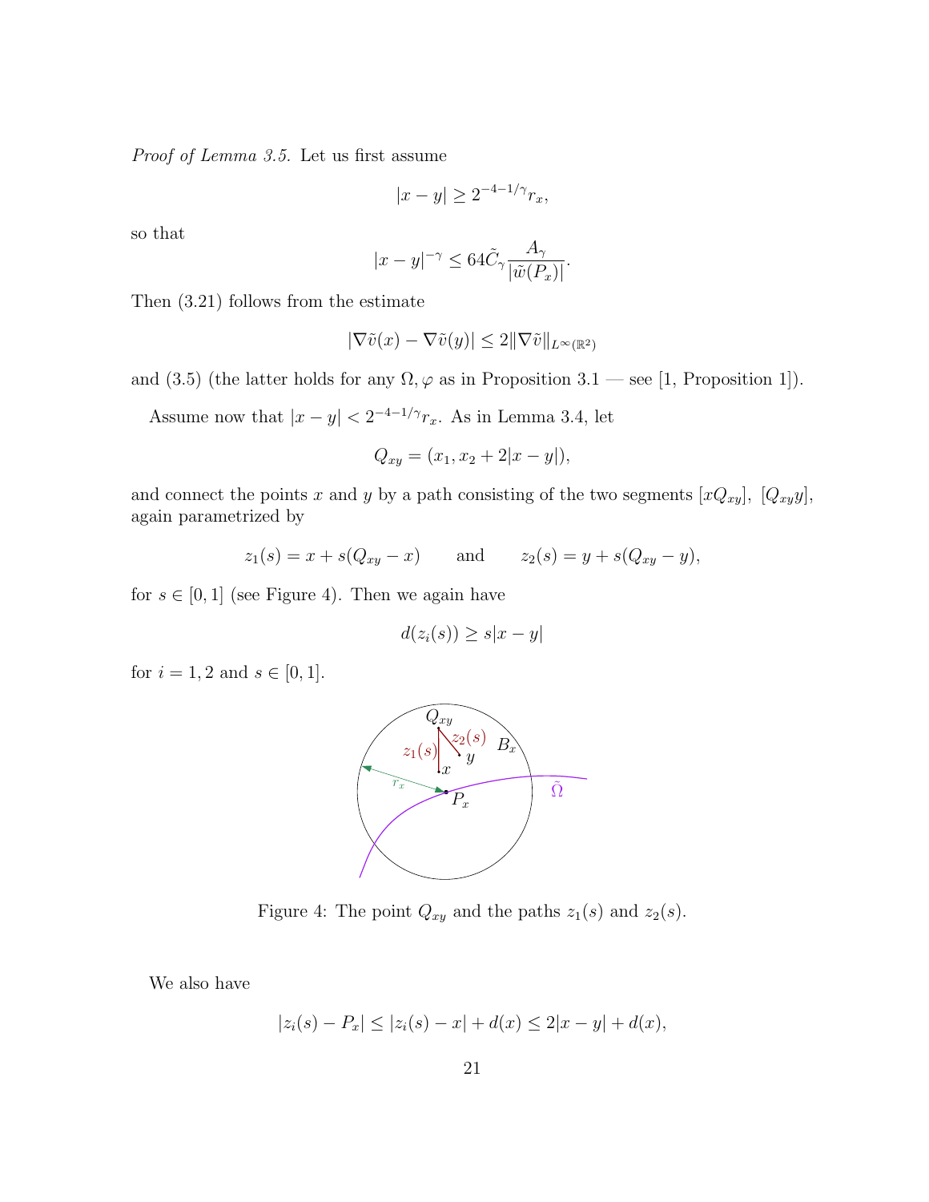*Proof of Lemma 3.5.* Let us first assume

$$|x-y| \geq 2^{-4-1/\gamma} r_x,$$

so that

$$|x-y|^{-\gamma} \leq 64\tilde{C}_\gamma \frac{A_\gamma}{|\tilde{w}(P_x)|}.$$

Then (3.21) follows from the estimate

$$|\nabla \tilde{v}(x) - \nabla \tilde{v}(y)| \leq 2\|\nabla \tilde{v}\|_{L^\infty(\mathbb{R}^2)}$$

and (3.5) (the latter holds for any $\Omega, \varphi$ as in Proposition 3.1 — see [1, Proposition 1]).

Assume now that $|x-y| < 2^{-4-1/\gamma} r_x$. As in Lemma 3.4, let

$$Q_{xy} = (x_1, x_2 + 2|x-y|),$$

and connect the points $x$ and $y$ by a path consisting of the two segments $[xQ_{xy}]$, $[Q_{xy}y]$, again parametrized by

$$z_1(s) = x + s(Q_{xy} - x) \qquad \text{and} \qquad z_2(s) = y + s(Q_{xy} - y),$$

for $s \in [0,1]$ (see Figure 4). Then we again have

$$d(z_i(s)) \geq s|x-y|$$

for $i = 1, 2$ and $s \in [0,1]$.

Figure 4: The point $Q_{xy}$ and the paths $z_1(s)$ and $z_2(s)$.

We also have

$$|z_i(s) - P_x| \leq |z_i(s) - x| + d(x) \leq 2|x-y| + d(x),$$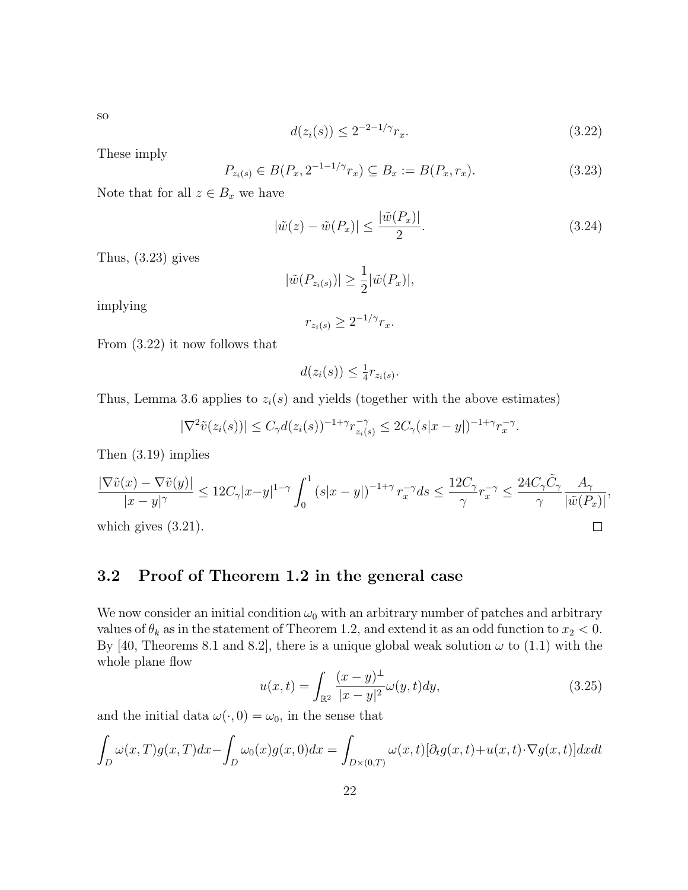so

$$
d(z_i(s)) \leq 2^{-2-1/\gamma} r_x. \tag{3.22}
$$

These imply

$$
P_{z_i(s)} \in B(P_x, 2^{-1-1/\gamma} r_x) \subseteq B_x := B(P_x, r_x). \tag{3.23}
$$

Note that for all $z \in B_x$ we have

$$
|\tilde{w}(z) - \tilde{w}(P_x)| \leq \frac{|\tilde{w}(P_x)|}{2}. \tag{3.24}
$$

Thus, (3.23) gives

$$
|\tilde{w}(P_{z_i(s)})| \geq \frac{1}{2} |\tilde{w}(P_x)|,
$$

implying

$$
r_{z_i(s)} \geq 2^{-1/\gamma} r_x.
$$

From (3.22) it now follows that

$$
d(z_i(s)) \leq \tfrac{1}{4} r_{z_i(s)}.
$$

Thus, Lemma 3.6 applies to $z_i(s)$ and yields (together with the above estimates)

$$
|\nabla^2 \tilde{v}(z_i(s))| \leq C_\gamma d(z_i(s))^{-1+\gamma} r_{z_i(s)}^{-\gamma} \leq 2C_\gamma (s|x-y|)^{-1+\gamma} r_x^{-\gamma}.
$$

Then (3.19) implies

$$
\frac{|\nabla \tilde{v}(x) - \nabla \tilde{v}(y)|}{|x-y|^\gamma} \leq 12 C_\gamma |x-y|^{1-\gamma} \int_0^1 (s|x-y|)^{-1+\gamma} r_x^{-\gamma} ds \leq \frac{12 C_\gamma}{\gamma} r_x^{-\gamma} \leq \frac{24 C_\gamma \tilde{C}_\gamma}{\gamma} \frac{A_\gamma}{|\tilde{w}(P_x)|},
$$

which gives (3.21). $\square$

## 3.2 Proof of Theorem 1.2 in the general case

We now consider an initial condition $\omega_0$ with an arbitrary number of patches and arbitrary values of $\theta_k$ as in the statement of Theorem 1.2, and extend it as an odd function to $x_2 < 0$. By [40, Theorems 8.1 and 8.2], there is a unique global weak solution $\omega$ to (1.1) with the whole plane flow

$$
u(x,t) = \int_{\mathbb{R}^2} \frac{(x-y)^\perp}{|x-y|^2} \omega(y,t) dy, \tag{3.25}
$$

and the initial data $\omega(\cdot, 0) = \omega_0$, in the sense that

$$
\int_D \omega(x,T) g(x,T) dx - \int_D \omega_0(x) g(x,0) dx = \int_{D \times (0,T)} \omega(x,t) [\partial_t g(x,t) + u(x,t) \cdot \nabla g(x,t)] dx dt
$$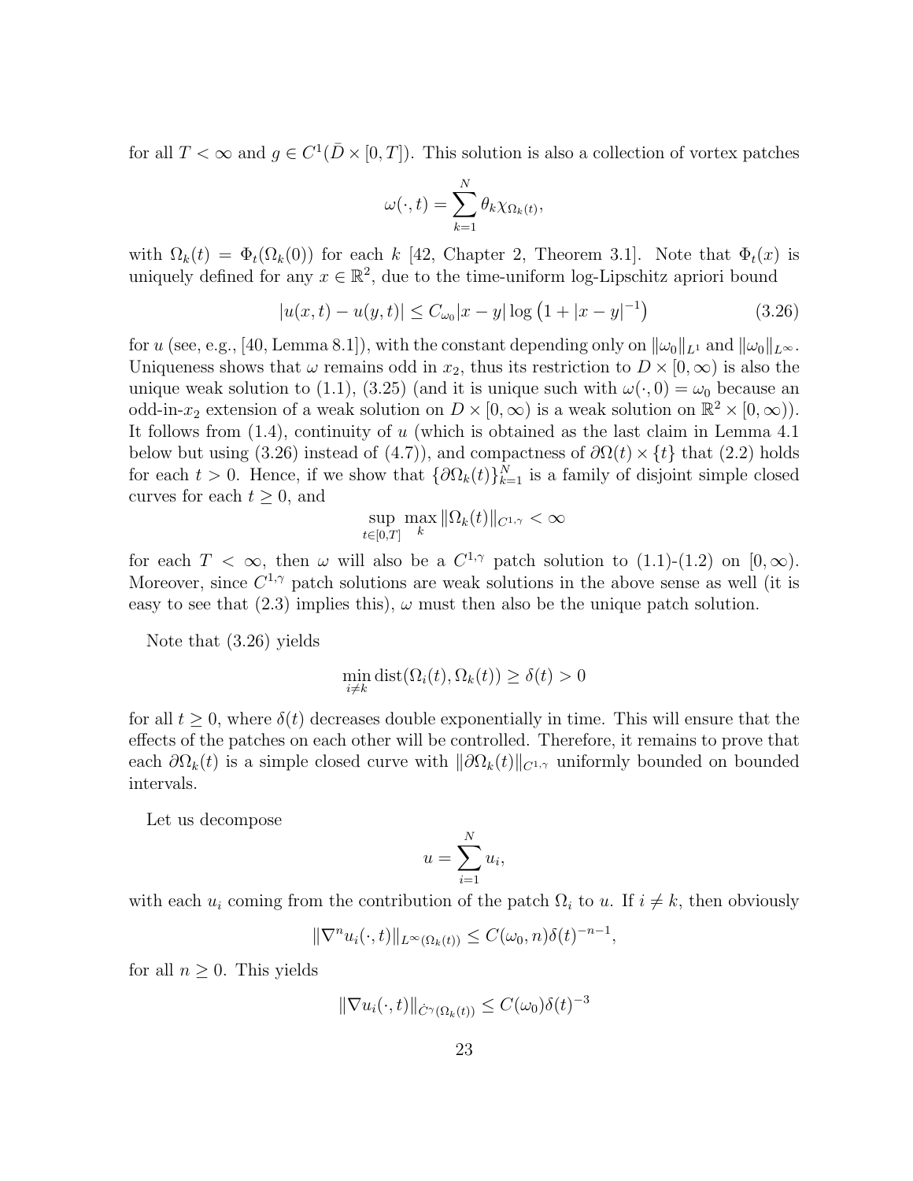for all $T < \infty$ and $g \in C^1(\bar{D} \times [0,T])$. This solution is also a collection of vortex patches

$$\omega(\cdot,t) = \sum_{k=1}^{N} \theta_k \chi_{\Omega_k(t)},$$

with $\Omega_k(t) = \Phi_t(\Omega_k(0))$ for each $k$ [42, Chapter 2, Theorem 3.1]. Note that $\Phi_t(x)$ is uniquely defined for any $x \in \mathbb{R}^2$, due to the time-uniform log-Lipschitz apriori bound

$$|u(x,t) - u(y,t)| \le C_{\omega_0} |x-y| \log\left(1 + |x-y|^{-1}\right) \tag{3.26}$$

for $u$ (see, e.g., [40, Lemma 8.1]), with the constant depending only on $\|\omega_0\|_{L^1}$ and $\|\omega_0\|_{L^\infty}$. Uniqueness shows that $\omega$ remains odd in $x_2$, thus its restriction to $D \times [0,\infty)$ is also the unique weak solution to (1.1), (3.25) (and it is unique such with $\omega(\cdot,0) = \omega_0$ because an odd-in-$x_2$ extension of a weak solution on $D \times [0,\infty)$ is a weak solution on $\mathbb{R}^2 \times [0,\infty)$). It follows from (1.4), continuity of $u$ (which is obtained as the last claim in Lemma 4.1 below but using (3.26) instead of (4.7)), and compactness of $\partial\Omega(t) \times \{t\}$ that (2.2) holds for each $t > 0$. Hence, if we show that $\{\partial\Omega_k(t)\}_{k=1}^N$ is a family of disjoint simple closed curves for each $t \ge 0$, and

$$\sup_{t\in[0,T]} \max_k \|\Omega_k(t)\|_{C^{1,\gamma}} < \infty$$

for each $T < \infty$, then $\omega$ will also be a $C^{1,\gamma}$ patch solution to (1.1)-(1.2) on $[0,\infty)$. Moreover, since $C^{1,\gamma}$ patch solutions are weak solutions in the above sense as well (it is easy to see that (2.3) implies this), $\omega$ must then also be the unique patch solution.

Note that (3.26) yields

$$\min_{i\neq k} \operatorname{dist}(\Omega_i(t), \Omega_k(t)) \ge \delta(t) > 0$$

for all $t \ge 0$, where $\delta(t)$ decreases double exponentially in time. This will ensure that the effects of the patches on each other will be controlled. Therefore, it remains to prove that each $\partial\Omega_k(t)$ is a simple closed curve with $\|\partial\Omega_k(t)\|_{C^{1,\gamma}}$ uniformly bounded on bounded intervals.

Let us decompose

$$u = \sum_{i=1}^{N} u_i,$$

with each $u_i$ coming from the contribution of the patch $\Omega_i$ to $u$. If $i \neq k$, then obviously

$$\|\nabla^n u_i(\cdot,t)\|_{L^\infty(\Omega_k(t))} \le C(\omega_0, n)\delta(t)^{-n-1},$$

for all $n \ge 0$. This yields

$$\|\nabla u_i(\cdot,t)\|_{\dot{C}^\gamma(\Omega_k(t))} \le C(\omega_0)\delta(t)^{-3}$$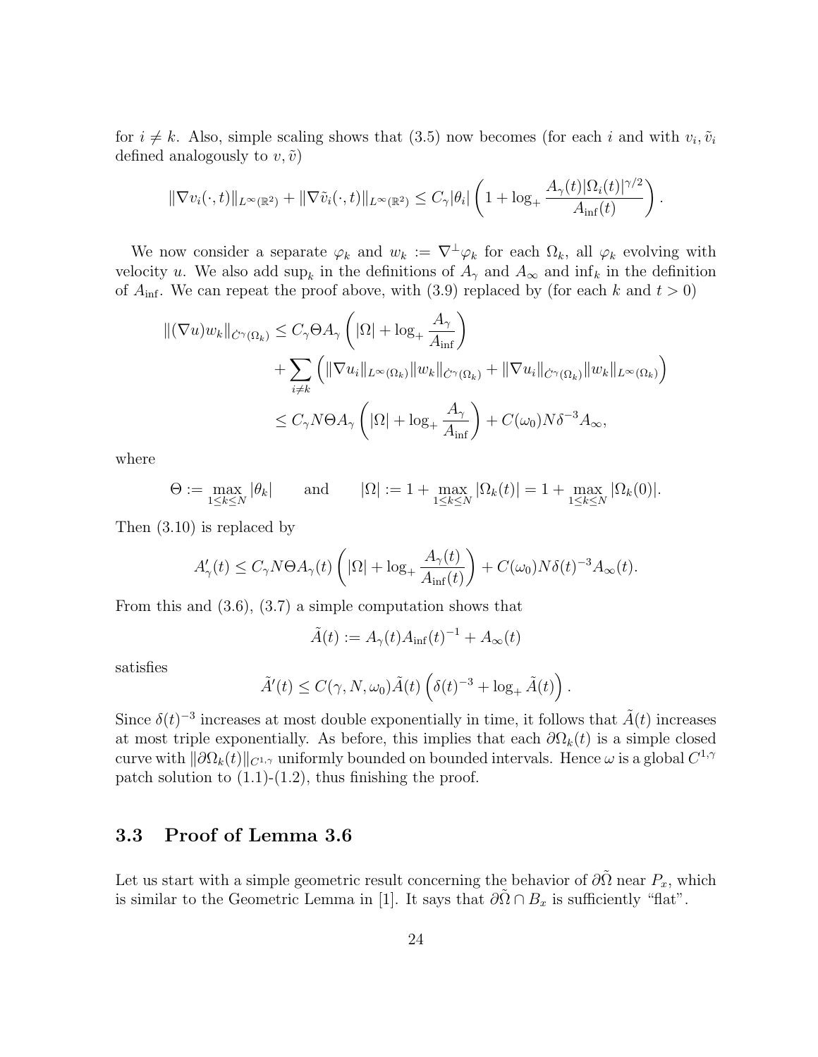for $i \neq k$. Also, simple scaling shows that (3.5) now becomes (for each $i$ and with $v_i, \tilde{v}_i$ defined analogously to $v, \tilde{v}$)

$$
\|\nabla v_i(\cdot,t)\|_{L^\infty(\mathbb{R}^2)} + \|\nabla \tilde{v}_i(\cdot,t)\|_{L^\infty(\mathbb{R}^2)} \leq C_\gamma |\theta_i| \left(1 + \log_+ \frac{A_\gamma(t)|\Omega_i(t)|^{\gamma/2}}{A_{\inf}(t)}\right).
$$

We now consider a separate $\varphi_k$ and $w_k := \nabla^\perp \varphi_k$ for each $\Omega_k$, all $\varphi_k$ evolving with velocity $u$. We also add $\sup_k$ in the definitions of $A_\gamma$ and $A_\infty$ and $\inf_k$ in the definition of $A_{\inf}$. We can repeat the proof above, with (3.9) replaced by (for each $k$ and $t > 0$)

$$
\begin{aligned}
\|(\nabla u) w_k\|_{\dot{C}^\gamma(\Omega_k)} &\leq C_\gamma \Theta A_\gamma \left(|\Omega| + \log_+ \frac{A_\gamma}{A_{\inf}}\right) \\
&\qquad + \sum_{i \neq k} \left( \|\nabla u_i\|_{L^\infty(\Omega_k)} \|w_k\|_{\dot{C}^\gamma(\Omega_k)} + \|\nabla u_i\|_{\dot{C}^\gamma(\Omega_k)} \|w_k\|_{L^\infty(\Omega_k)} \right) \\
&\leq C_\gamma N \Theta A_\gamma \left(|\Omega| + \log_+ \frac{A_\gamma}{A_{\inf}}\right) + C(\omega_0) N \delta^{-3} A_\infty,
\end{aligned}
$$

where

$$
\Theta := \max_{1 \leq k \leq N} |\theta_k| \qquad \text{and} \qquad |\Omega| := 1 + \max_{1 \leq k \leq N} |\Omega_k(t)| = 1 + \max_{1 \leq k \leq N} |\Omega_k(0)|.
$$

Then (3.10) is replaced by

$$
A'_\gamma(t) \leq C_\gamma N \Theta A_\gamma(t) \left(|\Omega| + \log_+ \frac{A_\gamma(t)}{A_{\inf}(t)}\right) + C(\omega_0) N \delta(t)^{-3} A_\infty(t).
$$

From this and (3.6), (3.7) a simple computation shows that

$$
\tilde{A}(t) := A_\gamma(t) A_{\inf}(t)^{-1} + A_\infty(t)
$$

satisfies

$$
\tilde{A}'(t) \leq C(\gamma, N, \omega_0) \tilde{A}(t) \left(\delta(t)^{-3} + \log_+ \tilde{A}(t)\right).
$$

Since $\delta(t)^{-3}$ increases at most double exponentially in time, it follows that $\tilde{A}(t)$ increases at most triple exponentially. As before, this implies that each $\partial\Omega_k(t)$ is a simple closed curve with $\|\partial\Omega_k(t)\|_{C^{1,\gamma}}$ uniformly bounded on bounded intervals. Hence $\omega$ is a global $C^{1,\gamma}$ patch solution to (1.1)-(1.2), thus finishing the proof.

### 3.3 Proof of Lemma 3.6

Let us start with a simple geometric result concerning the behavior of $\partial\tilde{\Omega}$ near $P_x$, which is similar to the Geometric Lemma in [1]. It says that $\partial\tilde{\Omega} \cap B_x$ is sufficiently "flat".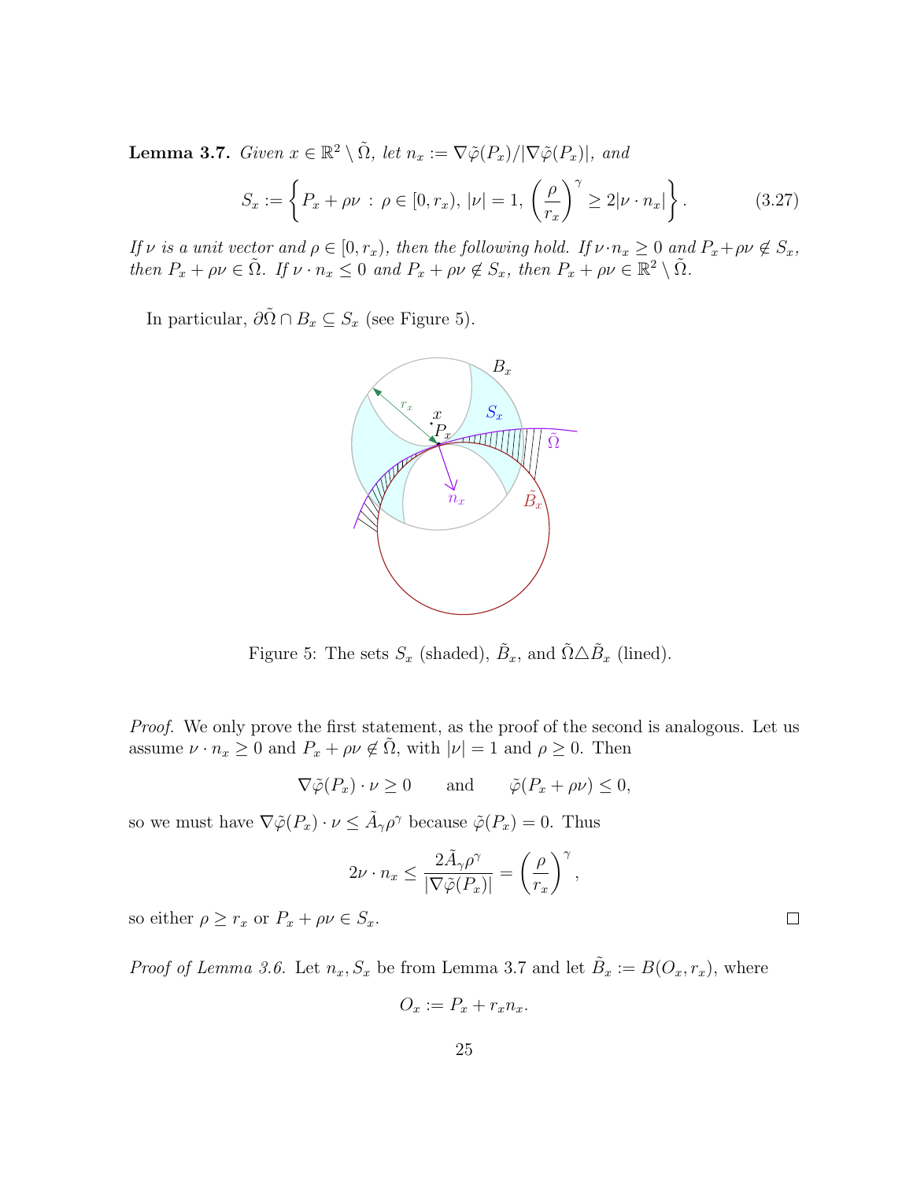**Lemma 3.7.** *Given $x \in \mathbb{R}^2 \setminus \tilde{\Omega}$, let $n_x := \nabla\tilde{\varphi}(P_x)/|\nabla\tilde{\varphi}(P_x)|$, and*

$$S_x := \left\{ P_x + \rho\nu \,:\, \rho \in [0, r_x),\, |\nu| = 1,\, \left(\frac{\rho}{r_x}\right)^{\gamma} \geq 2|\nu \cdot n_x| \right\}. \tag{3.27}$$

*If $\nu$ is a unit vector and $\rho \in [0, r_x)$, then the following hold. If $\nu \cdot n_x \geq 0$ and $P_x + \rho\nu \notin S_x$, then $P_x + \rho\nu \in \tilde{\Omega}$. If $\nu \cdot n_x \leq 0$ and $P_x + \rho\nu \notin S_x$, then $P_x + \rho\nu \in \mathbb{R}^2 \setminus \tilde{\Omega}$.*

In particular, $\partial\tilde{\Omega} \cap B_x \subseteq S_x$ (see Figure 5).

Figure 5: The sets $S_x$ (shaded), $\tilde{B}_x$, and $\tilde{\Omega} \triangle \tilde{B}_x$ (lined).

*Proof.* We only prove the first statement, as the proof of the second is analogous. Let us assume $\nu \cdot n_x \geq 0$ and $P_x + \rho\nu \notin \tilde{\Omega}$, with $|\nu| = 1$ and $\rho \geq 0$. Then

$$\nabla\tilde{\varphi}(P_x) \cdot \nu \geq 0 \qquad \text{and} \qquad \tilde{\varphi}(P_x + \rho\nu) \leq 0,$$

so we must have $\nabla\tilde{\varphi}(P_x) \cdot \nu \leq \tilde{A}_\gamma \rho^\gamma$ because $\tilde{\varphi}(P_x) = 0$. Thus

$$2\nu \cdot n_x \leq \frac{2\tilde{A}_\gamma \rho^\gamma}{|\nabla\tilde{\varphi}(P_x)|} = \left(\frac{\rho}{r_x}\right)^{\gamma},$$

so either $\rho \geq r_x$ or $P_x + \rho\nu \in S_x$. $\square$

*Proof of Lemma 3.6.* Let $n_x, S_x$ be from Lemma 3.7 and let $\tilde{B}_x := B(O_x, r_x)$, where

$$O_x := P_x + r_x n_x.$$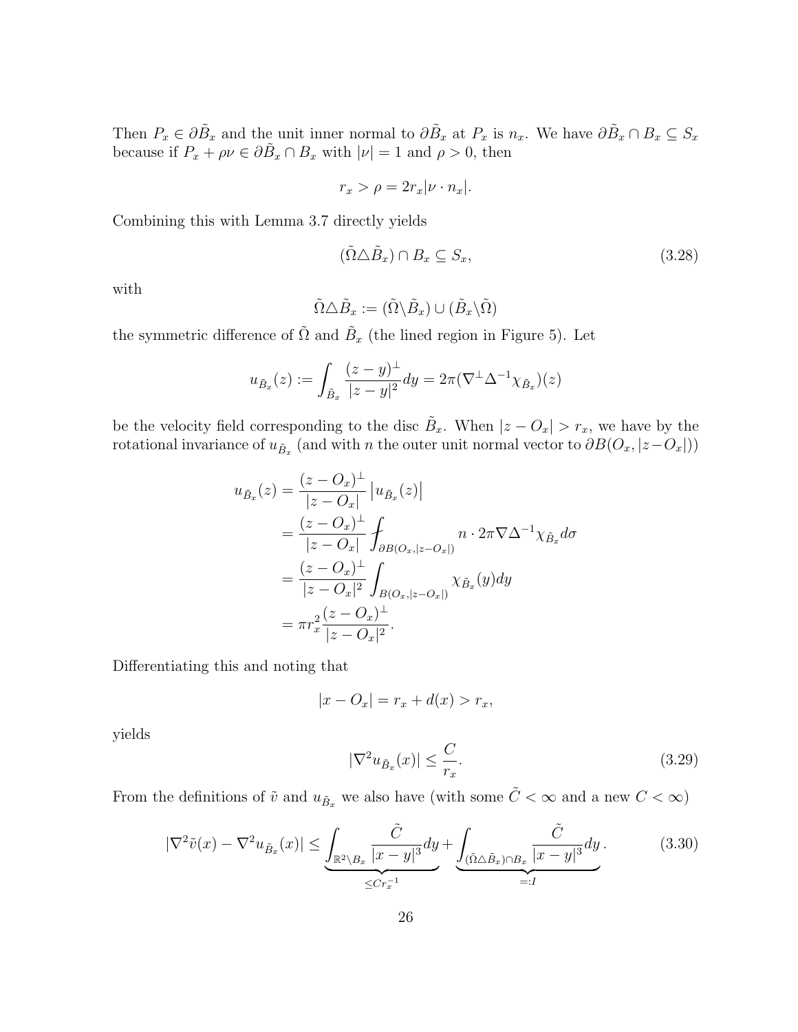Then $P_x \in \partial\tilde{B}_x$ and the unit inner normal to $\partial\tilde{B}_x$ at $P_x$ is $n_x$. We have $\partial\tilde{B}_x \cap B_x \subseteq S_x$ because if $P_x + \rho\nu \in \partial\tilde{B}_x \cap B_x$ with $|\nu| = 1$ and $\rho > 0$, then

$$r_x > \rho = 2r_x|\nu \cdot n_x|.$$

Combining this with Lemma 3.7 directly yields

$$(\tilde{\Omega} \triangle \tilde{B}_x) \cap B_x \subseteq S_x, \tag{3.28}$$

with

$$\tilde{\Omega} \triangle \tilde{B}_x := (\tilde{\Omega} \backslash \tilde{B}_x) \cup (\tilde{B}_x \backslash \tilde{\Omega})$$

the symmetric difference of $\tilde{\Omega}$ and $\tilde{B}_x$ (the lined region in Figure 5). Let

$$u_{\tilde{B}_x}(z) := \int_{\tilde{B}_x} \frac{(z-y)^\perp}{|z-y|^2} dy = 2\pi(\nabla^\perp \Delta^{-1} \chi_{\tilde{B}_x})(z)$$

be the velocity field corresponding to the disc $\tilde{B}_x$. When $|z - O_x| > r_x$, we have by the rotational invariance of $u_{\tilde{B}_x}$ (and with $n$ the outer unit normal vector to $\partial B(O_x, |z-O_x|)$)

$$\begin{aligned}
u_{\tilde{B}_x}(z) &= \frac{(z-O_x)^\perp}{|z-O_x|} \left| u_{\tilde{B}_x}(z) \right| \\
&= \frac{(z-O_x)^\perp}{|z-O_x|} \fint_{\partial B(O_x, |z-O_x|)} n \cdot 2\pi \nabla \Delta^{-1} \chi_{\tilde{B}_x} d\sigma \\
&= \frac{(z-O_x)^\perp}{|z-O_x|^2} \int_{B(O_x, |z-O_x|)} \chi_{\tilde{B}_x}(y) dy \\
&= \pi r_x^2 \frac{(z-O_x)^\perp}{|z-O_x|^2}.
\end{aligned}$$

Differentiating this and noting that

$$|x - O_x| = r_x + d(x) > r_x,$$

yields

$$|\nabla^2 u_{\tilde{B}_x}(x)| \leq \frac{C}{r_x}. \tag{3.29}$$

From the definitions of $\tilde{v}$ and $u_{\tilde{B}_x}$ we also have (with some $\tilde{C} < \infty$ and a new $C < \infty$)

$$|\nabla^2 \tilde{v}(x) - \nabla^2 u_{\tilde{B}_x}(x)| \leq \underbrace{\int_{\mathbb{R}^2 \backslash B_x} \frac{\tilde{C}}{|x-y|^3} dy}_{\leq C r_x^{-1}} + \underbrace{\int_{(\tilde{\Omega} \triangle \tilde{B}_x) \cap B_x} \frac{\tilde{C}}{|x-y|^3} dy}_{=:I}. \tag{3.30}$$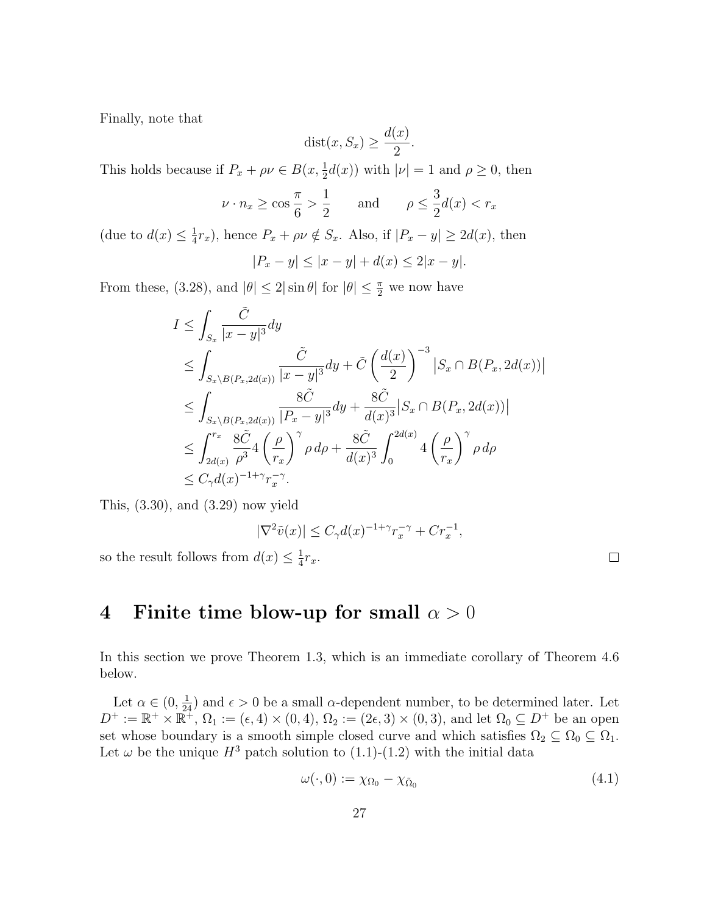Finally, note that

$$\operatorname{dist}(x, S_x) \geq \frac{d(x)}{2}.$$

This holds because if $P_x + \rho\nu \in B(x, \frac{1}{2}d(x))$ with $|\nu| = 1$ and $\rho \geq 0$, then

$$\nu \cdot n_x \geq \cos\frac{\pi}{6} > \frac{1}{2} \qquad \text{and} \qquad \rho \leq \frac{3}{2}d(x) < r_x$$

(due to $d(x) \leq \frac{1}{4}r_x$), hence $P_x + \rho\nu \notin S_x$. Also, if $|P_x - y| \geq 2d(x)$, then

$$|P_x - y| \leq |x - y| + d(x) \leq 2|x - y|.$$

From these, (3.28), and $|\theta| \leq 2|\sin\theta|$ for $|\theta| \leq \frac{\pi}{2}$ we now have

$$\begin{aligned}
I &\leq \int_{S_x} \frac{\tilde{C}}{|x-y|^3} dy \\
&\leq \int_{S_x \setminus B(P_x, 2d(x))} \frac{\tilde{C}}{|x-y|^3} dy + \tilde{C}\left(\frac{d(x)}{2}\right)^{-3} \big|S_x \cap B(P_x, 2d(x))\big| \\
&\leq \int_{S_x \setminus B(P_x, 2d(x))} \frac{8\tilde{C}}{|P_x - y|^3} dy + \frac{8\tilde{C}}{d(x)^3}\big|S_x \cap B(P_x, 2d(x))\big| \\
&\leq \int_{2d(x)}^{r_x} \frac{8\tilde{C}}{\rho^3} 4\left(\frac{\rho}{r_x}\right)^{\gamma} \rho\, d\rho + \frac{8\tilde{C}}{d(x)^3}\int_0^{2d(x)} 4\left(\frac{\rho}{r_x}\right)^{\gamma} \rho\, d\rho \\
&\leq C_\gamma d(x)^{-1+\gamma} r_x^{-\gamma}.
\end{aligned}$$

This, (3.30), and (3.29) now yield

$$|\nabla^2 \tilde{v}(x)| \leq C_\gamma d(x)^{-1+\gamma} r_x^{-\gamma} + C r_x^{-1},$$

so the result follows from $d(x) \leq \frac{1}{4}r_x$. $\square$

# 4 Finite time blow-up for small $\alpha > 0$

In this section we prove Theorem 1.3, which is an immediate corollary of Theorem 4.6 below.

Let $\alpha \in (0, \frac{1}{24})$ and $\epsilon > 0$ be a small $\alpha$-dependent number, to be determined later. Let $D^+ := \mathbb{R}^+ \times \mathbb{R}^+$, $\Omega_1 := (\epsilon, 4) \times (0, 4)$, $\Omega_2 := (2\epsilon, 3) \times (0, 3)$, and let $\Omega_0 \subseteq D^+$ be an open set whose boundary is a smooth simple closed curve and which satisfies $\Omega_2 \subseteq \Omega_0 \subseteq \Omega_1$. Let $\omega$ be the unique $H^3$ patch solution to (1.1)-(1.2) with the initial data

$$\omega(\cdot, 0) := \chi_{\Omega_0} - \chi_{\bar{\Omega}_0} \tag{4.1}$$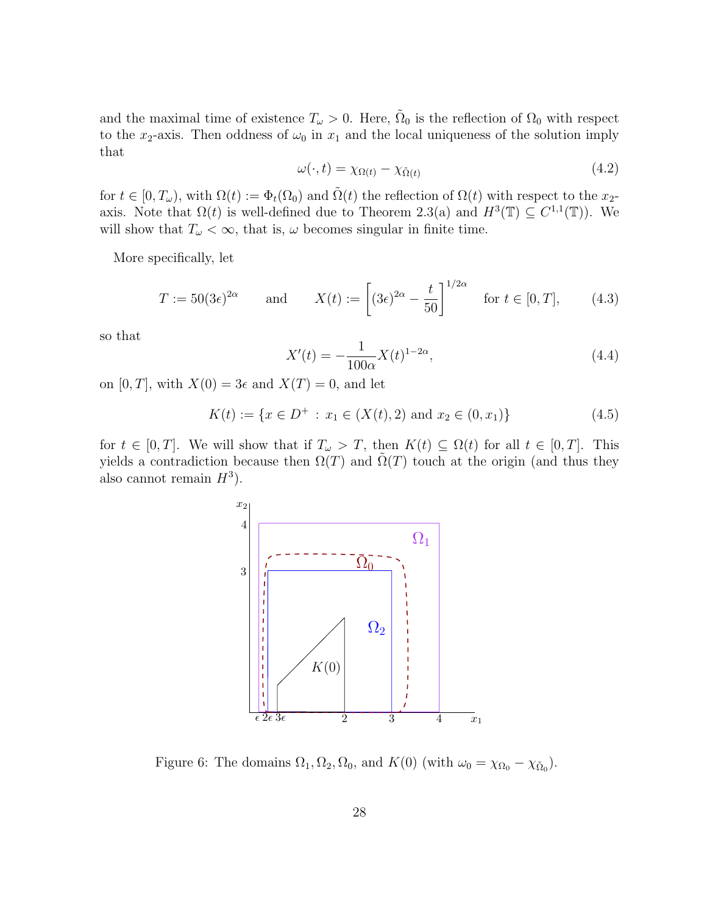and the maximal time of existence $T_\omega > 0$. Here, $\tilde{\Omega}_0$ is the reflection of $\Omega_0$ with respect to the $x_2$-axis. Then oddness of $\omega_0$ in $x_1$ and the local uniqueness of the solution imply that

$$\omega(\cdot, t) = \chi_{\Omega(t)} - \chi_{\tilde{\Omega}(t)} \tag{4.2}$$

for $t \in [0, T_\omega)$, with $\Omega(t) := \Phi_t(\Omega_0)$ and $\tilde{\Omega}(t)$ the reflection of $\Omega(t)$ with respect to the $x_2$-axis. Note that $\Omega(t)$ is well-defined due to Theorem 2.3(a) and $H^3(\mathbb{T}) \subseteq C^{1,1}(\mathbb{T})$). We will show that $T_\omega < \infty$, that is, $\omega$ becomes singular in finite time.

More specifically, let

$$T := 50(3\epsilon)^{2\alpha} \qquad \text{and} \qquad X(t) := \left[ (3\epsilon)^{2\alpha} - \frac{t}{50} \right]^{1/2\alpha} \quad \text{for } t \in [0, T], \tag{4.3}$$

so that

$$X'(t) = -\frac{1}{100\alpha} X(t)^{1-2\alpha}, \tag{4.4}$$

on $[0, T]$, with $X(0) = 3\epsilon$ and $X(T) = 0$, and let

$$K(t) := \{ x \in D^+ : x_1 \in (X(t), 2) \text{ and } x_2 \in (0, x_1) \} \tag{4.5}$$

for $t \in [0, T]$. We will show that if $T_\omega > T$, then $K(t) \subseteq \Omega(t)$ for all $t \in [0, T]$. This yields a contradiction because then $\Omega(T)$ and $\tilde{\Omega}(T)$ touch at the origin (and thus they also cannot remain $H^3$).

Figure 6: The domains $\Omega_1, \Omega_2, \Omega_0$, and $K(0)$ (with $\omega_0 = \chi_{\Omega_0} - \chi_{\tilde{\Omega}_0}$).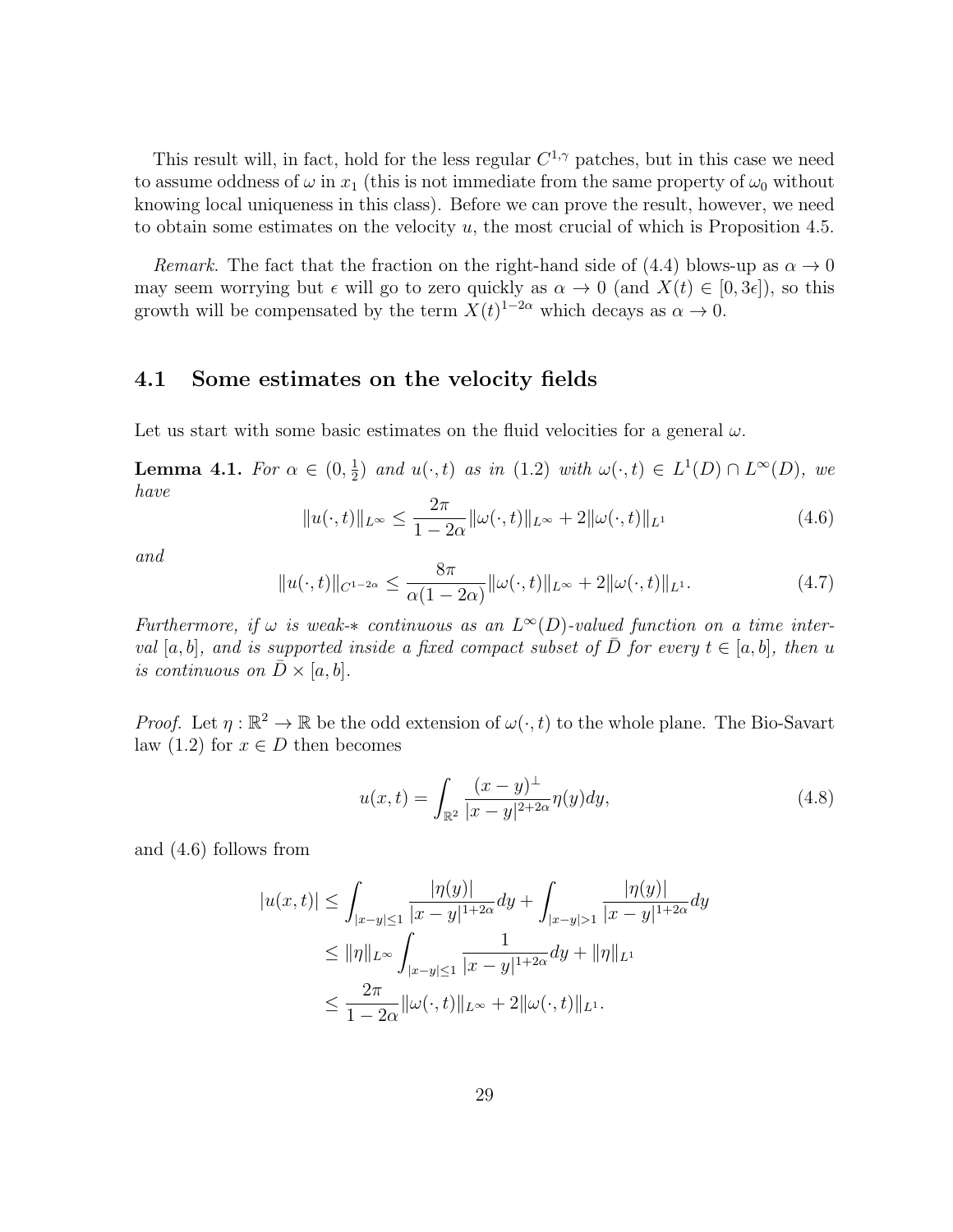This result will, in fact, hold for the less regular $C^{1,\gamma}$ patches, but in this case we need to assume oddness of $\omega$ in $x_1$ (this is not immediate from the same property of $\omega_0$ without knowing local uniqueness in this class). Before we can prove the result, however, we need to obtain some estimates on the velocity $u$, the most crucial of which is Proposition 4.5.

*Remark.* The fact that the fraction on the right-hand side of (4.4) blows-up as $\alpha \to 0$ may seem worrying but $\epsilon$ will go to zero quickly as $\alpha \to 0$ (and $X(t) \in [0, 3\epsilon]$), so this growth will be compensated by the term $X(t)^{1-2\alpha}$ which decays as $\alpha \to 0$.

### 4.1 Some estimates on the velocity fields

Let us start with some basic estimates on the fluid velocities for a general $\omega$.

**Lemma 4.1.** *For $\alpha \in (0, \frac{1}{2})$ and $u(\cdot, t)$ as in (1.2) with $\omega(\cdot, t) \in L^1(D) \cap L^\infty(D)$, we have*

$$\|u(\cdot, t)\|_{L^\infty} \leq \frac{2\pi}{1-2\alpha}\|\omega(\cdot, t)\|_{L^\infty} + 2\|\omega(\cdot, t)\|_{L^1} \tag{4.6}$$

*and*

$$\|u(\cdot, t)\|_{C^{1-2\alpha}} \leq \frac{8\pi}{\alpha(1-2\alpha)}\|\omega(\cdot, t)\|_{L^\infty} + 2\|\omega(\cdot, t)\|_{L^1}. \tag{4.7}$$

*Furthermore, if $\omega$ is weak-$*$ continuous as an $L^\infty(D)$-valued function on a time interval $[a, b]$, and is supported inside a fixed compact subset of $\bar{D}$ for every $t \in [a, b]$, then $u$ is continuous on $\bar{D} \times [a, b]$.*

*Proof.* Let $\eta : \mathbb{R}^2 \to \mathbb{R}$ be the odd extension of $\omega(\cdot, t)$ to the whole plane. The Bio-Savart law (1.2) for $x \in D$ then becomes

$$u(x, t) = \int_{\mathbb{R}^2} \frac{(x-y)^\perp}{|x-y|^{2+2\alpha}}\eta(y)dy, \tag{4.8}$$

and (4.6) follows from

$$\begin{aligned}
|u(x, t)| &\leq \int_{|x-y|\leq 1} \frac{|\eta(y)|}{|x-y|^{1+2\alpha}}dy + \int_{|x-y|>1} \frac{|\eta(y)|}{|x-y|^{1+2\alpha}}dy \\
&\leq \|\eta\|_{L^\infty} \int_{|x-y|\leq 1} \frac{1}{|x-y|^{1+2\alpha}}dy + \|\eta\|_{L^1} \\
&\leq \frac{2\pi}{1-2\alpha}\|\omega(\cdot, t)\|_{L^\infty} + 2\|\omega(\cdot, t)\|_{L^1}.
\end{aligned}$$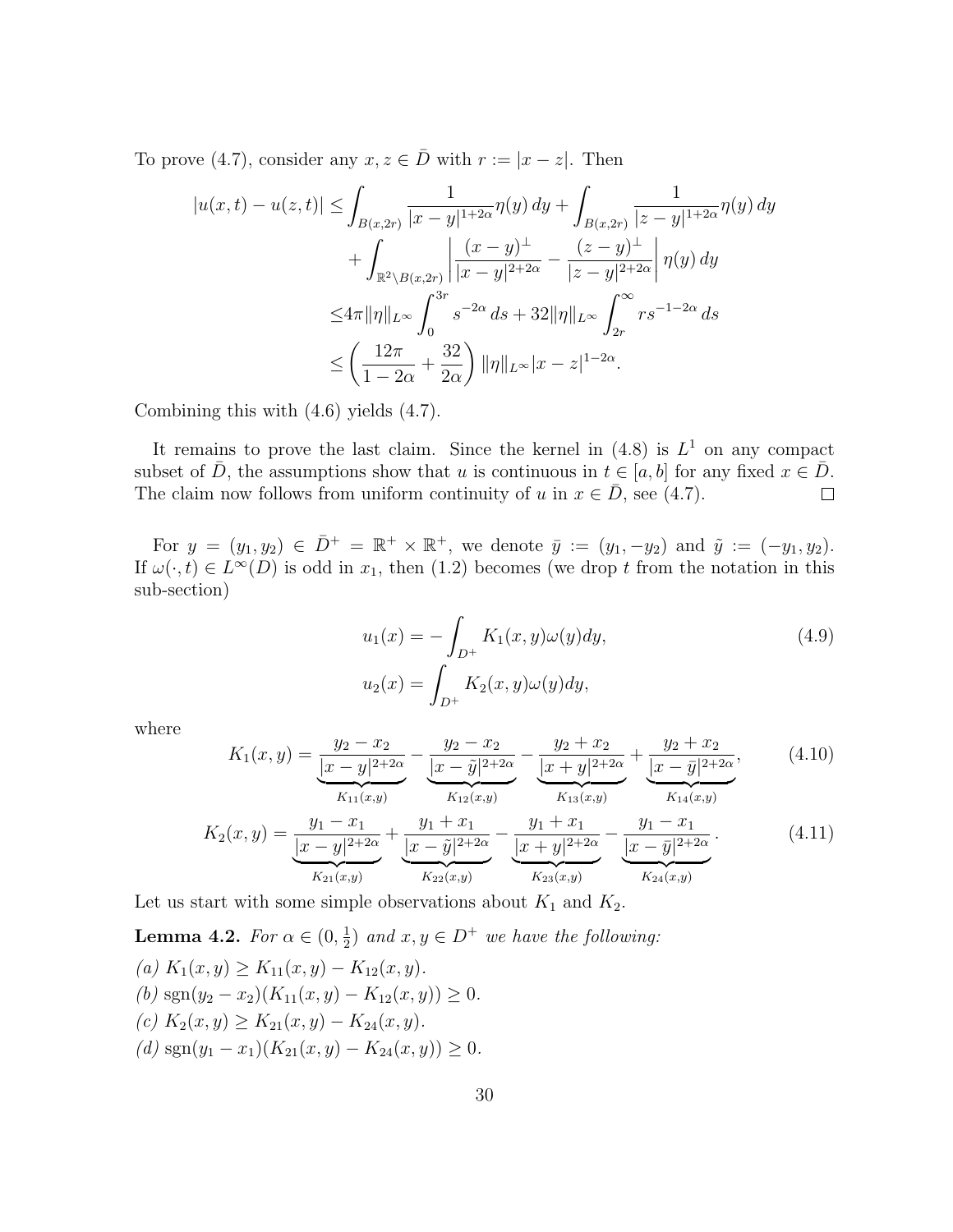To prove (4.7), consider any $x, z \in \bar{D}$ with $r := |x - z|$. Then

$$
\begin{aligned}
|u(x,t) - u(z,t)| \leq & \int_{B(x,2r)} \frac{1}{|x-y|^{1+2\alpha}} \eta(y)\, dy + \int_{B(x,2r)} \frac{1}{|z-y|^{1+2\alpha}} \eta(y)\, dy \\
& + \int_{\mathbb{R}^2 \setminus B(x,2r)} \left| \frac{(x-y)^\perp}{|x-y|^{2+2\alpha}} - \frac{(z-y)^\perp}{|z-y|^{2+2\alpha}} \right| \eta(y)\, dy \\
\leq & 4\pi \|\eta\|_{L^\infty} \int_0^{3r} s^{-2\alpha}\, ds + 32 \|\eta\|_{L^\infty} \int_{2r}^\infty r s^{-1-2\alpha}\, ds \\
\leq & \left( \frac{12\pi}{1-2\alpha} + \frac{32}{2\alpha} \right) \|\eta\|_{L^\infty} |x-z|^{1-2\alpha}.
\end{aligned}
$$

Combining this with (4.6) yields (4.7).

It remains to prove the last claim. Since the kernel in (4.8) is $L^1$ on any compact subset of $\bar{D}$, the assumptions show that $u$ is continuous in $t \in [a,b]$ for any fixed $x \in \bar{D}$. The claim now follows from uniform continuity of $u$ in $x \in \bar{D}$, see (4.7). $\square$

For $y = (y_1, y_2) \in \bar{D}^+ = \mathbb{R}^+ \times \mathbb{R}^+$, we denote $\bar{y} := (y_1, -y_2)$ and $\tilde{y} := (-y_1, y_2)$. If $\omega(\cdot, t) \in L^\infty(D)$ is odd in $x_1$, then (1.2) becomes (we drop $t$ from the notation in this sub-section)

$$
\begin{aligned}
u_1(x) &= -\int_{D^+} K_1(x,y) \omega(y) dy, \\
u_2(x) &= \int_{D^+} K_2(x,y) \omega(y) dy,
\end{aligned}
\tag{4.9}
$$

where

$$
K_1(x,y) = \underbrace{\frac{y_2 - x_2}{|x-y|^{2+2\alpha}}}_{K_{11}(x,y)} - \underbrace{\frac{y_2 - x_2}{|x-\tilde{y}|^{2+2\alpha}}}_{K_{12}(x,y)} - \underbrace{\frac{y_2 + x_2}{|x+y|^{2+2\alpha}}}_{K_{13}(x,y)} + \underbrace{\frac{y_2 + x_2}{|x-\bar{y}|^{2+2\alpha}}}_{K_{14}(x,y)}, \tag{4.10}
$$

$$
K_2(x,y) = \underbrace{\frac{y_1 - x_1}{|x-y|^{2+2\alpha}}}_{K_{21}(x,y)} + \underbrace{\frac{y_1 + x_1}{|x-\tilde{y}|^{2+2\alpha}}}_{K_{22}(x,y)} - \underbrace{\frac{y_1 + x_1}{|x+y|^{2+2\alpha}}}_{K_{23}(x,y)} - \underbrace{\frac{y_1 - x_1}{|x-\bar{y}|^{2+2\alpha}}}_{K_{24}(x,y)}. \tag{4.11}
$$

Let us start with some simple observations about $K_1$ and $K_2$.

**Lemma 4.2.** *For $\alpha \in (0, \frac{1}{2})$ and $x, y \in D^+$ we have the following:*

*(a)* $K_1(x,y) \geq K_{11}(x,y) - K_{12}(x,y)$.

*(b)* $\operatorname{sgn}(y_2 - x_2)(K_{11}(x,y) - K_{12}(x,y)) \geq 0$.

*(c)* $K_2(x,y) \geq K_{21}(x,y) - K_{24}(x,y)$.

*(d)* $\operatorname{sgn}(y_1 - x_1)(K_{21}(x,y) - K_{24}(x,y)) \geq 0$.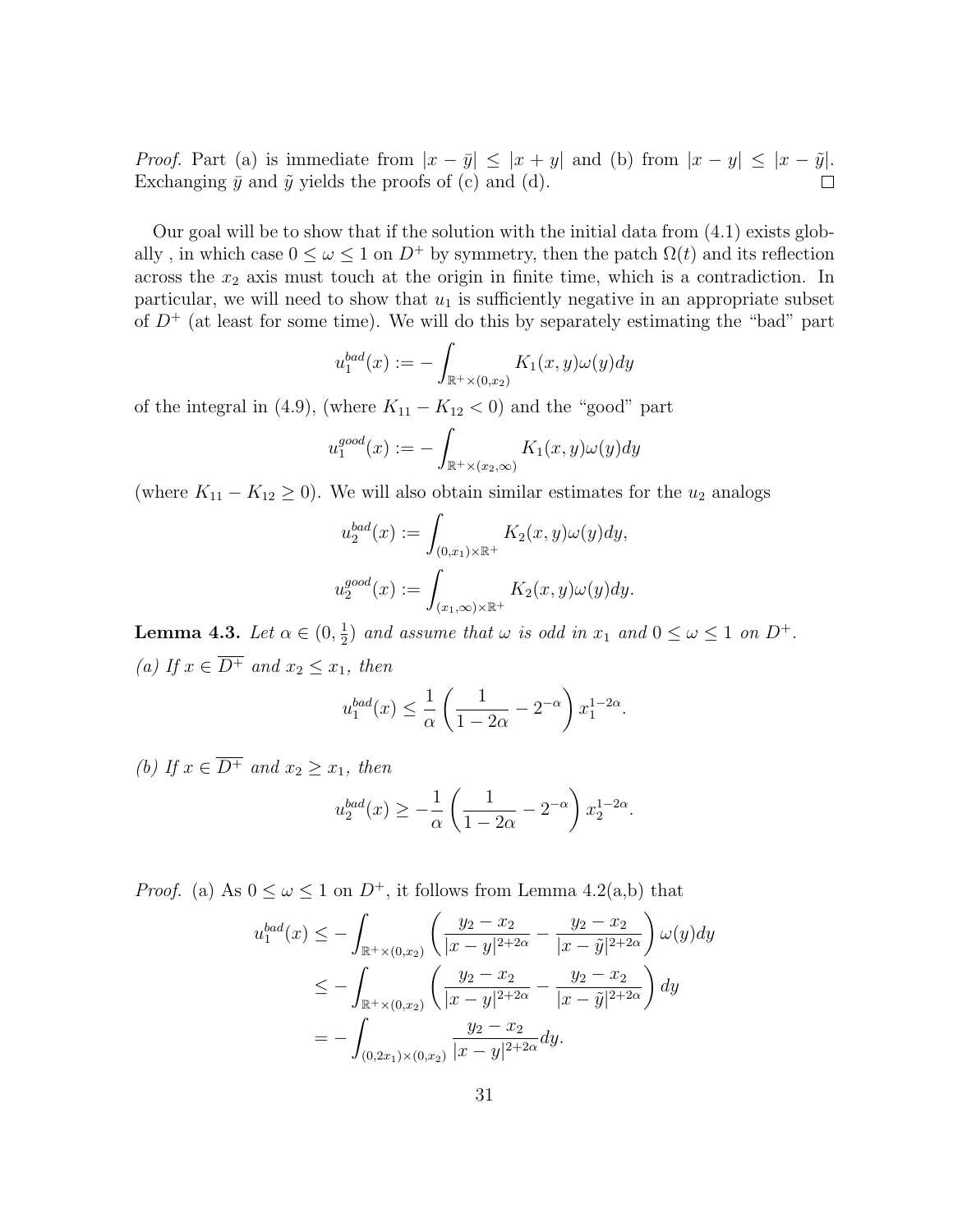*Proof.* Part (a) is immediate from $|x - \bar{y}| \leq |x + y|$ and (b) from $|x - y| \leq |x - \tilde{y}|$. Exchanging $\bar{y}$ and $\tilde{y}$ yields the proofs of (c) and (d). $\square$

Our goal will be to show that if the solution with the initial data from (4.1) exists globally , in which case $0 \leq \omega \leq 1$ on $D^+$ by symmetry, then the patch $\Omega(t)$ and its reflection across the $x_2$ axis must touch at the origin in finite time, which is a contradiction. In particular, we will need to show that $u_1$ is sufficiently negative in an appropriate subset of $D^+$ (at least for some time). We will do this by separately estimating the "bad" part

$$u_1^{bad}(x) := -\int_{\mathbb{R}^+ \times (0,x_2)} K_1(x,y)\omega(y)dy$$

of the integral in (4.9), (where $K_{11} - K_{12} < 0$) and the "good" part

$$u_1^{good}(x) := -\int_{\mathbb{R}^+ \times (x_2,\infty)} K_1(x,y)\omega(y)dy$$

(where $K_{11} - K_{12} \geq 0$). We will also obtain similar estimates for the $u_2$ analogs

$$u_2^{bad}(x) := \int_{(0,x_1) \times \mathbb{R}^+} K_2(x,y)\omega(y)dy,$$

$$u_2^{good}(x) := \int_{(x_1,\infty) \times \mathbb{R}^+} K_2(x,y)\omega(y)dy.$$

**Lemma 4.3.** *Let $\alpha \in (0, \frac{1}{2})$ and assume that $\omega$ is odd in $x_1$ and $0 \leq \omega \leq 1$ on $D^+$.*

*(a) If $x \in \overline{D^+}$ and $x_2 \leq x_1$, then*

$$u_1^{bad}(x) \leq \frac{1}{\alpha}\left(\frac{1}{1-2\alpha} - 2^{-\alpha}\right) x_1^{1-2\alpha}.$$

*(b) If $x \in \overline{D^+}$ and $x_2 \geq x_1$, then*

$$u_2^{bad}(x) \geq -\frac{1}{\alpha}\left(\frac{1}{1-2\alpha} - 2^{-\alpha}\right) x_2^{1-2\alpha}.$$

*Proof.* (a) As $0 \leq \omega \leq 1$ on $D^+$, it follows from Lemma 4.2(a,b) that

$$\begin{aligned}
u_1^{bad}(x) &\leq -\int_{\mathbb{R}^+ \times (0,x_2)} \left(\frac{y_2 - x_2}{|x-y|^{2+2\alpha}} - \frac{y_2 - x_2}{|x - \tilde{y}|^{2+2\alpha}}\right)\omega(y)dy \\
&\leq -\int_{\mathbb{R}^+ \times (0,x_2)} \left(\frac{y_2 - x_2}{|x-y|^{2+2\alpha}} - \frac{y_2 - x_2}{|x - \tilde{y}|^{2+2\alpha}}\right)dy \\
&= -\int_{(0,2x_1) \times (0,x_2)} \frac{y_2 - x_2}{|x-y|^{2+2\alpha}}dy.
\end{aligned}$$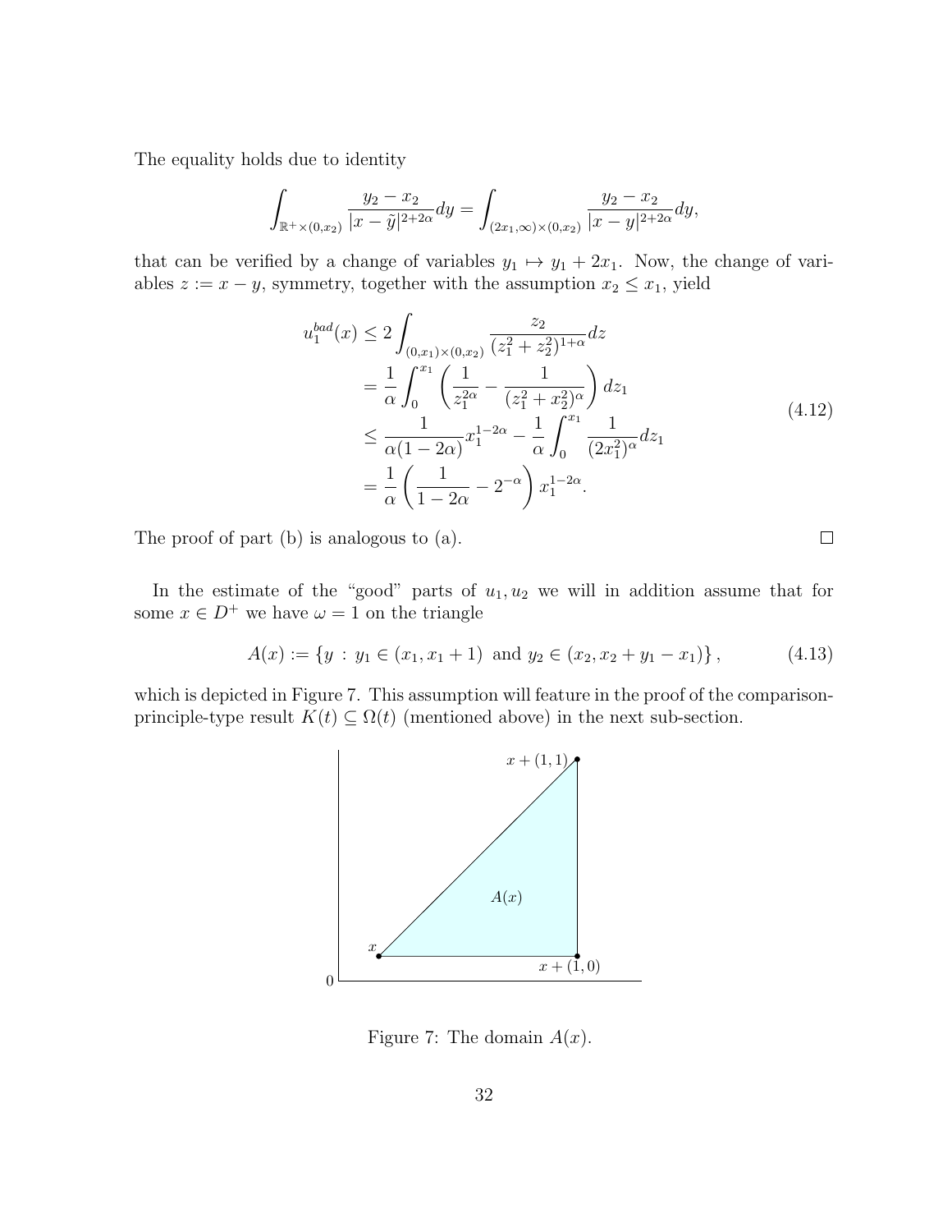The equality holds due to identity

$$\int_{\mathbb{R}^+\times(0,x_2)} \frac{y_2 - x_2}{|x-\tilde{y}|^{2+2\alpha}} dy = \int_{(2x_1,\infty)\times(0,x_2)} \frac{y_2 - x_2}{|x-y|^{2+2\alpha}} dy,$$

that can be verified by a change of variables $y_1 \mapsto y_1 + 2x_1$. Now, the change of variables $z := x - y$, symmetry, together with the assumption $x_2 \le x_1$, yield

$$\begin{aligned}
u_1^{bad}(x) &\le 2 \int_{(0,x_1)\times(0,x_2)} \frac{z_2}{(z_1^2+z_2^2)^{1+\alpha}} dz \\
&= \frac{1}{\alpha}\int_0^{x_1} \left( \frac{1}{z_1^{2\alpha}} - \frac{1}{(z_1^2+x_2^2)^{\alpha}} \right) dz_1 \\
&\le \frac{1}{\alpha(1-2\alpha)} x_1^{1-2\alpha} - \frac{1}{\alpha}\int_0^{x_1} \frac{1}{(2x_1^2)^{\alpha}} dz_1 \\
&= \frac{1}{\alpha}\left( \frac{1}{1-2\alpha} - 2^{-\alpha} \right) x_1^{1-2\alpha}.
\end{aligned} \tag{4.12}$$

The proof of part (b) is analogous to (a). $\square$

In the estimate of the "good" parts of $u_1, u_2$ we will in addition assume that for some $x \in D^+$ we have $\omega = 1$ on the triangle

$$A(x) := \{ y \,:\, y_1 \in (x_1, x_1+1) \text{ and } y_2 \in (x_2, x_2 + y_1 - x_1) \}, \tag{4.13}$$

which is depicted in Figure 7. This assumption will feature in the proof of the comparison-principle-type result $K(t) \subseteq \Omega(t)$ (mentioned above) in the next sub-section.

Figure 7: The domain $A(x)$.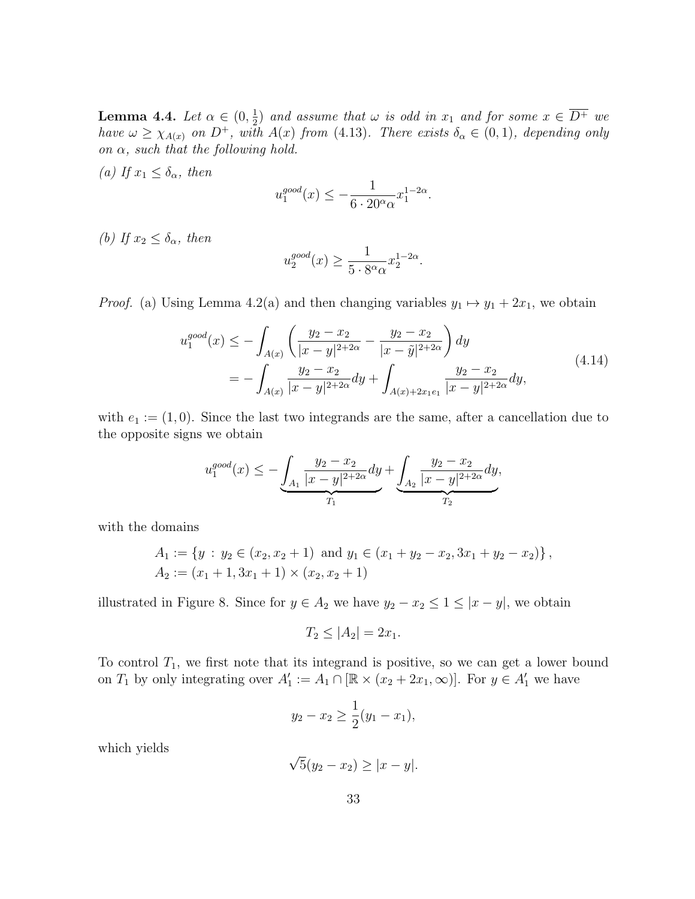**Lemma 4.4.** *Let $\alpha \in (0, \frac{1}{2})$ and assume that $\omega$ is odd in $x_1$ and for some $x \in \overline{D^+}$ we have $\omega \geq \chi_{A(x)}$ on $D^+$, with $A(x)$ from (4.13). There exists $\delta_\alpha \in (0,1)$, depending only on $\alpha$, such that the following hold.*

*(a) If $x_1 \leq \delta_\alpha$, then*

$$u_1^{good}(x) \leq -\frac{1}{6 \cdot 20^\alpha \alpha} x_1^{1-2\alpha}.$$

*(b) If $x_2 \leq \delta_\alpha$, then*

$$u_2^{good}(x) \geq \frac{1}{5 \cdot 8^\alpha \alpha} x_2^{1-2\alpha}.$$

*Proof.* (a) Using Lemma 4.2(a) and then changing variables $y_1 \mapsto y_1 + 2x_1$, we obtain

$$\begin{aligned} u_1^{good}(x) &\leq -\int_{A(x)} \left( \frac{y_2 - x_2}{|x-y|^{2+2\alpha}} - \frac{y_2 - x_2}{|x-\tilde{y}|^{2+2\alpha}} \right) dy \\ &= -\int_{A(x)} \frac{y_2 - x_2}{|x-y|^{2+2\alpha}} dy + \int_{A(x)+2x_1 e_1} \frac{y_2 - x_2}{|x-y|^{2+2\alpha}} dy, \end{aligned} \tag{4.14}$$

with $e_1 := (1,0)$. Since the last two integrands are the same, after a cancellation due to the opposite signs we obtain

$$u_1^{good}(x) \leq -\underbrace{\int_{A_1} \frac{y_2 - x_2}{|x-y|^{2+2\alpha}} dy}_{T_1} + \underbrace{\int_{A_2} \frac{y_2 - x_2}{|x-y|^{2+2\alpha}} dy}_{T_2},$$

with the domains

$$\begin{aligned} A_1 &:= \{ y \,:\, y_2 \in (x_2, x_2 + 1) \text{ and } y_1 \in (x_1 + y_2 - x_2, 3x_1 + y_2 - x_2) \}, \\ A_2 &:= (x_1 + 1, 3x_1 + 1) \times (x_2, x_2 + 1) \end{aligned}$$

illustrated in Figure 8. Since for $y \in A_2$ we have $y_2 - x_2 \leq 1 \leq |x - y|$, we obtain

$$T_2 \leq |A_2| = 2x_1.$$

To control $T_1$, we first note that its integrand is positive, so we can get a lower bound on $T_1$ by only integrating over $A_1' := A_1 \cap [\mathbb{R} \times (x_2 + 2x_1, \infty)]$. For $y \in A_1'$ we have

$$y_2 - x_2 \geq \frac{1}{2}(y_1 - x_1),$$

which yields

$$\sqrt{5}(y_2 - x_2) \geq |x - y|.$$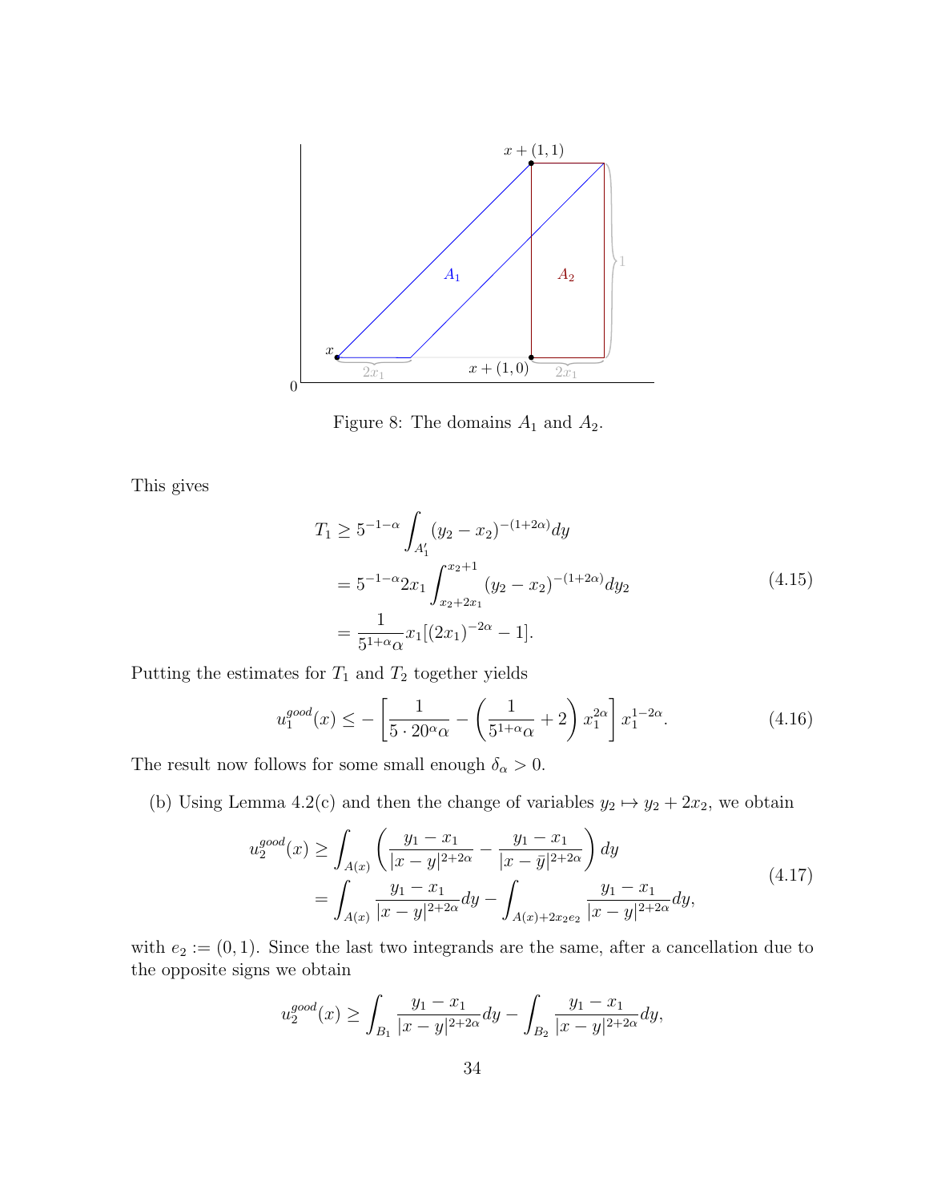Figure 8: The domains $A_1$ and $A_2$.

This gives

$$
\begin{aligned}
T_1 &\geq 5^{-1-\alpha} \int_{A_1'} (y_2 - x_2)^{-(1+2\alpha)} dy \\
&= 5^{-1-\alpha} 2x_1 \int_{x_2+2x_1}^{x_2+1} (y_2 - x_2)^{-(1+2\alpha)} dy_2 \\
&= \frac{1}{5^{1+\alpha}\alpha} x_1 [(2x_1)^{-2\alpha} - 1].
\end{aligned}
\tag{4.15}
$$

Putting the estimates for $T_1$ and $T_2$ together yields

$$
u_1^{good}(x) \leq -\left[ \frac{1}{5 \cdot 20^\alpha \alpha} - \left( \frac{1}{5^{1+\alpha}\alpha} + 2 \right) x_1^{2\alpha} \right] x_1^{1-2\alpha}. \tag{4.16}
$$

The result now follows for some small enough $\delta_\alpha > 0$.

(b) Using Lemma 4.2(c) and then the change of variables $y_2 \mapsto y_2 + 2x_2$, we obtain

$$
\begin{aligned}
u_2^{good}(x) &\geq \int_{A(x)} \left( \frac{y_1 - x_1}{|x-y|^{2+2\alpha}} - \frac{y_1 - x_1}{|x - \bar{y}|^{2+2\alpha}} \right) dy \\
&= \int_{A(x)} \frac{y_1 - x_1}{|x-y|^{2+2\alpha}} dy - \int_{A(x)+2x_2e_2} \frac{y_1 - x_1}{|x-y|^{2+2\alpha}} dy,
\end{aligned}
\tag{4.17}
$$

with $e_2 := (0,1)$. Since the last two integrands are the same, after a cancellation due to the opposite signs we obtain

$$
u_2^{good}(x) \geq \int_{B_1} \frac{y_1 - x_1}{|x-y|^{2+2\alpha}} dy - \int_{B_2} \frac{y_1 - x_1}{|x-y|^{2+2\alpha}} dy,
$$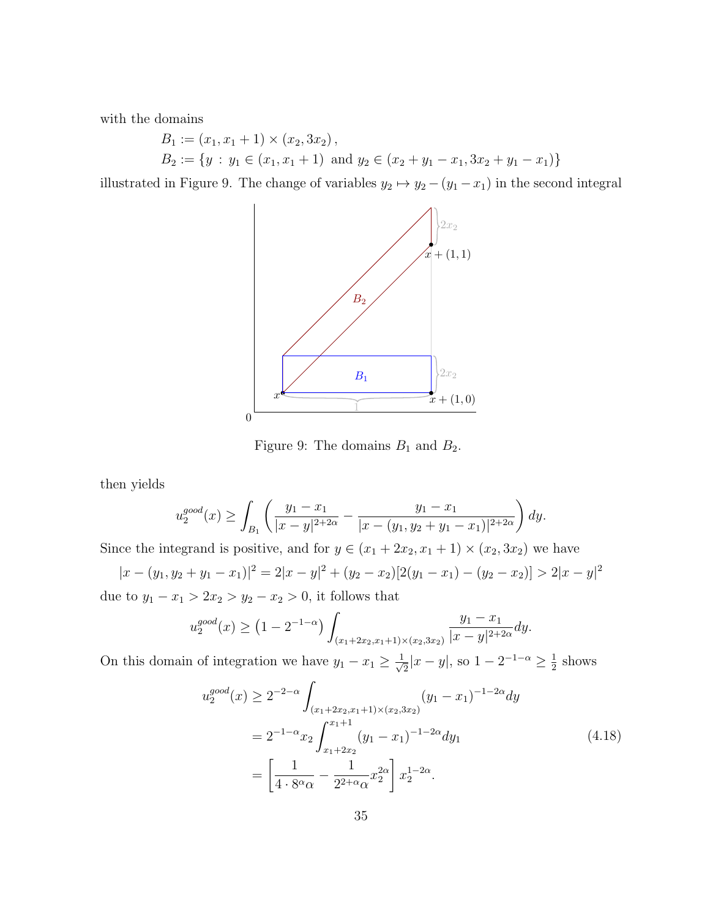with the domains

$$B_1 := (x_1, x_1 + 1) \times (x_2, 3x_2)\,,$$
$$B_2 := \{y \,:\, y_1 \in (x_1, x_1 + 1) \text{ and } y_2 \in (x_2 + y_1 - x_1, 3x_2 + y_1 - x_1)\}$$

illustrated in Figure 9. The change of variables $y_2 \mapsto y_2 - (y_1 - x_1)$ in the second integral

Figure 9: The domains $B_1$ and $B_2$.

then yields

$$u_2^{good}(x) \geq \int_{B_1} \left( \frac{y_1 - x_1}{|x - y|^{2+2\alpha}} - \frac{y_1 - x_1}{|x - (y_1, y_2 + y_1 - x_1)|^{2+2\alpha}} \right) dy.$$

Since the integrand is positive, and for $y \in (x_1 + 2x_2, x_1 + 1) \times (x_2, 3x_2)$ we have

$$|x - (y_1, y_2 + y_1 - x_1)|^2 = 2|x - y|^2 + (y_2 - x_2)[2(y_1 - x_1) - (y_2 - x_2)] > 2|x - y|^2$$

due to $y_1 - x_1 > 2x_2 > y_2 - x_2 > 0$, it follows that

$$u_2^{good}(x) \geq \left(1 - 2^{-1-\alpha}\right) \int_{(x_1+2x_2, x_1+1)\times(x_2, 3x_2)} \frac{y_1 - x_1}{|x - y|^{2+2\alpha}} dy.$$

On this domain of integration we have $y_1 - x_1 \geq \frac{1}{\sqrt{2}}|x - y|$, so $1 - 2^{-1-\alpha} \geq \frac{1}{2}$ shows

$$\begin{aligned}
u_2^{good}(x) &\geq 2^{-2-\alpha} \int_{(x_1+2x_2, x_1+1)\times(x_2, 3x_2)} (y_1 - x_1)^{-1-2\alpha} dy \\
&= 2^{-1-\alpha} x_2 \int_{x_1+2x_2}^{x_1+1} (y_1 - x_1)^{-1-2\alpha} dy_1 \\
&= \left[ \frac{1}{4 \cdot 8^\alpha \alpha} - \frac{1}{2^{2+\alpha}\alpha} x_2^{2\alpha} \right] x_2^{1-2\alpha}.
\end{aligned} \tag{4.18}$$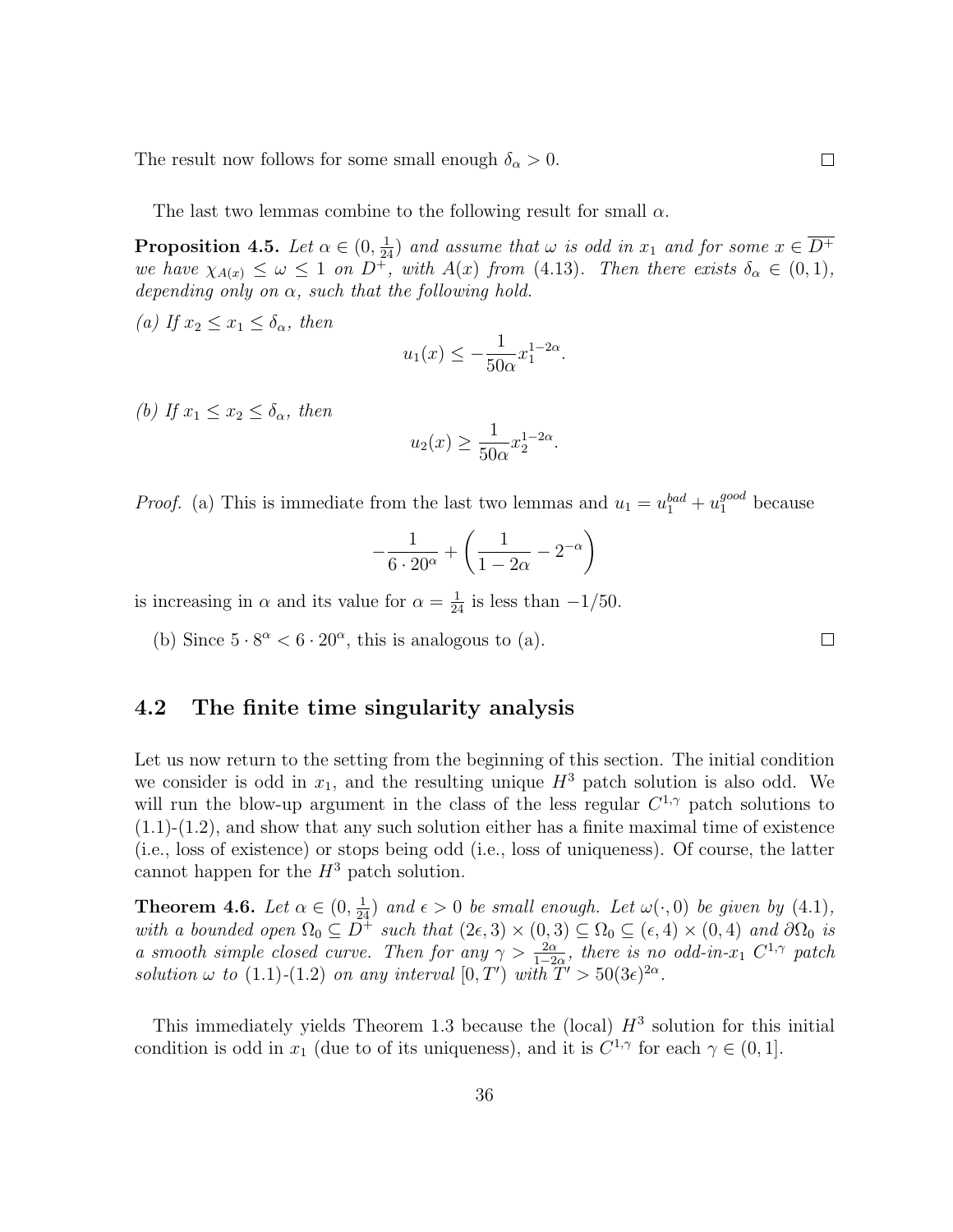The result now follows for some small enough $\delta_\alpha > 0$. $\square$

The last two lemmas combine to the following result for small $\alpha$.

**Proposition 4.5.** *Let $\alpha \in (0, \frac{1}{24})$ and assume that $\omega$ is odd in $x_1$ and for some $x \in \overline{D^+}$ we have $\chi_{A(x)} \leq \omega \leq 1$ on $D^+$, with $A(x)$ from (4.13). Then there exists $\delta_\alpha \in (0,1)$, depending only on $\alpha$, such that the following hold.*

*(a) If $x_2 \leq x_1 \leq \delta_\alpha$, then*

$$u_1(x) \leq -\frac{1}{50\alpha} x_1^{1-2\alpha}.$$

*(b) If $x_1 \leq x_2 \leq \delta_\alpha$, then*

$$u_2(x) \geq \frac{1}{50\alpha} x_2^{1-2\alpha}.$$

*Proof.* (a) This is immediate from the last two lemmas and $u_1 = u_1^{bad} + u_1^{good}$ because

$$-\frac{1}{6 \cdot 20^\alpha} + \left( \frac{1}{1-2\alpha} - 2^{-\alpha} \right)$$

is increasing in $\alpha$ and its value for $\alpha = \frac{1}{24}$ is less than $-1/50$.

(b) Since $5 \cdot 8^\alpha < 6 \cdot 20^\alpha$, this is analogous to (a). $\square$

## 4.2 The finite time singularity analysis

Let us now return to the setting from the beginning of this section. The initial condition we consider is odd in $x_1$, and the resulting unique $H^3$ patch solution is also odd. We will run the blow-up argument in the class of the less regular $C^{1,\gamma}$ patch solutions to (1.1)-(1.2), and show that any such solution either has a finite maximal time of existence (i.e., loss of existence) or stops being odd (i.e., loss of uniqueness). Of course, the latter cannot happen for the $H^3$ patch solution.

**Theorem 4.6.** *Let $\alpha \in (0, \frac{1}{24})$ and $\epsilon > 0$ be small enough. Let $\omega(\cdot, 0)$ be given by (4.1), with a bounded open $\Omega_0 \subseteq D^+$ such that $(2\epsilon, 3) \times (0,3) \subseteq \Omega_0 \subseteq (\epsilon, 4) \times (0,4)$ and $\partial\Omega_0$ is a smooth simple closed curve. Then for any $\gamma > \frac{2\alpha}{1-2\alpha}$, there is no odd-in-$x_1$ $C^{1,\gamma}$ patch solution $\omega$ to (1.1)-(1.2) on any interval $[0, T')$ with $T' > 50(3\epsilon)^{2\alpha}$.*

This immediately yields Theorem 1.3 because the (local) $H^3$ solution for this initial condition is odd in $x_1$ (due to of its uniqueness), and it is $C^{1,\gamma}$ for each $\gamma \in (0,1]$.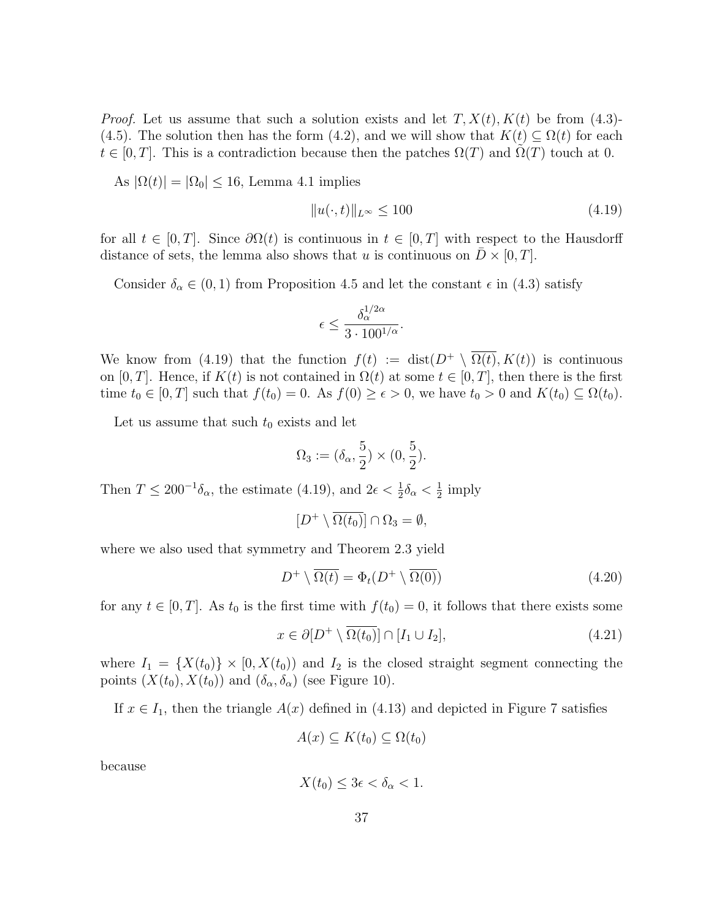*Proof.* Let us assume that such a solution exists and let $T, X(t), K(t)$ be from (4.3)-(4.5). The solution then has the form (4.2), and we will show that $K(t) \subseteq \Omega(t)$ for each $t \in [0,T]$. This is a contradiction because then the patches $\Omega(T)$ and $\tilde{\Omega}(T)$ touch at 0.

As $|\Omega(t)| = |\Omega_0| \leq 16$, Lemma 4.1 implies

$$\|u(\cdot,t)\|_{L^\infty} \leq 100 \tag{4.19}$$

for all $t \in [0,T]$. Since $\partial\Omega(t)$ is continuous in $t \in [0,T]$ with respect to the Hausdorff distance of sets, the lemma also shows that $u$ is continuous on $\bar{D} \times [0,T]$.

Consider $\delta_\alpha \in (0,1)$ from Proposition 4.5 and let the constant $\epsilon$ in (4.3) satisfy

$$\epsilon \leq \frac{\delta_\alpha^{1/2\alpha}}{3 \cdot 100^{1/\alpha}}.$$

We know from (4.19) that the function $f(t) := \operatorname{dist}(D^+ \setminus \overline{\Omega(t)}, K(t))$ is continuous on $[0,T]$. Hence, if $K(t)$ is not contained in $\Omega(t)$ at some $t \in [0,T]$, then there is the first time $t_0 \in [0,T]$ such that $f(t_0) = 0$. As $f(0) \geq \epsilon > 0$, we have $t_0 > 0$ and $K(t_0) \subseteq \Omega(t_0)$.

Let us assume that such $t_0$ exists and let

$$\Omega_3 := (\delta_\alpha, \frac{5}{2}) \times (0, \frac{5}{2}).$$

Then $T \leq 200^{-1}\delta_\alpha$, the estimate (4.19), and $2\epsilon < \frac{1}{2}\delta_\alpha < \frac{1}{2}$ imply

$$[D^+ \setminus \overline{\Omega(t_0)}] \cap \Omega_3 = \emptyset,$$

where we also used that symmetry and Theorem 2.3 yield

$$D^+ \setminus \overline{\Omega(t)} = \Phi_t(D^+ \setminus \overline{\Omega(0)}) \tag{4.20}$$

for any $t \in [0,T]$. As $t_0$ is the first time with $f(t_0) = 0$, it follows that there exists some

$$x \in \partial[D^+ \setminus \overline{\Omega(t_0)}] \cap [I_1 \cup I_2], \tag{4.21}$$

where $I_1 = \{X(t_0)\} \times [0, X(t_0))$ and $I_2$ is the closed straight segment connecting the points $(X(t_0), X(t_0))$ and $(\delta_\alpha, \delta_\alpha)$ (see Figure 10).

If $x \in I_1$, then the triangle $A(x)$ defined in (4.13) and depicted in Figure 7 satisfies

$$A(x) \subseteq K(t_0) \subseteq \Omega(t_0)$$

because

$$X(t_0) \leq 3\epsilon < \delta_\alpha < 1.$$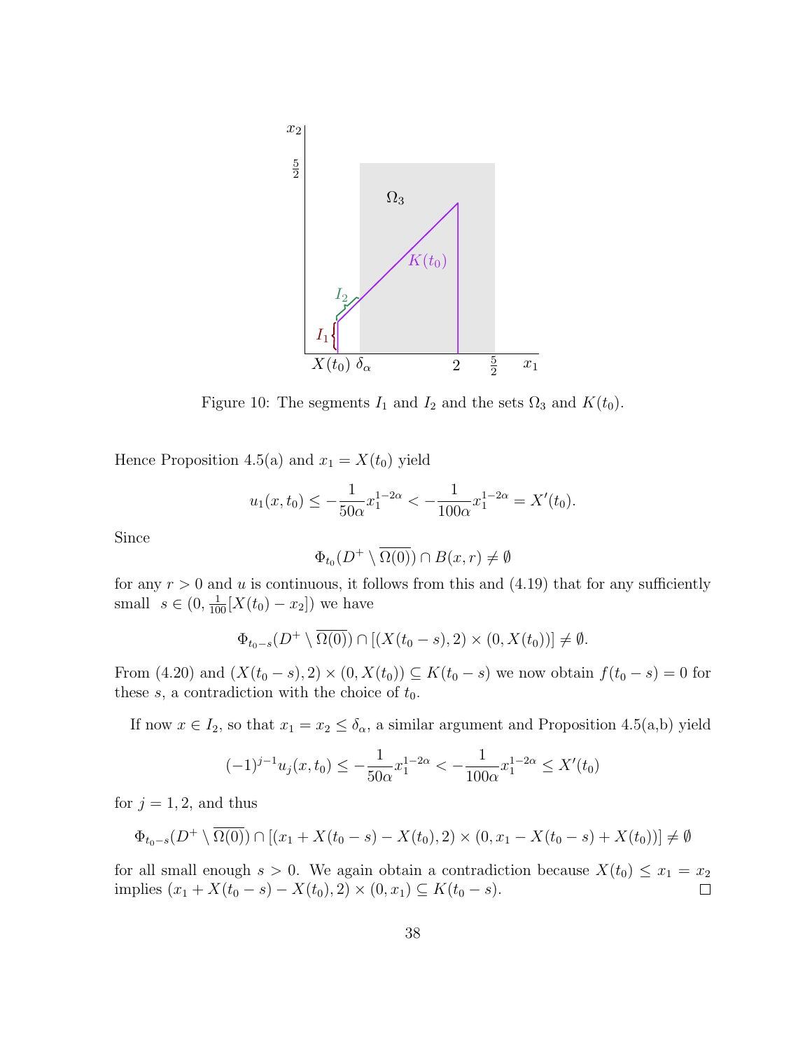Figure 10: The segments $I_1$ and $I_2$ and the sets $\Omega_3$ and $K(t_0)$.

Hence Proposition 4.5(a) and $x_1 = X(t_0)$ yield

$$u_1(x, t_0) \leq -\frac{1}{50\alpha} x_1^{1-2\alpha} < -\frac{1}{100\alpha} x_1^{1-2\alpha} = X'(t_0).$$

Since

$$\Phi_{t_0}(D^+ \setminus \overline{\Omega(0)}) \cap B(x, r) \neq \emptyset$$

for any $r > 0$ and $u$ is continuous, it follows from this and (4.19) that for any sufficiently small $s \in (0, \frac{1}{100}[X(t_0) - x_2])$ we have

$$\Phi_{t_0 - s}(D^+ \setminus \overline{\Omega(0)}) \cap [(X(t_0 - s), 2) \times (0, X(t_0))] \neq \emptyset.$$

From (4.20) and $(X(t_0 - s), 2) \times (0, X(t_0)) \subseteq K(t_0 - s)$ we now obtain $f(t_0 - s) = 0$ for these $s$, a contradiction with the choice of $t_0$.

If now $x \in I_2$, so that $x_1 = x_2 \leq \delta_\alpha$, a similar argument and Proposition 4.5(a,b) yield

$$(-1)^{j-1} u_j(x, t_0) \leq -\frac{1}{50\alpha} x_1^{1-2\alpha} < -\frac{1}{100\alpha} x_1^{1-2\alpha} \leq X'(t_0)$$

for $j = 1, 2$, and thus

$$\Phi_{t_0 - s}(D^+ \setminus \overline{\Omega(0)}) \cap [(x_1 + X(t_0 - s) - X(t_0), 2) \times (0, x_1 - X(t_0 - s) + X(t_0))] \neq \emptyset$$

for all small enough $s > 0$. We again obtain a contradiction because $X(t_0) \leq x_1 = x_2$ implies $(x_1 + X(t_0 - s) - X(t_0), 2) \times (0, x_1) \subseteq K(t_0 - s)$. $\square$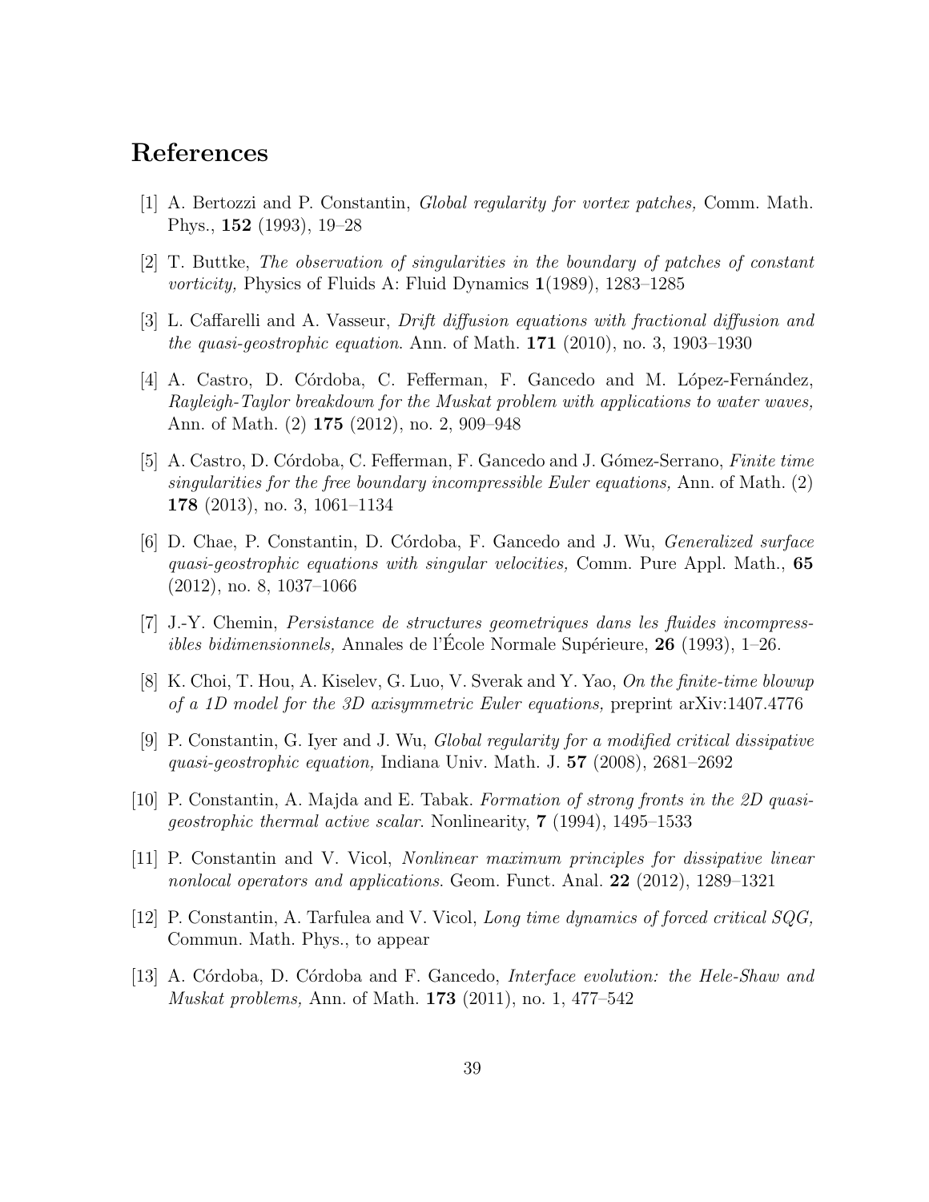# References

[1] A. Bertozzi and P. Constantin, *Global regularity for vortex patches,* Comm. Math. Phys., **152** (1993), 19–28

[2] T. Buttke, *The observation of singularities in the boundary of patches of constant vorticity,* Physics of Fluids A: Fluid Dynamics **1**(1989), 1283–1285

[3] L. Caffarelli and A. Vasseur, *Drift diffusion equations with fractional diffusion and the quasi-geostrophic equation*. Ann. of Math. **171** (2010), no. 3, 1903–1930

[4] A. Castro, D. Córdoba, C. Fefferman, F. Gancedo and M. López-Fernández, *Rayleigh-Taylor breakdown for the Muskat problem with applications to water waves,* Ann. of Math. (2) **175** (2012), no. 2, 909–948

[5] A. Castro, D. Córdoba, C. Fefferman, F. Gancedo and J. Gómez-Serrano, *Finite time singularities for the free boundary incompressible Euler equations,* Ann. of Math. (2) **178** (2013), no. 3, 1061–1134

[6] D. Chae, P. Constantin, D. Córdoba, F. Gancedo and J. Wu, *Generalized surface quasi-geostrophic equations with singular velocities,* Comm. Pure Appl. Math., **65** (2012), no. 8, 1037–1066

[7] J.-Y. Chemin, *Persistance de structures geometriques dans les fluides incompressibles bidimensionnels,* Annales de l'École Normale Supérieure, **26** (1993), 1–26.

[8] K. Choi, T. Hou, A. Kiselev, G. Luo, V. Sverak and Y. Yao, *On the finite-time blowup of a 1D model for the 3D axisymmetric Euler equations,* preprint arXiv:1407.4776

[9] P. Constantin, G. Iyer and J. Wu, *Global regularity for a modified critical dissipative quasi-geostrophic equation,* Indiana Univ. Math. J. **57** (2008), 2681–2692

[10] P. Constantin, A. Majda and E. Tabak. *Formation of strong fronts in the 2D quasi-geostrophic thermal active scalar*. Nonlinearity, **7** (1994), 1495–1533

[11] P. Constantin and V. Vicol, *Nonlinear maximum principles for dissipative linear nonlocal operators and applications*. Geom. Funct. Anal. **22** (2012), 1289–1321

[12] P. Constantin, A. Tarfulea and V. Vicol, *Long time dynamics of forced critical SQG,* Commun. Math. Phys., to appear

[13] A. Córdoba, D. Córdoba and F. Gancedo, *Interface evolution: the Hele-Shaw and Muskat problems,* Ann. of Math. **173** (2011), no. 1, 477–542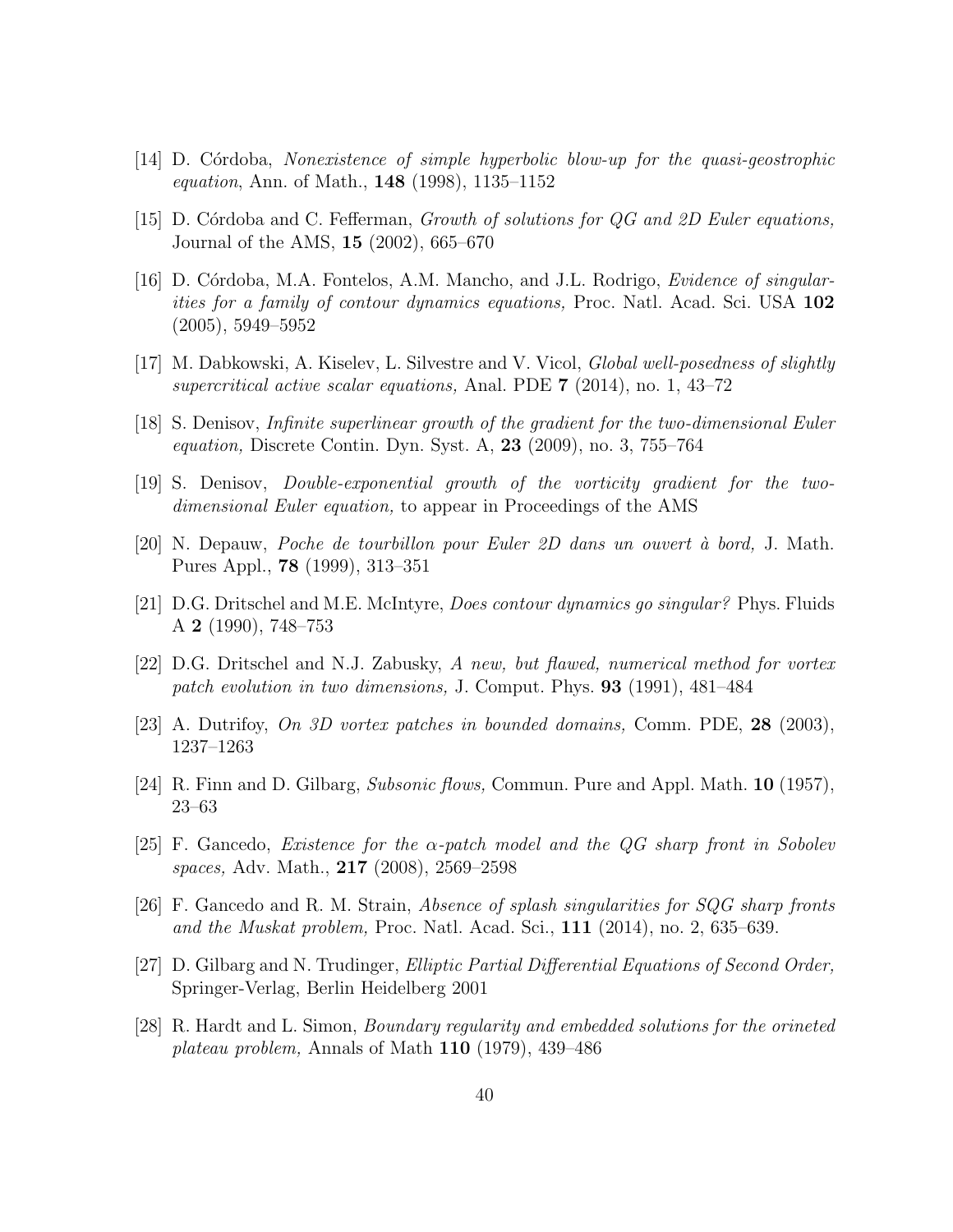[14] D. Córdoba, *Nonexistence of simple hyperbolic blow-up for the quasi-geostrophic equation*, Ann. of Math., **148** (1998), 1135–1152

[15] D. Córdoba and C. Fefferman, *Growth of solutions for QG and 2D Euler equations,* Journal of the AMS, **15** (2002), 665–670

[16] D. Córdoba, M.A. Fontelos, A.M. Mancho, and J.L. Rodrigo, *Evidence of singularities for a family of contour dynamics equations,* Proc. Natl. Acad. Sci. USA **102** (2005), 5949–5952

[17] M. Dabkowski, A. Kiselev, L. Silvestre and V. Vicol, *Global well-posedness of slightly supercritical active scalar equations,* Anal. PDE **7** (2014), no. 1, 43–72

[18] S. Denisov, *Infinite superlinear growth of the gradient for the two-dimensional Euler equation,* Discrete Contin. Dyn. Syst. A, **23** (2009), no. 3, 755–764

[19] S. Denisov, *Double-exponential growth of the vorticity gradient for the two-dimensional Euler equation,* to appear in Proceedings of the AMS

[20] N. Depauw, *Poche de tourbillon pour Euler 2D dans un ouvert à bord,* J. Math. Pures Appl., **78** (1999), 313–351

[21] D.G. Dritschel and M.E. McIntyre, *Does contour dynamics go singular?* Phys. Fluids A **2** (1990), 748–753

[22] D.G. Dritschel and N.J. Zabusky, *A new, but flawed, numerical method for vortex patch evolution in two dimensions,* J. Comput. Phys. **93** (1991), 481–484

[23] A. Dutrifoy, *On 3D vortex patches in bounded domains,* Comm. PDE, **28** (2003), 1237–1263

[24] R. Finn and D. Gilbarg, *Subsonic flows,* Commun. Pure and Appl. Math. **10** (1957), 23–63

[25] F. Gancedo, *Existence for the $\alpha$-patch model and the QG sharp front in Sobolev spaces,* Adv. Math., **217** (2008), 2569–2598

[26] F. Gancedo and R. M. Strain, *Absence of splash singularities for SQG sharp fronts and the Muskat problem,* Proc. Natl. Acad. Sci., **111** (2014), no. 2, 635–639.

[27] D. Gilbarg and N. Trudinger, *Elliptic Partial Differential Equations of Second Order,* Springer-Verlag, Berlin Heidelberg 2001

[28] R. Hardt and L. Simon, *Boundary regularity and embedded solutions for the orineted plateau problem,* Annals of Math **110** (1979), 439–486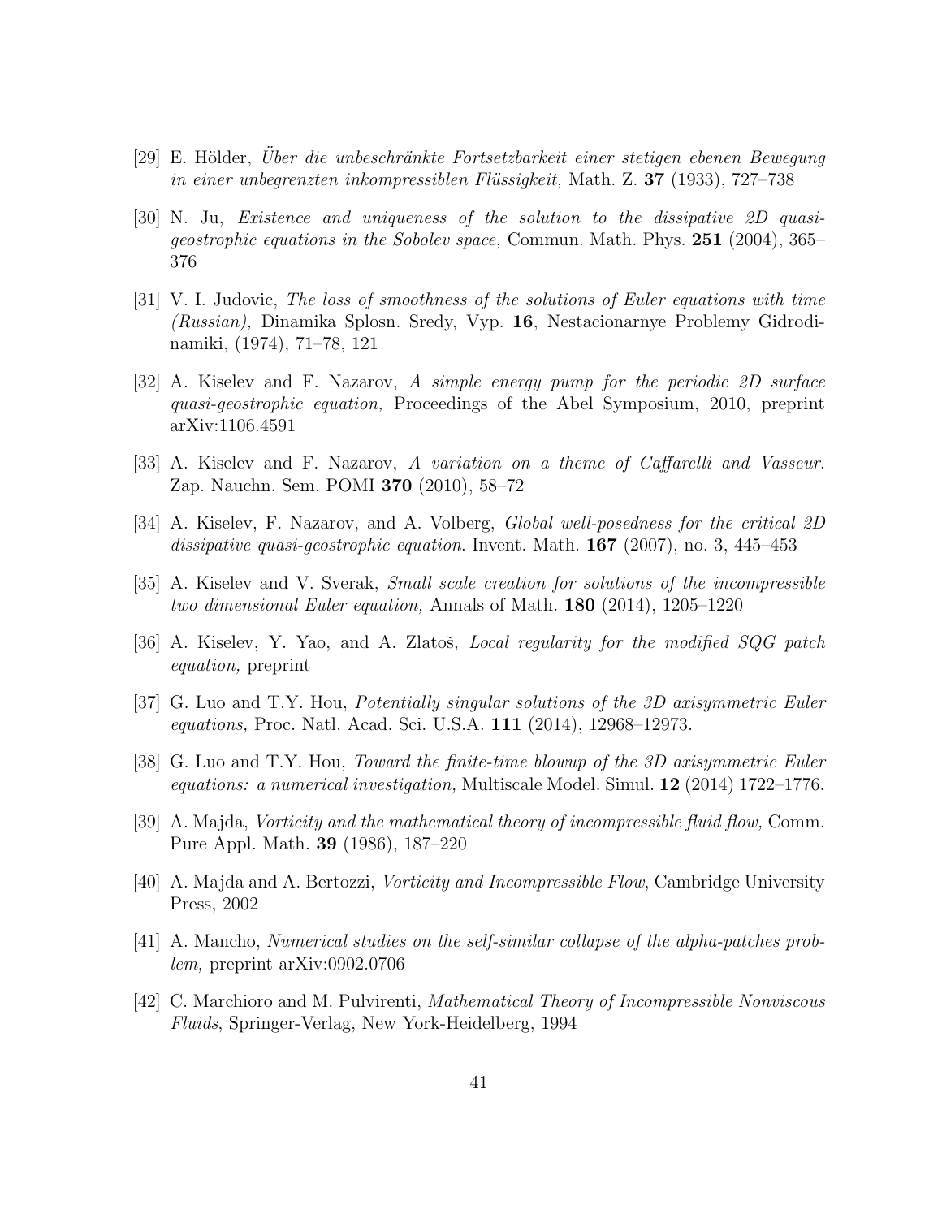[29] E. Hölder, *Über die unbeschränkte Fortsetzbarkeit einer stetigen ebenen Bewegung in einer unbegrenzten inkompressiblen Flüssigkeit,* Math. Z. **37** (1933), 727–738

[30] N. Ju, *Existence and uniqueness of the solution to the dissipative 2D quasi-geostrophic equations in the Sobolev space,* Commun. Math. Phys. **251** (2004), 365–376

[31] V. I. Judovic, *The loss of smoothness of the solutions of Euler equations with time (Russian),* Dinamika Splosn. Sredy, Vyp. **16**, Nestacionarnye Problemy Gidrodinamiki, (1974), 71–78, 121

[32] A. Kiselev and F. Nazarov, *A simple energy pump for the periodic 2D surface quasi-geostrophic equation,* Proceedings of the Abel Symposium, 2010, preprint arXiv:1106.4591

[33] A. Kiselev and F. Nazarov, *A variation on a theme of Caffarelli and Vasseur*. Zap. Nauchn. Sem. POMI **370** (2010), 58–72

[34] A. Kiselev, F. Nazarov, and A. Volberg, *Global well-posedness for the critical 2D dissipative quasi-geostrophic equation*. Invent. Math. **167** (2007), no. 3, 445–453

[35] A. Kiselev and V. Sverak, *Small scale creation for solutions of the incompressible two dimensional Euler equation,* Annals of Math. **180** (2014), 1205–1220

[36] A. Kiselev, Y. Yao, and A. Zlatoš, *Local regularity for the modified SQG patch equation,* preprint

[37] G. Luo and T.Y. Hou, *Potentially singular solutions of the 3D axisymmetric Euler equations,* Proc. Natl. Acad. Sci. U.S.A. **111** (2014), 12968–12973.

[38] G. Luo and T.Y. Hou, *Toward the finite-time blowup of the 3D axisymmetric Euler equations: a numerical investigation,* Multiscale Model. Simul. **12** (2014) 1722–1776.

[39] A. Majda, *Vorticity and the mathematical theory of incompressible fluid flow,* Comm. Pure Appl. Math. **39** (1986), 187–220

[40] A. Majda and A. Bertozzi, *Vorticity and Incompressible Flow*, Cambridge University Press, 2002

[41] A. Mancho, *Numerical studies on the self-similar collapse of the alpha-patches problem,* preprint arXiv:0902.0706

[42] C. Marchioro and M. Pulvirenti, *Mathematical Theory of Incompressible Nonviscous Fluids*, Springer-Verlag, New York-Heidelberg, 1994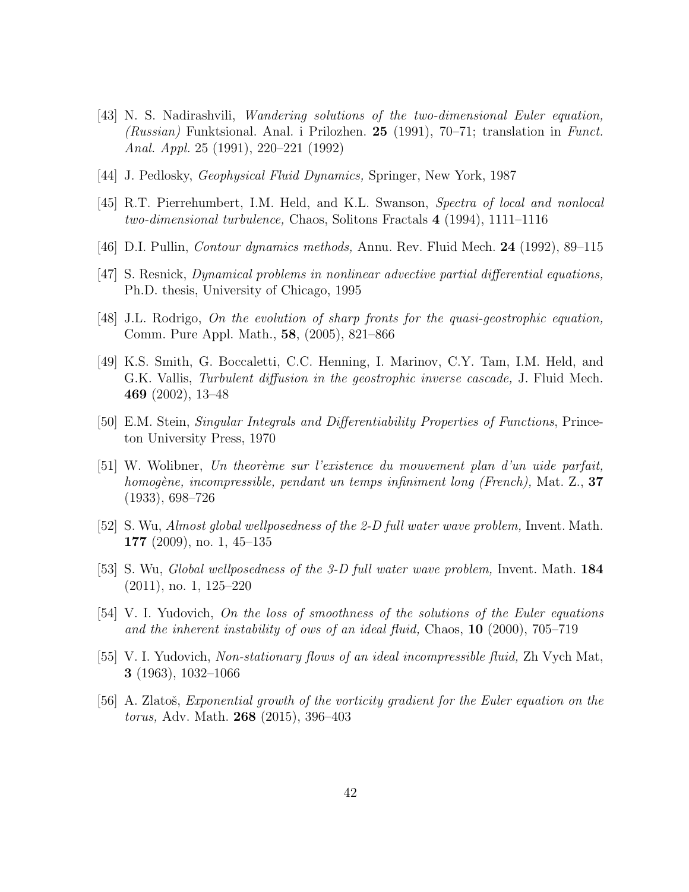[43] N. S. Nadirashvili, *Wandering solutions of the two-dimensional Euler equation, (Russian)* Funktsional. Anal. i Prilozhen. **25** (1991), 70–71; translation in *Funct. Anal. Appl.* 25 (1991), 220–221 (1992)

[44] J. Pedlosky, *Geophysical Fluid Dynamics,* Springer, New York, 1987

[45] R.T. Pierrehumbert, I.M. Held, and K.L. Swanson, *Spectra of local and nonlocal two-dimensional turbulence,* Chaos, Solitons Fractals **4** (1994), 1111–1116

[46] D.I. Pullin, *Contour dynamics methods,* Annu. Rev. Fluid Mech. **24** (1992), 89–115

[47] S. Resnick, *Dynamical problems in nonlinear advective partial differential equations,* Ph.D. thesis, University of Chicago, 1995

[48] J.L. Rodrigo, *On the evolution of sharp fronts for the quasi-geostrophic equation,* Comm. Pure Appl. Math., **58**, (2005), 821–866

[49] K.S. Smith, G. Boccaletti, C.C. Henning, I. Marinov, C.Y. Tam, I.M. Held, and G.K. Vallis, *Turbulent diffusion in the geostrophic inverse cascade,* J. Fluid Mech. **469** (2002), 13–48

[50] E.M. Stein, *Singular Integrals and Differentiability Properties of Functions*, Princeton University Press, 1970

[51] W. Wolibner, *Un theorème sur l'existence du mouvement plan d'un uide parfait, homogène, incompressible, pendant un temps infiniment long (French),* Mat. Z., **37** (1933), 698–726

[52] S. Wu, *Almost global wellposedness of the 2-D full water wave problem,* Invent. Math. **177** (2009), no. 1, 45–135

[53] S. Wu, *Global wellposedness of the 3-D full water wave problem,* Invent. Math. **184** (2011), no. 1, 125–220

[54] V. I. Yudovich, *On the loss of smoothness of the solutions of the Euler equations and the inherent instability of ows of an ideal fluid,* Chaos, **10** (2000), 705–719

[55] V. I. Yudovich, *Non-stationary flows of an ideal incompressible fluid,* Zh Vych Mat, **3** (1963), 1032–1066

[56] A. Zlatoš, *Exponential growth of the vorticity gradient for the Euler equation on the torus,* Adv. Math. **268** (2015), 396–403